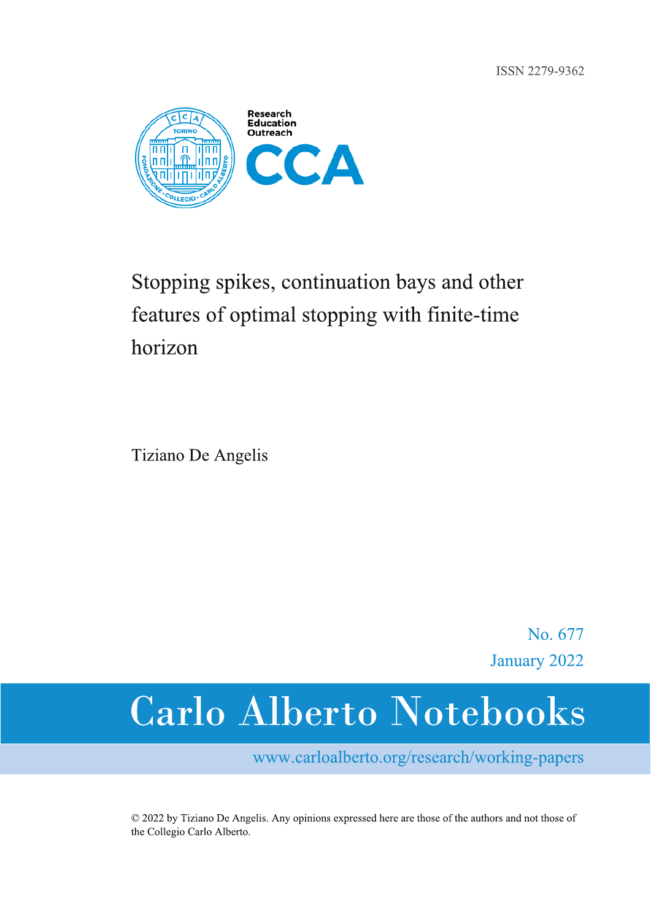ISSN 2279-9362

Research
Education
Outreach

CCA

# Stopping spikes, continuation bays and other features of optimal stopping with finite-time horizon

Tiziano De Angelis

No. 677
January 2022

**Carlo Alberto Notebooks**

www.carloalberto.org/research/working-papers

© 2022 by Tiziano De Angelis. Any opinions expressed here are those of the authors and not those of the Collegio Carlo Alberto.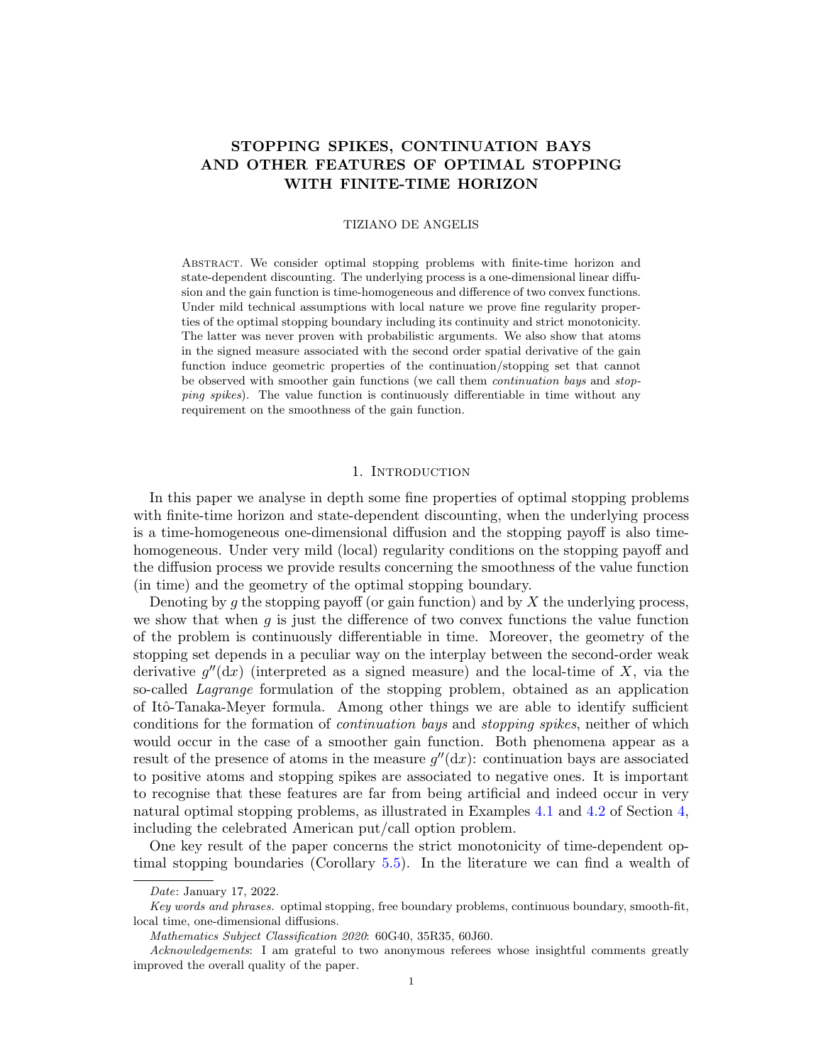# STOPPING SPIKES, CONTINUATION BAYS AND OTHER FEATURES OF OPTIMAL STOPPING WITH FINITE-TIME HORIZON

TIZIANO DE ANGELIS

Abstract. We consider optimal stopping problems with finite-time horizon and state-dependent discounting. The underlying process is a one-dimensional linear diffusion and the gain function is time-homogeneous and difference of two convex functions. Under mild technical assumptions with local nature we prove fine regularity properties of the optimal stopping boundary including its continuity and strict monotonicity. The latter was never proven with probabilistic arguments. We also show that atoms in the signed measure associated with the second order spatial derivative of the gain function induce geometric properties of the continuation/stopping set that cannot be observed with smoother gain functions (we call them *continuation bays* and *stopping spikes*). The value function is continuously differentiable in time without any requirement on the smoothness of the gain function.

## 1. Introduction

In this paper we analyse in depth some fine properties of optimal stopping problems with finite-time horizon and state-dependent discounting, when the underlying process is a time-homogeneous one-dimensional diffusion and the stopping payoff is also time-homogeneous. Under very mild (local) regularity conditions on the stopping payoff and the diffusion process we provide results concerning the smoothness of the value function (in time) and the geometry of the optimal stopping boundary.

Denoting by $g$ the stopping payoff (or gain function) and by $X$ the underlying process, we show that when $g$ is just the difference of two convex functions the value function of the problem is continuously differentiable in time. Moreover, the geometry of the stopping set depends in a peculiar way on the interplay between the second-order weak derivative $g''(\mathrm{d}x)$ (interpreted as a signed measure) and the local-time of $X$, via the so-called *Lagrange* formulation of the stopping problem, obtained as an application of Itô-Tanaka-Meyer formula. Among other things we are able to identify sufficient conditions for the formation of *continuation bays* and *stopping spikes*, neither of which would occur in the case of a smoother gain function. Both phenomena appear as a result of the presence of atoms in the measure $g''(\mathrm{d}x)$: continuation bays are associated to positive atoms and stopping spikes are associated to negative ones. It is important to recognise that these features are far from being artificial and indeed occur in very natural optimal stopping problems, as illustrated in Examples 4.1 and 4.2 of Section 4, including the celebrated American put/call option problem.

One key result of the paper concerns the strict monotonicity of time-dependent optimal stopping boundaries (Corollary 5.5). In the literature we can find a wealth of

---

*Date*: January 17, 2022.

*Key words and phrases.* optimal stopping, free boundary problems, continuous boundary, smooth-fit, local time, one-dimensional diffusions.

*Mathematics Subject Classification 2020*: 60G40, 35R35, 60J60.

*Acknowledgements*: I am grateful to two anonymous referees whose insightful comments greatly improved the overall quality of the paper.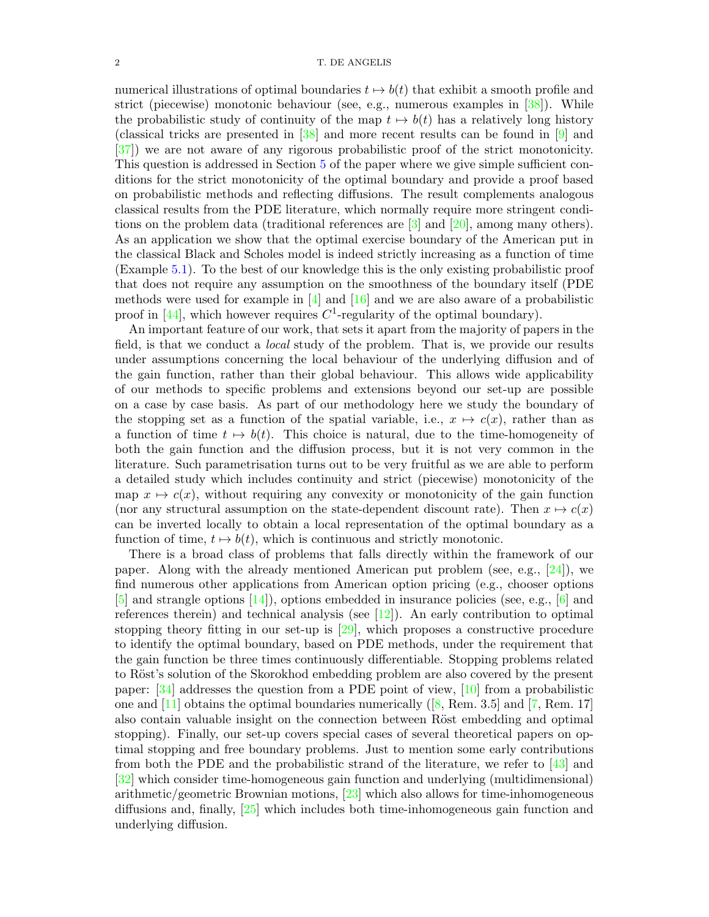numerical illustrations of optimal boundaries $t \mapsto b(t)$ that exhibit a smooth profile and strict (piecewise) monotonic behaviour (see, e.g., numerous examples in [38]). While the probabilistic study of continuity of the map $t \mapsto b(t)$ has a relatively long history (classical tricks are presented in [38] and more recent results can be found in [9] and [37]) we are not aware of any rigorous probabilistic proof of the strict monotonicity. This question is addressed in Section 5 of the paper where we give simple sufficient conditions for the strict monotonicity of the optimal boundary and provide a proof based on probabilistic methods and reflecting diffusions. The result complements analogous classical results from the PDE literature, which normally require more stringent conditions on the problem data (traditional references are [3] and [20], among many others). As an application we show that the optimal exercise boundary of the American put in the classical Black and Scholes model is indeed strictly increasing as a function of time (Example 5.1). To the best of our knowledge this is the only existing probabilistic proof that does not require any assumption on the smoothness of the boundary itself (PDE methods were used for example in [4] and [16] and we are also aware of a probabilistic proof in [44], which however requires $C^1$-regularity of the optimal boundary).

An important feature of our work, that sets it apart from the majority of papers in the field, is that we conduct a *local* study of the problem. That is, we provide our results under assumptions concerning the local behaviour of the underlying diffusion and of the gain function, rather than their global behaviour. This allows wide applicability of our methods to specific problems and extensions beyond our set-up are possible on a case by case basis. As part of our methodology here we study the boundary of the stopping set as a function of the spatial variable, i.e., $x \mapsto c(x)$, rather than as a function of time $t \mapsto b(t)$. This choice is natural, due to the time-homogeneity of both the gain function and the diffusion process, but it is not very common in the literature. Such parametrisation turns out to be very fruitful as we are able to perform a detailed study which includes continuity and strict (piecewise) monotonicity of the map $x \mapsto c(x)$, without requiring any convexity or monotonicity of the gain function (nor any structural assumption on the state-dependent discount rate). Then $x \mapsto c(x)$ can be inverted locally to obtain a local representation of the optimal boundary as a function of time, $t \mapsto b(t)$, which is continuous and strictly monotonic.

There is a broad class of problems that falls directly within the framework of our paper. Along with the already mentioned American put problem (see, e.g., [24]), we find numerous other applications from American option pricing (e.g., chooser options [5] and strangle options [14]), options embedded in insurance policies (see, e.g., [6] and references therein) and technical analysis (see [12]). An early contribution to optimal stopping theory fitting in our set-up is [29], which proposes a constructive procedure to identify the optimal boundary, based on PDE methods, under the requirement that the gain function be three times continuously differentiable. Stopping problems related to Röst's solution of the Skorokhod embedding problem are also covered by the present paper: [34] addresses the question from a PDE point of view, [10] from a probabilistic one and [11] obtains the optimal boundaries numerically ([8, Rem. 3.5] and [7, Rem. 17] also contain valuable insight on the connection between Röst embedding and optimal stopping). Finally, our set-up covers special cases of several theoretical papers on optimal stopping and free boundary problems. Just to mention some early contributions from both the PDE and the probabilistic strand of the literature, we refer to [43] and [32] which consider time-homogeneous gain function and underlying (multidimensional) arithmetic/geometric Brownian motions, [23] which also allows for time-inhomogeneous diffusions and, finally, [25] which includes both time-inhomogeneous gain function and underlying diffusion.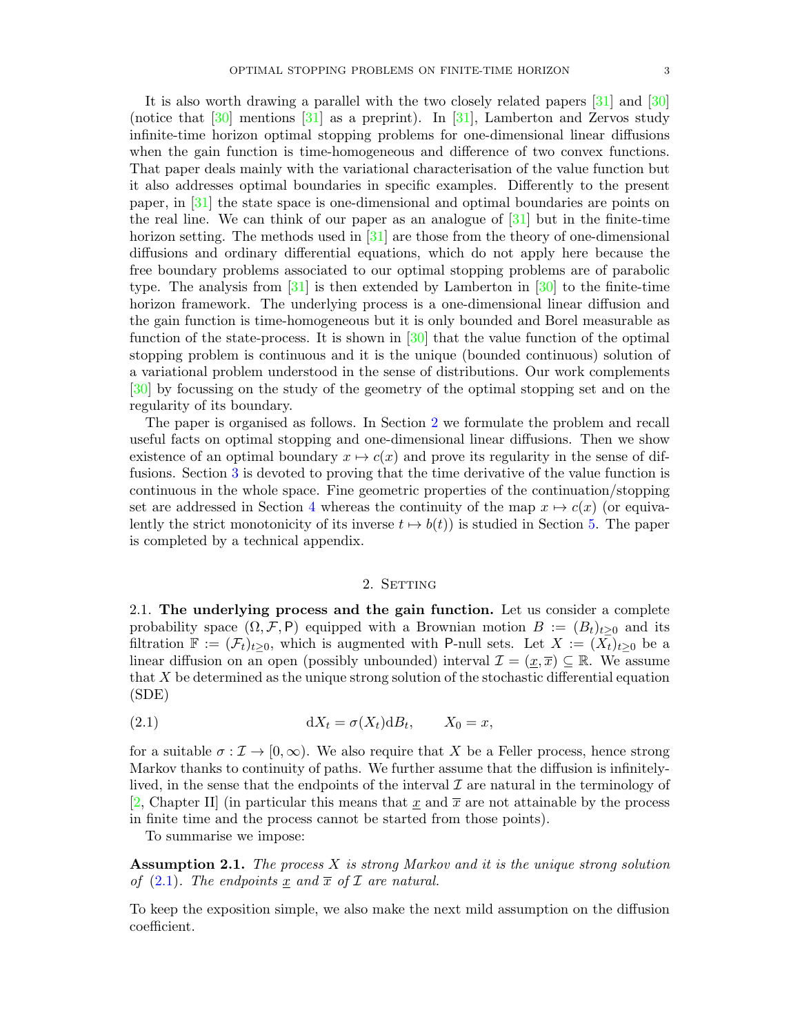It is also worth drawing a parallel with the two closely related papers [31] and [30] (notice that [30] mentions [31] as a preprint). In [31], Lamberton and Zervos study infinite-time horizon optimal stopping problems for one-dimensional linear diffusions when the gain function is time-homogeneous and difference of two convex functions. That paper deals mainly with the variational characterisation of the value function but it also addresses optimal boundaries in specific examples. Differently to the present paper, in [31] the state space is one-dimensional and optimal boundaries are points on the real line. We can think of our paper as an analogue of [31] but in the finite-time horizon setting. The methods used in [31] are those from the theory of one-dimensional diffusions and ordinary differential equations, which do not apply here because the free boundary problems associated to our optimal stopping problems are of parabolic type. The analysis from [31] is then extended by Lamberton in [30] to the finite-time horizon framework. The underlying process is a one-dimensional linear diffusion and the gain function is time-homogeneous but it is only bounded and Borel measurable as function of the state-process. It is shown in [30] that the value function of the optimal stopping problem is continuous and it is the unique (bounded continuous) solution of a variational problem understood in the sense of distributions. Our work complements [30] by focussing on the study of the geometry of the optimal stopping set and on the regularity of its boundary.

The paper is organised as follows. In Section 2 we formulate the problem and recall useful facts on optimal stopping and one-dimensional linear diffusions. Then we show existence of an optimal boundary $x \mapsto c(x)$ and prove its regularity in the sense of diffusions. Section 3 is devoted to proving that the time derivative of the value function is continuous in the whole space. Fine geometric properties of the continuation/stopping set are addressed in Section 4 whereas the continuity of the map $x \mapsto c(x)$ (or equivalently the strict monotonicity of its inverse $t \mapsto b(t)$) is studied in Section 5. The paper is completed by a technical appendix.

## 2. Setting

**2.1. The underlying process and the gain function.** Let us consider a complete probability space $(\Omega, \mathcal{F}, \mathsf{P})$ equipped with a Brownian motion $B := (B_t)_{t\geq 0}$ and its filtration $\mathbb{F} := (\mathcal{F}_t)_{t\geq 0}$, which is augmented with $\mathsf{P}$-null sets. Let $X := (X_t)_{t\geq 0}$ be a linear diffusion on an open (possibly unbounded) interval $\mathcal{I} = (\underline{x}, \overline{x}) \subseteq \mathbb{R}$. We assume that $X$ be determined as the unique strong solution of the stochastic differential equation (SDE)

$$\mathrm{d}X_t = \sigma(X_t)\mathrm{d}B_t, \qquad X_0 = x, \tag{2.1}$$

for a suitable $\sigma : \mathcal{I} \to [0, \infty)$. We also require that $X$ be a Feller process, hence strong Markov thanks to continuity of paths. We further assume that the diffusion is infinitely-lived, in the sense that the endpoints of the interval $\mathcal{I}$ are natural in the terminology of [2, Chapter II] (in particular this means that $\underline{x}$ and $\overline{x}$ are not attainable by the process in finite time and the process cannot be started from those points).

To summarise we impose:

**Assumption 2.1.** *The process $X$ is strong Markov and it is the unique strong solution of (2.1). The endpoints $\underline{x}$ and $\overline{x}$ of $\mathcal{I}$ are natural.*

To keep the exposition simple, we also make the next mild assumption on the diffusion coefficient.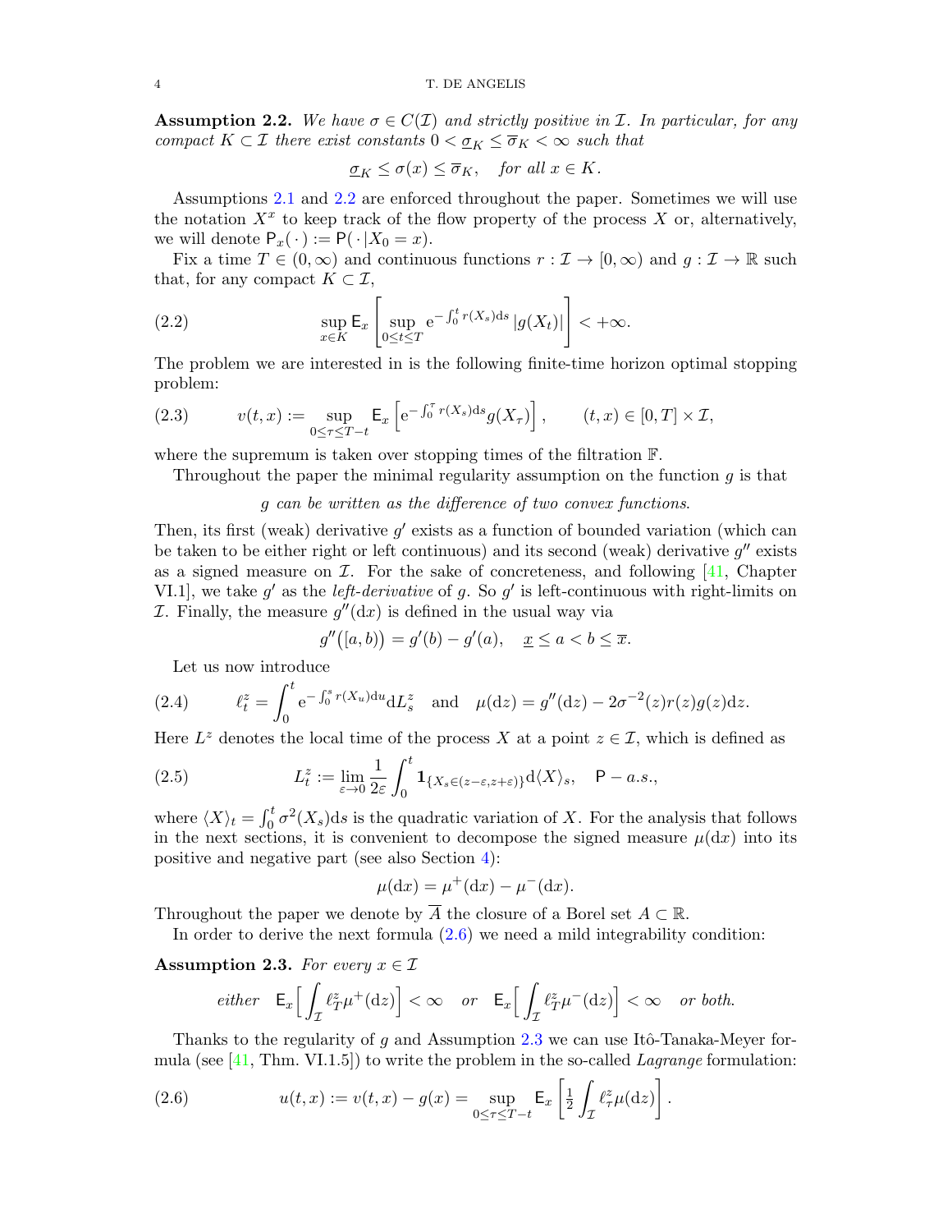**Assumption 2.2.** *We have $\sigma \in C(\mathcal{I})$ and strictly positive in $\mathcal{I}$. In particular, for any compact $K \subset \mathcal{I}$ there exist constants $0 < \underline{\sigma}_K \le \overline{\sigma}_K < \infty$ such that*

$$\underline{\sigma}_K \le \sigma(x) \le \overline{\sigma}_K, \quad \textit{for all } x \in K.$$

Assumptions 2.1 and 2.2 are enforced throughout the paper. Sometimes we will use the notation $X^x$ to keep track of the flow property of the process $X$ or, alternatively, we will denote $\mathsf{P}_x(\,\cdot\,) := \mathsf{P}(\,\cdot\,|X_0 = x)$.

Fix a time $T \in (0, \infty)$ and continuous functions $r : \mathcal{I} \to [0, \infty)$ and $g : \mathcal{I} \to \mathbb{R}$ such that, for any compact $K \subset \mathcal{I}$,

$$\sup_{x \in K} \mathsf{E}_x \left[ \sup_{0 \le t \le T} \mathrm{e}^{-\int_0^t r(X_s)\mathrm{d}s} |g(X_t)| \right] < +\infty. \tag{2.2}$$

The problem we are interested in is the following finite-time horizon optimal stopping problem:

$$v(t, x) := \sup_{0 \le \tau \le T-t} \mathsf{E}_x \left[ \mathrm{e}^{-\int_0^\tau r(X_s)\mathrm{d}s} g(X_\tau) \right], \qquad (t, x) \in [0, T] \times \mathcal{I}, \tag{2.3}$$

where the supremum is taken over stopping times of the filtration $\mathbb{F}$.

Throughout the paper the minimal regularity assumption on the function $g$ is that

*$g$ can be written as the difference of two convex functions.*

Then, its first (weak) derivative $g'$ exists as a function of bounded variation (which can be taken to be either right or left continuous) and its second (weak) derivative $g''$ exists as a signed measure on $\mathcal{I}$. For the sake of concreteness, and following [41, Chapter VI.1], we take $g'$ as the *left-derivative* of $g$. So $g'$ is left-continuous with right-limits on $\mathcal{I}$. Finally, the measure $g''(\mathrm{d}x)$ is defined in the usual way via

$$g''\big([a, b)\big) = g'(b) - g'(a), \quad \underline{x} \le a < b \le \overline{x}.$$

Let us now introduce

$$\ell_t^z = \int_0^t \mathrm{e}^{-\int_0^s r(X_u)\mathrm{d}u} \mathrm{d}L_s^z \quad \text{and} \quad \mu(\mathrm{d}z) = g''(\mathrm{d}z) - 2\sigma^{-2}(z) r(z) g(z) \mathrm{d}z. \tag{2.4}$$

Here $L^z$ denotes the local time of the process $X$ at a point $z \in \mathcal{I}$, which is defined as

$$L_t^z := \lim_{\varepsilon \to 0} \frac{1}{2\varepsilon} \int_0^t \mathbf{1}_{\{X_s \in (z-\varepsilon, z+\varepsilon)\}} \mathrm{d}\langle X \rangle_s, \quad \mathsf{P}-a.s., \tag{2.5}$$

where $\langle X \rangle_t = \int_0^t \sigma^2(X_s)\mathrm{d}s$ is the quadratic variation of $X$. For the analysis that follows in the next sections, it is convenient to decompose the signed measure $\mu(\mathrm{d}x)$ into its positive and negative part (see also Section 4):

$$\mu(\mathrm{d}x) = \mu^+(\mathrm{d}x) - \mu^-(\mathrm{d}x).$$

Throughout the paper we denote by $\overline{A}$ the closure of a Borel set $A \subset \mathbb{R}$.

In order to derive the next formula (2.6) we need a mild integrability condition:

**Assumption 2.3.** *For every $x \in \mathcal{I}$*

$$\textit{either} \quad \mathsf{E}_x\Big[ \int_{\mathcal{I}} \ell_T^z \mu^+(\mathrm{d}z) \Big] < \infty \quad \textit{or} \quad \mathsf{E}_x\Big[ \int_{\mathcal{I}} \ell_T^z \mu^-(\mathrm{d}z) \Big] < \infty \quad \textit{or both.}$$

Thanks to the regularity of $g$ and Assumption 2.3 we can use Itô-Tanaka-Meyer formula (see [41, Thm. VI.1.5]) to write the problem in the so-called *Lagrange* formulation:

$$u(t, x) := v(t, x) - g(x) = \sup_{0 \le \tau \le T-t} \mathsf{E}_x \left[ \tfrac{1}{2} \int_{\mathcal{I}} \ell_\tau^z \mu(\mathrm{d}z) \right]. \tag{2.6}$$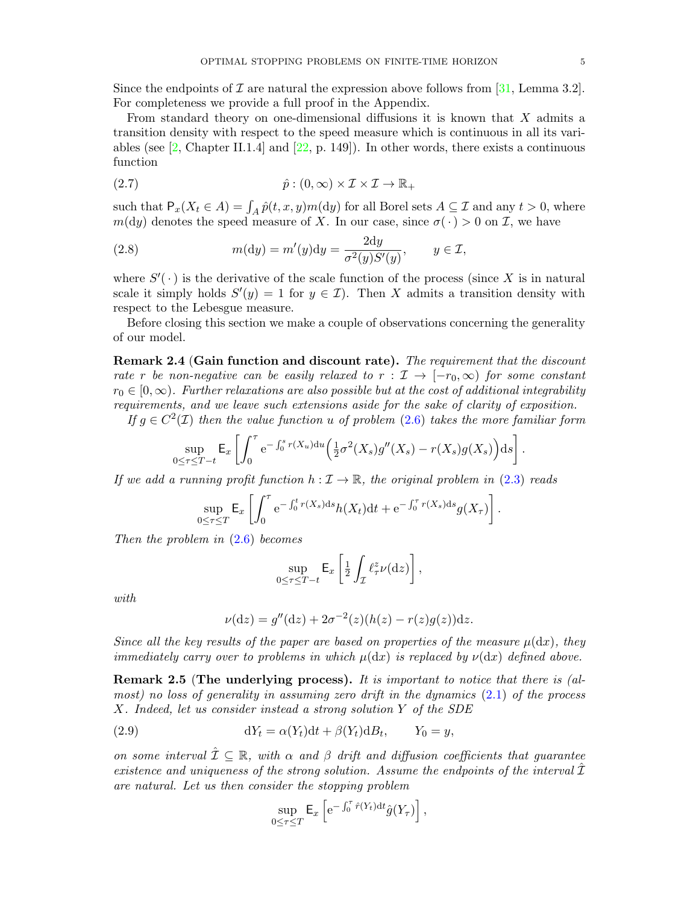Since the endpoints of $\mathcal{I}$ are natural the expression above follows from [31, Lemma 3.2]. For completeness we provide a full proof in the Appendix.

From standard theory on one-dimensional diffusions it is known that $X$ admits a transition density with respect to the speed measure which is continuous in all its variables (see [2, Chapter II.1.4] and [22, p. 149]). In other words, there exists a continuous function

$$\hat{p} : (0,\infty) \times \mathcal{I} \times \mathcal{I} \to \mathbb{R}_+ \tag{2.7}$$

such that $\mathsf{P}_x(X_t \in A) = \int_A \hat{p}(t,x,y) m(\mathrm{d}y)$ for all Borel sets $A \subseteq \mathcal{I}$ and any $t > 0$, where $m(\mathrm{d}y)$ denotes the speed measure of $X$. In our case, since $\sigma(\,\cdot\,) > 0$ on $\mathcal{I}$, we have

$$m(\mathrm{d}y) = m'(y)\mathrm{d}y = \frac{2\mathrm{d}y}{\sigma^2(y)S'(y)}, \qquad y \in \mathcal{I}, \tag{2.8}$$

where $S'(\,\cdot\,)$ is the derivative of the scale function of the process (since $X$ is in natural scale it simply holds $S'(y) = 1$ for $y \in \mathcal{I}$). Then $X$ admits a transition density with respect to the Lebesgue measure.

Before closing this section we make a couple of observations concerning the generality of our model.

**Remark 2.4** (**Gain function and discount rate).** *The requirement that the discount rate $r$ be non-negative can be easily relaxed to $r : \mathcal{I} \to [-r_0, \infty)$ for some constant $r_0 \in [0,\infty)$. Further relaxations are also possible but at the cost of additional integrability requirements, and we leave such extensions aside for the sake of clarity of exposition.*

*If $g \in C^2(\mathcal{I})$ then the value function $u$ of problem (2.6) takes the more familiar form*

$$\sup_{0 \le \tau \le T-t} \mathsf{E}_x \left[ \int_0^\tau \mathrm{e}^{-\int_0^s r(X_u)\mathrm{d}u} \Big( \tfrac{1}{2}\sigma^2(X_s) g''(X_s) - r(X_s) g(X_s) \Big) \mathrm{d}s \right].$$

*If we add a running profit function $h : \mathcal{I} \to \mathbb{R}$, the original problem in (2.3) reads*

$$\sup_{0 \le \tau \le T} \mathsf{E}_x \left[ \int_0^\tau \mathrm{e}^{-\int_0^t r(X_s)\mathrm{d}s} h(X_t)\mathrm{d}t + \mathrm{e}^{-\int_0^\tau r(X_s)\mathrm{d}s} g(X_\tau) \right].$$

*Then the problem in (2.6) becomes*

$$\sup_{0 \le \tau \le T-t} \mathsf{E}_x \left[ \tfrac{1}{2} \int_{\mathcal{I}} \ell^z_\tau \nu(\mathrm{d}z) \right],$$

*with*

$$\nu(\mathrm{d}z) = g''(\mathrm{d}z) + 2\sigma^{-2}(z)(h(z) - r(z)g(z))\mathrm{d}z.$$

*Since all the key results of the paper are based on properties of the measure $\mu(\mathrm{d}x)$, they immediately carry over to problems in which $\mu(\mathrm{d}x)$ is replaced by $\nu(\mathrm{d}x)$ defined above.*

**Remark 2.5** (**The underlying process).** *It is important to notice that there is (almost) no loss of generality in assuming zero drift in the dynamics (2.1) of the process $X$. Indeed, let us consider instead a strong solution $Y$ of the SDE*

$$\mathrm{d}Y_t = \alpha(Y_t)\mathrm{d}t + \beta(Y_t)\mathrm{d}B_t, \qquad Y_0 = y, \tag{2.9}$$

*on some interval $\hat{\mathcal{I}} \subseteq \mathbb{R}$, with $\alpha$ and $\beta$ drift and diffusion coefficients that guarantee existence and uniqueness of the strong solution. Assume the endpoints of the interval $\hat{\mathcal{I}}$ are natural. Let us then consider the stopping problem*

$$\sup_{0 \le \tau \le T} \mathsf{E}_x \left[ \mathrm{e}^{-\int_0^\tau \hat{r}(Y_t)\mathrm{d}t} \hat{g}(Y_\tau) \right],$$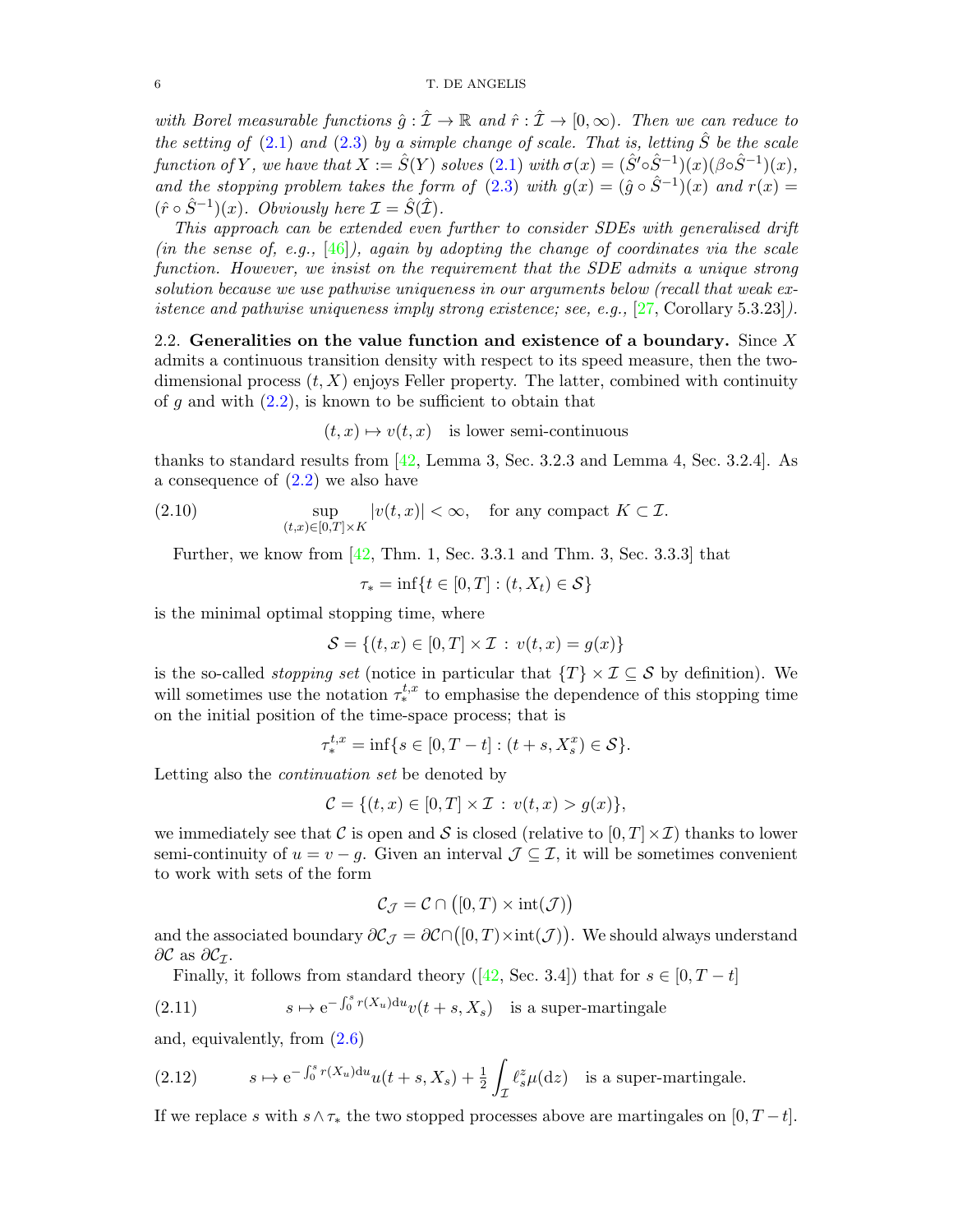*with Borel measurable functions $\hat{g} : \hat{\mathcal{I}} \to \mathbb{R}$ and $\hat{r} : \hat{\mathcal{I}} \to [0, \infty)$. Then we can reduce to the setting of (2.1) and (2.3) by a simple change of scale. That is, letting $\hat{S}$ be the scale function of $Y$, we have that $X := \hat{S}(Y)$ solves (2.1) with $\sigma(x) = (\hat{S}' \circ \hat{S}^{-1})(x)(\beta \circ \hat{S}^{-1})(x)$, and the stopping problem takes the form of (2.3) with $g(x) = (\hat{g} \circ \hat{S}^{-1})(x)$ and $r(x) = (\hat{r} \circ \hat{S}^{-1})(x)$. Obviously here $\mathcal{I} = \hat{S}(\hat{\mathcal{I}})$.*

*This approach can be extended even further to consider SDEs with generalised drift (in the sense of, e.g., [46]), again by adopting the change of coordinates via the scale function. However, we insist on the requirement that the SDE admits a unique strong solution because we use pathwise uniqueness in our arguments below (recall that weak existence and pathwise uniqueness imply strong existence; see, e.g., [27, Corollary 5.3.23]).*

2.2. **Generalities on the value function and existence of a boundary.** Since $X$ admits a continuous transition density with respect to its speed measure, then the two-dimensional process $(t, X)$ enjoys Feller property. The latter, combined with continuity of $g$ and with (2.2), is known to be sufficient to obtain that

$$(t, x) \mapsto v(t, x) \quad \text{is lower semi-continuous}$$

thanks to standard results from [42, Lemma 3, Sec. 3.2.3 and Lemma 4, Sec. 3.2.4]. As a consequence of (2.2) we also have

$$\sup_{(t,x)\in[0,T]\times K} |v(t, x)| < \infty, \quad \text{for any compact } K \subset \mathcal{I}. \tag{2.10}$$

Further, we know from [42, Thm. 1, Sec. 3.3.1 and Thm. 3, Sec. 3.3.3] that

$$\tau_* = \inf\{t \in [0, T] : (t, X_t) \in \mathcal{S}\}$$

is the minimal optimal stopping time, where

$$\mathcal{S} = \{(t, x) \in [0, T] \times \mathcal{I} \, : \, v(t, x) = g(x)\}$$

is the so-called *stopping set* (notice in particular that $\{T\} \times \mathcal{I} \subseteq \mathcal{S}$ by definition). We will sometimes use the notation $\tau_*^{t,x}$ to emphasise the dependence of this stopping time on the initial position of the time-space process; that is

$$\tau_*^{t,x} = \inf\{s \in [0, T - t] : (t + s, X_s^x) \in \mathcal{S}\}.$$

Letting also the *continuation set* be denoted by

$$\mathcal{C} = \{(t, x) \in [0, T] \times \mathcal{I} \, : \, v(t, x) > g(x)\},$$

we immediately see that $\mathcal{C}$ is open and $\mathcal{S}$ is closed (relative to $[0, T] \times \mathcal{I}$) thanks to lower semi-continuity of $u = v - g$. Given an interval $\mathcal{J} \subseteq \mathcal{I}$, it will be sometimes convenient to work with sets of the form

$$\mathcal{C}_{\mathcal{J}} = \mathcal{C} \cap \big([0, T) \times \text{int}(\mathcal{J})\big)$$

and the associated boundary $\partial\mathcal{C}_{\mathcal{J}} = \partial\mathcal{C} \cap \big([0, T) \times \text{int}(\mathcal{J})\big)$. We should always understand $\partial\mathcal{C}$ as $\partial\mathcal{C}_{\mathcal{I}}$.

Finally, it follows from standard theory ([42, Sec. 3.4]) that for $s \in [0, T - t]$

$$s \mapsto \mathrm{e}^{-\int_0^s r(X_u)\mathrm{d}u} v(t + s, X_s) \quad \text{is a super-martingale} \tag{2.11}$$

and, equivalently, from (2.6)

$$s \mapsto \mathrm{e}^{-\int_0^s r(X_u)\mathrm{d}u} u(t + s, X_s) + \tfrac{1}{2} \int_{\mathcal{I}} \ell_s^z \mu(\mathrm{d}z) \quad \text{is a super-martingale.} \tag{2.12}$$

If we replace $s$ with $s \wedge \tau_*$ the two stopped processes above are martingales on $[0, T - t]$.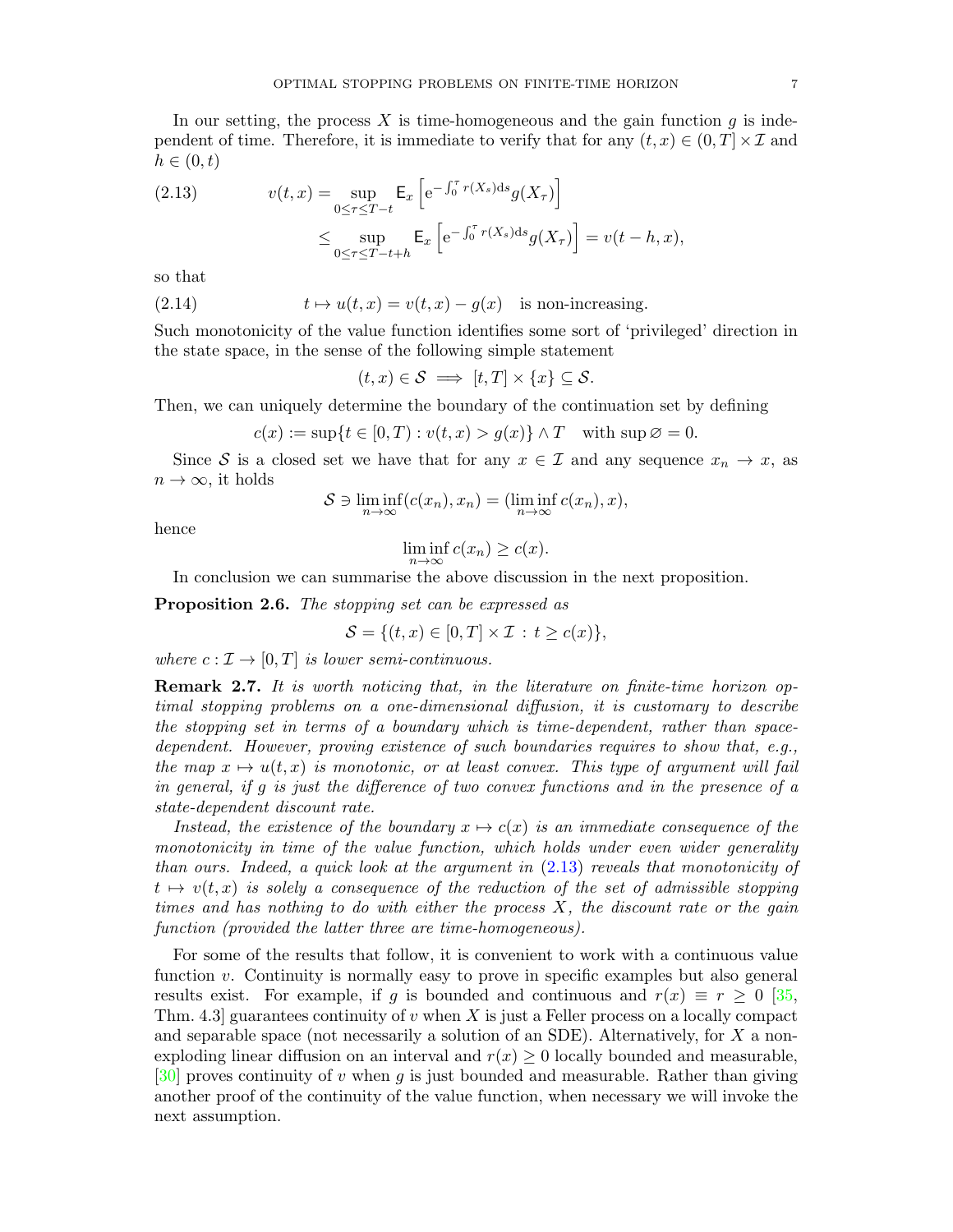In our setting, the process $X$ is time-homogeneous and the gain function $g$ is independent of time. Therefore, it is immediate to verify that for any $(t,x) \in (0,T] \times \mathcal{I}$ and $h \in (0,t)$

$$
\begin{aligned}
v(t,x) &= \sup_{0 \le \tau \le T-t} \mathsf{E}_x \left[ \mathrm{e}^{-\int_0^\tau r(X_s)\mathrm{d}s} g(X_\tau) \right] \\
&\le \sup_{0 \le \tau \le T-t+h} \mathsf{E}_x \left[ \mathrm{e}^{-\int_0^\tau r(X_s)\mathrm{d}s} g(X_\tau) \right] = v(t-h,x),
\end{aligned}
\tag{2.13}
$$

so that

$$
t \mapsto u(t,x) = v(t,x) - g(x) \quad \text{is non-increasing.} \tag{2.14}
$$

Such monotonicity of the value function identifies some sort of 'privileged' direction in the state space, in the sense of the following simple statement

$$
(t,x) \in \mathcal{S} \implies [t,T] \times \{x\} \subseteq \mathcal{S}.
$$

Then, we can uniquely determine the boundary of the continuation set by defining

$$
c(x) := \sup\{t \in [0,T) : v(t,x) > g(x)\} \wedge T \quad \text{with } \sup \varnothing = 0.
$$

Since $\mathcal{S}$ is a closed set we have that for any $x \in \mathcal{I}$ and any sequence $x_n \to x$, as $n \to \infty$, it holds

$$
\mathcal{S} \ni \liminf_{n\to\infty} (c(x_n), x_n) = (\liminf_{n\to\infty} c(x_n), x),
$$

hence

$$
\liminf_{n\to\infty} c(x_n) \ge c(x).
$$

In conclusion we can summarise the above discussion in the next proposition.

**Proposition 2.6.** *The stopping set can be expressed as*

$$
\mathcal{S} = \{(t,x) \in [0,T] \times \mathcal{I} \, : \, t \ge c(x)\},
$$

*where $c : \mathcal{I} \to [0,T]$ is lower semi-continuous.*

**Remark 2.7.** *It is worth noticing that, in the literature on finite-time horizon optimal stopping problems on a one-dimensional diffusion, it is customary to describe the stopping set in terms of a boundary which is time-dependent, rather than space-dependent. However, proving existence of such boundaries requires to show that, e.g., the map $x \mapsto u(t,x)$ is monotonic, or at least convex. This type of argument will fail in general, if $g$ is just the difference of two convex functions and in the presence of a state-dependent discount rate.*

*Instead, the existence of the boundary $x \mapsto c(x)$ is an immediate consequence of the monotonicity in time of the value function, which holds under even wider generality than ours. Indeed, a quick look at the argument in (2.13) reveals that monotonicity of $t \mapsto v(t,x)$ is solely a consequence of the reduction of the set of admissible stopping times and has nothing to do with either the process $X$, the discount rate or the gain function (provided the latter three are time-homogeneous).*

For some of the results that follow, it is convenient to work with a continuous value function $v$. Continuity is normally easy to prove in specific examples but also general results exist. For example, if $g$ is bounded and continuous and $r(x) \equiv r \ge 0$ [35, Thm. 4.3] guarantees continuity of $v$ when $X$ is just a Feller process on a locally compact and separable space (not necessarily a solution of an SDE). Alternatively, for $X$ a non-exploding linear diffusion on an interval and $r(x) \ge 0$ locally bounded and measurable, [30] proves continuity of $v$ when $g$ is just bounded and measurable. Rather than giving another proof of the continuity of the value function, when necessary we will invoke the next assumption.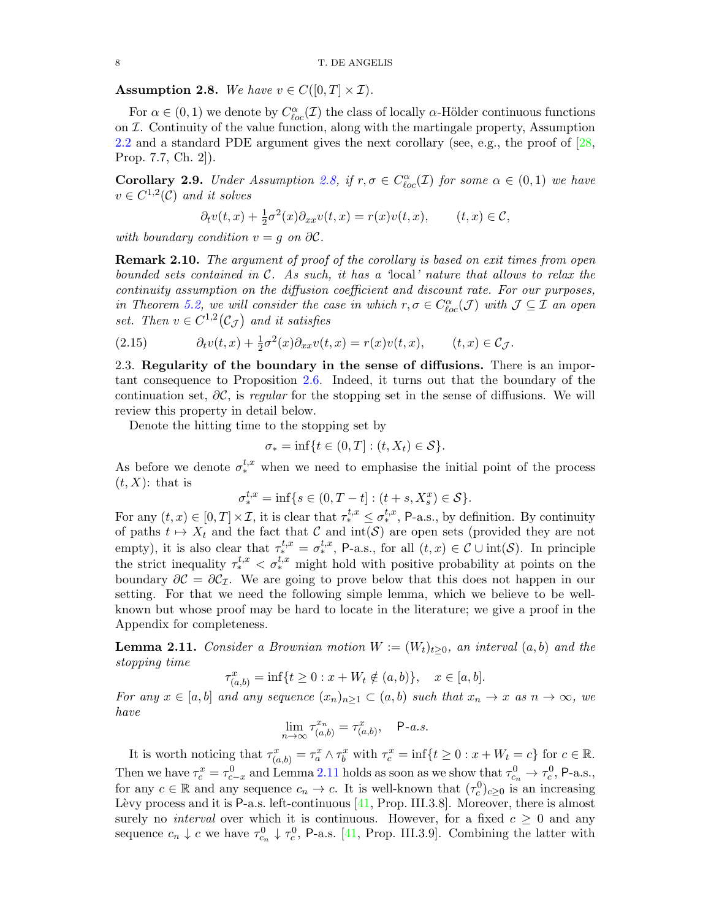**Assumption 2.8.** *We have $v \in C([0,T] \times \mathcal{I})$.*

For $\alpha \in (0,1)$ we denote by $C^\alpha_{\ell oc}(\mathcal{I})$ the class of locally $\alpha$-Hölder continuous functions on $\mathcal{I}$. Continuity of the value function, along with the martingale property, Assumption 2.2 and a standard PDE argument gives the next corollary (see, e.g., the proof of [28, Prop. 7.7, Ch. 2]).

**Corollary 2.9.** *Under Assumption 2.8, if $r, \sigma \in C^\alpha_{\ell oc}(\mathcal{I})$ for some $\alpha \in (0,1)$ we have $v \in C^{1,2}(\mathcal{C})$ and it solves*

$$\partial_t v(t,x) + \tfrac{1}{2}\sigma^2(x)\partial_{xx} v(t,x) = r(x)v(t,x), \qquad (t,x) \in \mathcal{C},$$

*with boundary condition $v = g$ on $\partial\mathcal{C}$.*

**Remark 2.10.** *The argument of proof of the corollary is based on exit times from open bounded sets contained in $\mathcal{C}$. As such, it has a 'local' nature that allows to relax the continuity assumption on the diffusion coefficient and discount rate. For our purposes, in Theorem 5.2, we will consider the case in which $r, \sigma \in C^\alpha_{\ell oc}(\mathcal{J})$ with $\mathcal{J} \subseteq \mathcal{I}$ an open set. Then $v \in C^{1,2}(\mathcal{C}_\mathcal{J})$ and it satisfies*

$$\partial_t v(t,x) + \tfrac{1}{2}\sigma^2(x)\partial_{xx} v(t,x) = r(x)v(t,x), \qquad (t,x) \in \mathcal{C}_\mathcal{J}. \tag{2.15}$$

2.3. **Regularity of the boundary in the sense of diffusions.** There is an important consequence to Proposition 2.6. Indeed, it turns out that the boundary of the continuation set, $\partial\mathcal{C}$, is *regular* for the stopping set in the sense of diffusions. We will review this property in detail below.

Denote the hitting time to the stopping set by

$$\sigma_* = \inf\{t \in (0,T] : (t, X_t) \in \mathcal{S}\}.$$

As before we denote $\sigma^{t,x}_*$ when we need to emphasise the initial point of the process $(t, X)$: that is

$$\sigma^{t,x}_* = \inf\{s \in (0, T-t] : (t+s, X^x_s) \in \mathcal{S}\}.$$

For any $(t,x) \in [0,T] \times \mathcal{I}$, it is clear that $\tau^{t,x}_* \leq \sigma^{t,x}_*$, $\mathsf{P}$-a.s., by definition. By continuity of paths $t \mapsto X_t$ and the fact that $\mathcal{C}$ and $\mathrm{int}(\mathcal{S})$ are open sets (provided they are not empty), it is also clear that $\tau^{t,x}_* = \sigma^{t,x}_*$, $\mathsf{P}$-a.s., for all $(t,x) \in \mathcal{C} \cup \mathrm{int}(\mathcal{S})$. In principle the strict inequality $\tau^{t,x}_* < \sigma^{t,x}_*$ might hold with positive probability at points on the boundary $\partial\mathcal{C} = \partial\mathcal{C}_\mathcal{I}$. We are going to prove below that this does not happen in our setting. For that we need the following simple lemma, which we believe to be well-known but whose proof may be hard to locate in the literature; we give a proof in the Appendix for completeness.

**Lemma 2.11.** *Consider a Brownian motion $W := (W_t)_{t \geq 0}$, an interval $(a,b)$ and the stopping time*

$$\tau^x_{(a,b)} = \inf\{t \geq 0 : x + W_t \notin (a,b)\}, \quad x \in [a,b].$$

*For any $x \in [a,b]$ and any sequence $(x_n)_{n \geq 1} \subset (a,b)$ such that $x_n \to x$ as $n \to \infty$, we have*

$$\lim_{n \to \infty} \tau^{x_n}_{(a,b)} = \tau^x_{(a,b)}, \quad \mathsf{P}\text{-a.s.}$$

It is worth noticing that $\tau^x_{(a,b)} = \tau^x_a \wedge \tau^x_b$ with $\tau^x_c = \inf\{t \geq 0 : x + W_t = c\}$ for $c \in \mathbb{R}$. Then we have $\tau^x_c = \tau^0_{c-x}$ and Lemma 2.11 holds as soon as we show that $\tau^0_{c_n} \to \tau^0_c$, $\mathsf{P}$-a.s., for any $c \in \mathbb{R}$ and any sequence $c_n \to c$. It is well-known that $(\tau^0_c)_{c \geq 0}$ is an increasing Lèvy process and it is $\mathsf{P}$-a.s. left-continuous [41, Prop. III.3.8]. Moreover, there is almost surely no *interval* over which it is continuous. However, for a fixed $c \geq 0$ and any sequence $c_n \downarrow c$ we have $\tau^0_{c_n} \downarrow \tau^0_c$, $\mathsf{P}$-a.s. [41, Prop. III.3.9]. Combining the latter with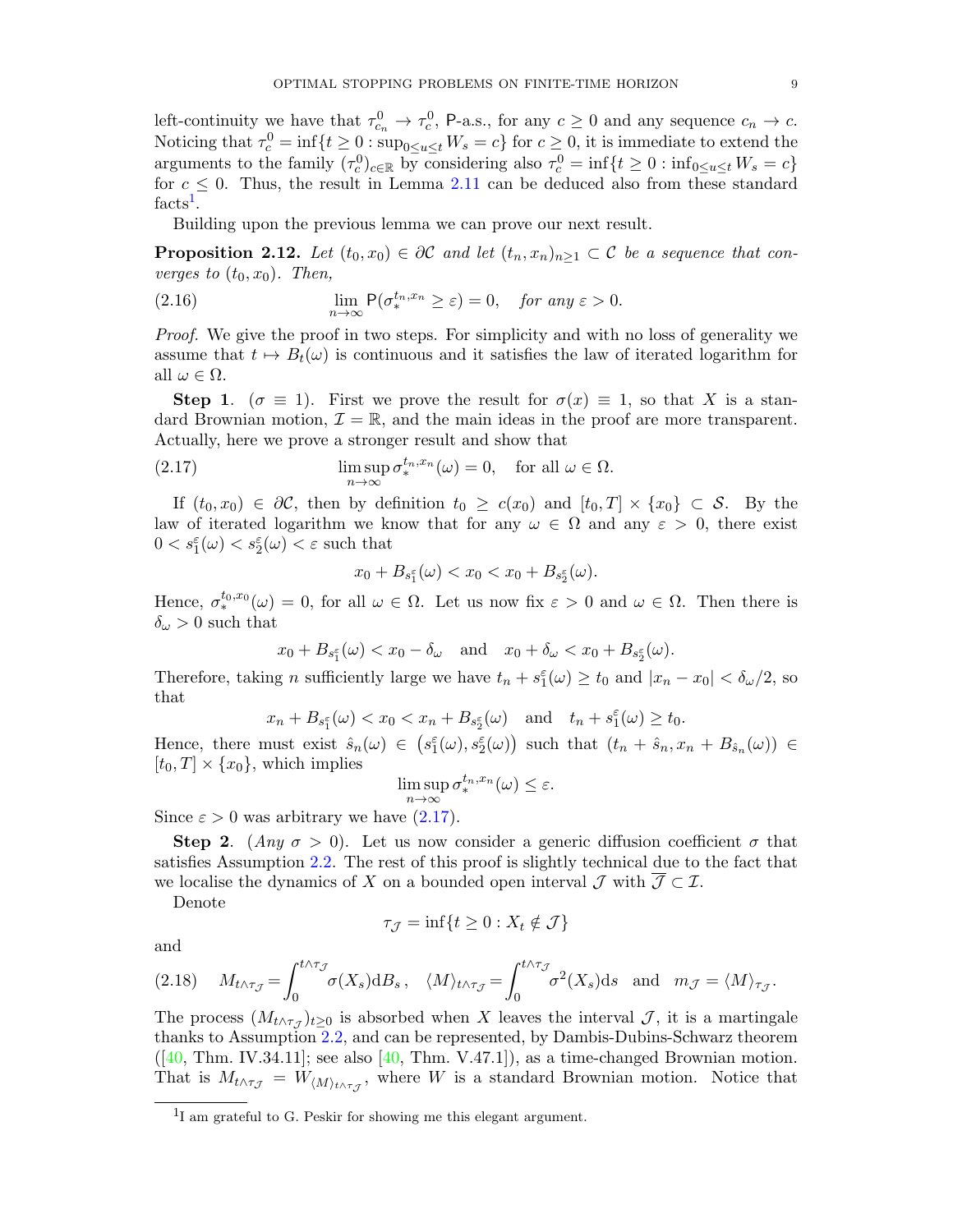left-continuity we have that $\tau^0_{c_n} \to \tau^0_c$, $\mathsf{P}$-a.s., for any $c \geq 0$ and any sequence $c_n \to c$. Noticing that $\tau^0_c = \inf\{t \geq 0 : \sup_{0\leq u \leq t} W_s = c\}$ for $c \geq 0$, it is immediate to extend the arguments to the family $(\tau^0_c)_{c\in\mathbb{R}}$ by considering also $\tau^0_c = \inf\{t \geq 0 : \inf_{0\leq u\leq t} W_s = c\}$ for $c \leq 0$. Thus, the result in Lemma 2.11 can be deduced also from these standard facts[1].

Building upon the previous lemma we can prove our next result.

**Proposition 2.12.** *Let $(t_0, x_0) \in \partial\mathcal{C}$ and let $(t_n, x_n)_{n\geq 1} \subset \mathcal{C}$ be a sequence that converges to $(t_0, x_0)$. Then,*

$$
\lim_{n\to\infty} \mathsf{P}(\sigma^{t_n,x_n}_* \geq \varepsilon) = 0, \quad \text{for any } \varepsilon > 0. \tag{2.16}
$$

*Proof.* We give the proof in two steps. For simplicity and with no loss of generality we assume that $t \mapsto B_t(\omega)$ is continuous and it satisfies the law of iterated logarithm for all $\omega \in \Omega$.

**Step 1**. ($\sigma \equiv 1$). First we prove the result for $\sigma(x) \equiv 1$, so that $X$ is a standard Brownian motion, $\mathcal{I} = \mathbb{R}$, and the main ideas in the proof are more transparent. Actually, here we prove a stronger result and show that

$$
\limsup_{n\to\infty} \sigma^{t_n,x_n}_*(\omega) = 0, \quad \text{for all } \omega \in \Omega. \tag{2.17}
$$

If $(t_0, x_0) \in \partial\mathcal{C}$, then by definition $t_0 \geq c(x_0)$ and $[t_0, T] \times \{x_0\} \subset \mathcal{S}$. By the law of iterated logarithm we know that for any $\omega \in \Omega$ and any $\varepsilon > 0$, there exist $0 < s^\varepsilon_1(\omega) < s^\varepsilon_2(\omega) < \varepsilon$ such that

$$
x_0 + B_{s^\varepsilon_1}(\omega) < x_0 < x_0 + B_{s^\varepsilon_2}(\omega).
$$

Hence, $\sigma^{t_0,x_0}_*(\omega) = 0$, for all $\omega \in \Omega$. Let us now fix $\varepsilon > 0$ and $\omega \in \Omega$. Then there is $\delta_\omega > 0$ such that

$$
x_0 + B_{s^\varepsilon_1}(\omega) < x_0 - \delta_\omega \quad \text{and} \quad x_0 + \delta_\omega < x_0 + B_{s^\varepsilon_2}(\omega).
$$

Therefore, taking $n$ sufficiently large we have $t_n + s^\varepsilon_1(\omega) \geq t_0$ and $|x_n - x_0| < \delta_\omega/2$, so that

$$
x_n + B_{s^\varepsilon_1}(\omega) < x_0 < x_n + B_{s^\varepsilon_2}(\omega) \quad \text{and} \quad t_n + s^\varepsilon_1(\omega) \geq t_0.
$$

Hence, there must exist $\hat{s}_n(\omega) \in \big(s^\varepsilon_1(\omega), s^\varepsilon_2(\omega)\big)$ such that $(t_n + \hat{s}_n, x_n + B_{\hat{s}_n}(\omega)) \in [t_0, T] \times \{x_0\}$, which implies

$$
\limsup_{n\to\infty} \sigma^{t_n,x_n}_*(\omega) \leq \varepsilon.
$$

Since $\varepsilon > 0$ was arbitrary we have (2.17).

**Step 2**. (*Any $\sigma > 0$*). Let us now consider a generic diffusion coefficient $\sigma$ that satisfies Assumption 2.2. The rest of this proof is slightly technical due to the fact that we localise the dynamics of $X$ on a bounded open interval $\mathcal{J}$ with $\overline{\mathcal{J}} \subset \mathcal{I}$.

Denote

$$
\tau_\mathcal{J} = \inf\{t \geq 0 : X_t \notin \mathcal{J}\}
$$

and

$$
M_{t\wedge\tau_\mathcal{J}} = \int_0^{t\wedge\tau_\mathcal{J}} \sigma(X_s)\mathrm{d}B_s\,, \quad \langle M\rangle_{t\wedge\tau_\mathcal{J}} = \int_0^{t\wedge\tau_\mathcal{J}} \sigma^2(X_s)\mathrm{d}s \quad \text{and} \quad m_\mathcal{J} = \langle M\rangle_{\tau_\mathcal{J}}. \tag{2.18}
$$

The process $(M_{t\wedge\tau_\mathcal{J}})_{t\geq 0}$ is absorbed when $X$ leaves the interval $\mathcal{J}$, it is a martingale thanks to Assumption 2.2, and can be represented, by Dambis-Dubins-Schwarz theorem ([40, Thm. IV.34.11]; see also [40, Thm. V.47.1]), as a time-changed Brownian motion. That is $M_{t\wedge\tau_\mathcal{J}} = W_{\langle M\rangle_{t\wedge\tau_\mathcal{J}}}$, where $W$ is a standard Brownian motion. Notice that

[1] I am grateful to G. Peskir for showing me this elegant argument.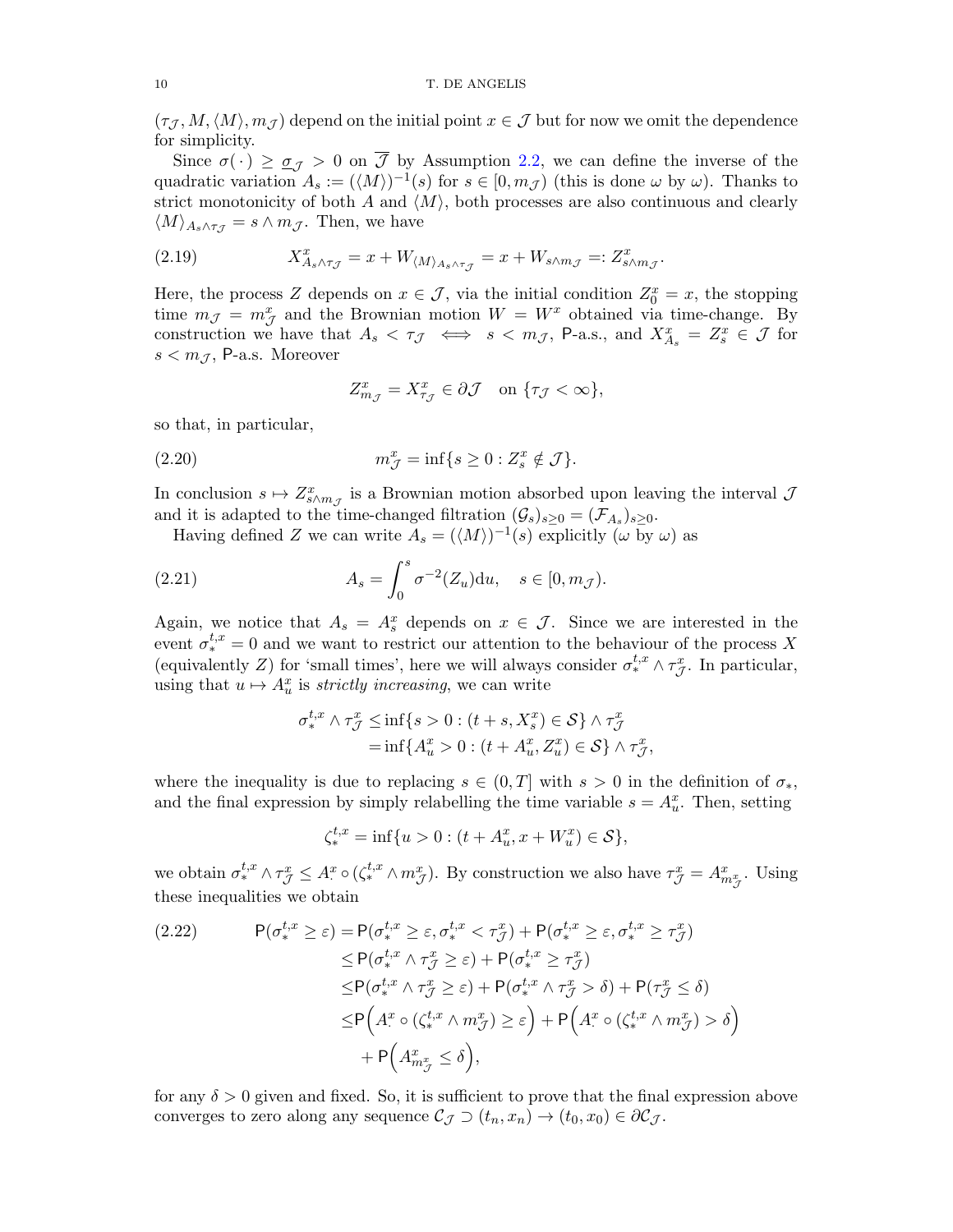$(\tau_{\mathcal{J}}, M, \langle M\rangle, m_{\mathcal{J}})$ depend on the initial point $x \in \mathcal{J}$ but for now we omit the dependence for simplicity.

Since $\sigma(\,\cdot\,) \geq \underline{\sigma}_{\mathcal{J}} > 0$ on $\overline{\mathcal{J}}$ by Assumption 2.2, we can define the inverse of the quadratic variation $A_s := (\langle M\rangle)^{-1}(s)$ for $s \in [0, m_{\mathcal{J}})$ (this is done $\omega$ by $\omega$). Thanks to strict monotonicity of both $A$ and $\langle M\rangle$, both processes are also continuous and clearly $\langle M\rangle_{A_s \wedge \tau_{\mathcal{J}}} = s \wedge m_{\mathcal{J}}$. Then, we have

$$
X^x_{A_s \wedge \tau_{\mathcal{J}}} = x + W_{\langle M\rangle_{A_s \wedge \tau_{\mathcal{J}}}} = x + W_{s \wedge m_{\mathcal{J}}} =: Z^x_{s \wedge m_{\mathcal{J}}}. \tag{2.19}
$$

Here, the process $Z$ depends on $x \in \mathcal{J}$, via the initial condition $Z^x_0 = x$, the stopping time $m_{\mathcal{J}} = m^x_{\mathcal{J}}$ and the Brownian motion $W = W^x$ obtained via time-change. By construction we have that $A_s < \tau_{\mathcal{J}} \iff s < m_{\mathcal{J}}$, $\mathsf{P}$-a.s., and $X^x_{A_s} = Z^x_s \in \mathcal{J}$ for $s < m_{\mathcal{J}}$, $\mathsf{P}$-a.s. Moreover

$$
Z^x_{m_{\mathcal{J}}} = X^x_{\tau_{\mathcal{J}}} \in \partial\mathcal{J} \quad \text{on } \{\tau_{\mathcal{J}} < \infty\},
$$

so that, in particular,

$$
m^x_{\mathcal{J}} = \inf\{s \geq 0 : Z^x_s \notin \mathcal{J}\}. \tag{2.20}
$$

In conclusion $s \mapsto Z^x_{s \wedge m_{\mathcal{J}}}$ is a Brownian motion absorbed upon leaving the interval $\mathcal{J}$ and it is adapted to the time-changed filtration $(\mathcal{G}_s)_{s \geq 0} = (\mathcal{F}_{A_s})_{s \geq 0}$.

Having defined $Z$ we can write $A_s = (\langle M\rangle)^{-1}(s)$ explicitly ($\omega$ by $\omega$) as

$$
A_s = \int_0^s \sigma^{-2}(Z_u)\mathrm{d}u, \quad s \in [0, m_{\mathcal{J}}). \tag{2.21}
$$

Again, we notice that $A_s = A^x_s$ depends on $x \in \mathcal{J}$. Since we are interested in the event $\sigma^{t,x}_* = 0$ and we want to restrict our attention to the behaviour of the process $X$ (equivalently $Z$) for 'small times', here we will always consider $\sigma^{t,x}_* \wedge \tau^x_{\mathcal{J}}$. In particular, using that $u \mapsto A^x_u$ is *strictly increasing*, we can write

$$
\begin{aligned}
\sigma^{t,x}_* \wedge \tau^x_{\mathcal{J}} &\leq \inf\{s > 0 : (t+s, X^x_s) \in \mathcal{S}\} \wedge \tau^x_{\mathcal{J}} \\
&= \inf\{A^x_u > 0 : (t + A^x_u, Z^x_u) \in \mathcal{S}\} \wedge \tau^x_{\mathcal{J}},
\end{aligned}
$$

where the inequality is due to replacing $s \in (0, T]$ with $s > 0$ in the definition of $\sigma_*$, and the final expression by simply relabelling the time variable $s = A^x_u$. Then, setting

$$
\zeta^{t,x}_* = \inf\{u > 0 : (t + A^x_u, x + W^x_u) \in \mathcal{S}\},
$$

we obtain $\sigma^{t,x}_* \wedge \tau^x_{\mathcal{J}} \leq A^x_\cdot \circ (\zeta^{t,x}_* \wedge m^x_{\mathcal{J}})$. By construction we also have $\tau^x_{\mathcal{J}} = A^x_{m^x_{\mathcal{J}}}$. Using these inequalities we obtain

$$
\begin{aligned}
\mathsf{P}(\sigma^{t,x}_* \geq \varepsilon) &= \mathsf{P}(\sigma^{t,x}_* \geq \varepsilon, \sigma^{t,x}_* < \tau^x_{\mathcal{J}}) + \mathsf{P}(\sigma^{t,x}_* \geq \varepsilon, \sigma^{t,x}_* \geq \tau^x_{\mathcal{J}}) \\
&\leq \mathsf{P}(\sigma^{t,x}_* \wedge \tau^x_{\mathcal{J}} \geq \varepsilon) + \mathsf{P}(\sigma^{t,x}_* \geq \tau^x_{\mathcal{J}}) \\
&\leq \mathsf{P}(\sigma^{t,x}_* \wedge \tau^x_{\mathcal{J}} \geq \varepsilon) + \mathsf{P}(\sigma^{t,x}_* \wedge \tau^x_{\mathcal{J}} > \delta) + \mathsf{P}(\tau^x_{\mathcal{J}} \leq \delta) \\
&\leq \mathsf{P}\Big(A^x_\cdot \circ (\zeta^{t,x}_* \wedge m^x_{\mathcal{J}}) \geq \varepsilon\Big) + \mathsf{P}\Big(A^x_\cdot \circ (\zeta^{t,x}_* \wedge m^x_{\mathcal{J}}) > \delta\Big) \\
&\quad + \mathsf{P}\Big(A^x_{m^x_{\mathcal{J}}} \leq \delta\Big),
\end{aligned} \tag{2.22}
$$

for any $\delta > 0$ given and fixed. So, it is sufficient to prove that the final expression above converges to zero along any sequence $\mathcal{C}_{\mathcal{J}} \supset (t_n, x_n) \to (t_0, x_0) \in \partial\mathcal{C}_{\mathcal{J}}$.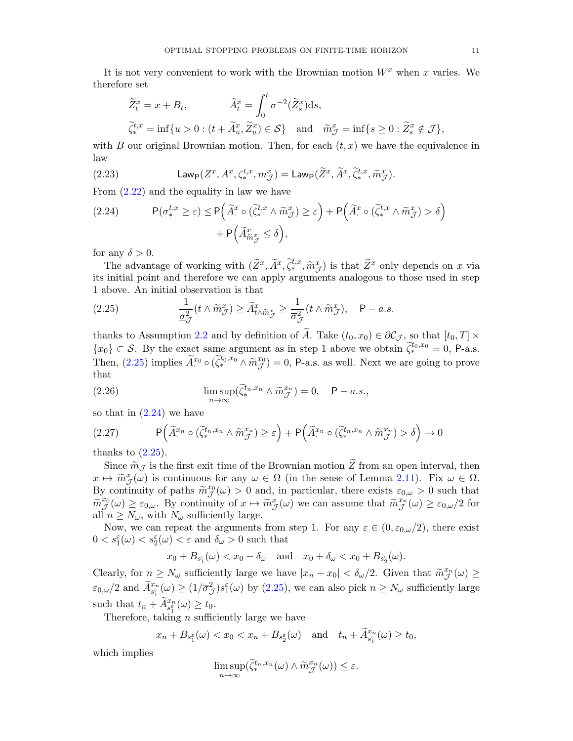It is not very convenient to work with the Brownian motion $W^x$ when $x$ varies. We therefore set

$$\widetilde{Z}^x_t = x + B_t, \qquad \widetilde{A}^x_t = \int_0^t \sigma^{-2}(\widetilde{Z}^x_s)\mathrm{d}s,$$

$$\widetilde{\zeta}^{t,x}_* = \inf\{u > 0 : (t + \widetilde{A}^x_u, \widetilde{Z}^x_u) \in \mathcal{S}\} \quad \text{and} \quad \widetilde{m}^x_{\mathcal{J}} = \inf\{s \geq 0 : \widetilde{Z}^x_s \notin \mathcal{J}\},$$

with $B$ our original Brownian motion. Then, for each $(t, x)$ we have the equivalence in law

$$\mathsf{Law}_{\mathsf{P}}(Z^x, A^x, \zeta^{t,x}_*, m^x_{\mathcal{J}}) = \mathsf{Law}_{\mathsf{P}}(\widetilde{Z}^x, \widetilde{A}^x, \widetilde{\zeta}^{t,x}_*, \widetilde{m}^x_{\mathcal{J}}). \tag{2.23}$$

From (2.22) and the equality in law we have

$$\begin{aligned}\mathsf{P}(\sigma^{t,x}_* \geq \varepsilon) \leq\, &\mathsf{P}\Big(\widetilde{A}^x_\cdot \circ (\widetilde{\zeta}^{t,x}_* \wedge \widetilde{m}^x_{\mathcal{J}}) \geq \varepsilon\Big) + \mathsf{P}\Big(\widetilde{A}^x_\cdot \circ (\widetilde{\zeta}^{t,x}_* \wedge \widetilde{m}^x_{\mathcal{J}}) > \delta\Big) \\ &+ \mathsf{P}\Big(\widetilde{A}^x_{\widetilde{m}^x_{\mathcal{J}}} \leq \delta\Big),\end{aligned} \tag{2.24}$$

for any $\delta > 0$.

The advantage of working with $(\widetilde{Z}^x, \widetilde{A}^x, \widetilde{\zeta}^{t,x}_*, \widetilde{m}^x_{\mathcal{J}})$ is that $\widetilde{Z}^x$ only depends on $x$ via its initial point and therefore we can apply arguments analogous to those used in step 1 above. An initial observation is that

$$\frac{1}{\underline{\sigma}^2_{\mathcal{J}}}(t \wedge \widetilde{m}^x_{\mathcal{J}}) \geq \widetilde{A}^x_{t \wedge \widetilde{m}^x_{\mathcal{J}}} \geq \frac{1}{\overline{\sigma}^2_{\mathcal{J}}}(t \wedge \widetilde{m}^x_{\mathcal{J}}), \quad \mathsf{P}-a.s. \tag{2.25}$$

thanks to Assumption 2.2 and by definition of $\widetilde{A}$. Take $(t_0, x_0) \in \partial\mathcal{C}_{\mathcal{J}}$, so that $[t_0, T] \times \{x_0\} \subset \mathcal{S}$. By the exact same argument as in step 1 above we obtain $\widetilde{\zeta}^{t_0,x_0}_* = 0$, $\mathsf{P}$-a.s. Then, (2.25) implies $\widetilde{A}^{x_0}_\cdot \circ (\widetilde{\zeta}^{t_0,x_0}_* \wedge \widetilde{m}^{x_0}_{\mathcal{J}}) = 0$, $\mathsf{P}$-a.s. as well. Next we are going to prove that

$$\limsup_{n\to\infty}(\widetilde{\zeta}^{t_n,x_n}_* \wedge \widetilde{m}^{x_n}_{\mathcal{J}}) = 0, \quad \mathsf{P}-a.s., \tag{2.26}$$

so that in (2.24) we have

$$\mathsf{P}\Big(\widetilde{A}^{x_n}_\cdot \circ (\widetilde{\zeta}^{t_n,x_n}_* \wedge \widetilde{m}^{x_n}_{\mathcal{J}}) \geq \varepsilon\Big) + \mathsf{P}\Big(\widetilde{A}^{x_n}_\cdot \circ (\widetilde{\zeta}^{t_n,x_n}_* \wedge \widetilde{m}^{x_n}_{\mathcal{J}}) > \delta\Big) \to 0 \tag{2.27}$$

thanks to (2.25).

Since $\widetilde{m}_{\mathcal{J}}$ is the first exit time of the Brownian motion $\widetilde{Z}$ from an open interval, then $x \mapsto \widetilde{m}^x_{\mathcal{J}}(\omega)$ is continuous for any $\omega \in \Omega$ (in the sense of Lemma 2.11). Fix $\omega \in \Omega$. By continuity of paths $\widetilde{m}^{x_0}_{\mathcal{J}}(\omega) > 0$ and, in particular, there exists $\varepsilon_{0,\omega} > 0$ such that $\widetilde{m}^{x_0}_{\mathcal{J}}(\omega) \geq \varepsilon_{0,\omega}$. By continuity of $x \mapsto \widetilde{m}^x_{\mathcal{J}}(\omega)$ we can assume that $\widetilde{m}^{x_n}_{\mathcal{J}}(\omega) \geq \varepsilon_{0,\omega}/2$ for all $n \geq N_\omega$, with $N_\omega$ sufficiently large.

Now, we can repeat the arguments from step 1. For any $\varepsilon \in (0, \varepsilon_{0,\omega}/2)$, there exist $0 < s^\varepsilon_1(\omega) < s^\varepsilon_2(\omega) < \varepsilon$ and $\delta_\omega > 0$ such that

$$x_0 + B_{s^\varepsilon_1}(\omega) < x_0 - \delta_\omega \quad \text{and} \quad x_0 + \delta_\omega < x_0 + B_{s^\varepsilon_2}(\omega).$$

Clearly, for $n \geq N_\omega$ sufficiently large we have $|x_n - x_0| < \delta_\omega/2$. Given that $\widetilde{m}^{x_n}_{\mathcal{J}}(\omega) \geq \varepsilon_{0,\omega}/2$ and $\widetilde{A}^{x_n}_{s^\varepsilon_1}(\omega) \geq (1/\overline{\sigma}^2_{\mathcal{J}})s^\varepsilon_1(\omega)$ by (2.25), we can also pick $n \geq N_\omega$ sufficiently large such that $t_n + \widetilde{A}^{x_n}_{s^\varepsilon_1}(\omega) \geq t_0$.

Therefore, taking $n$ sufficiently large we have

$$x_n + B_{s^\varepsilon_1}(\omega) < x_0 < x_n + B_{s^\varepsilon_2}(\omega) \quad \text{and} \quad t_n + \widetilde{A}^{x_n}_{s^\varepsilon_1}(\omega) \geq t_0,$$

which implies

$$\limsup_{n\to\infty}(\widetilde{\zeta}^{t_n,x_n}_*(\omega) \wedge \widetilde{m}^{x_n}_{\mathcal{J}}(\omega)) \leq \varepsilon.$$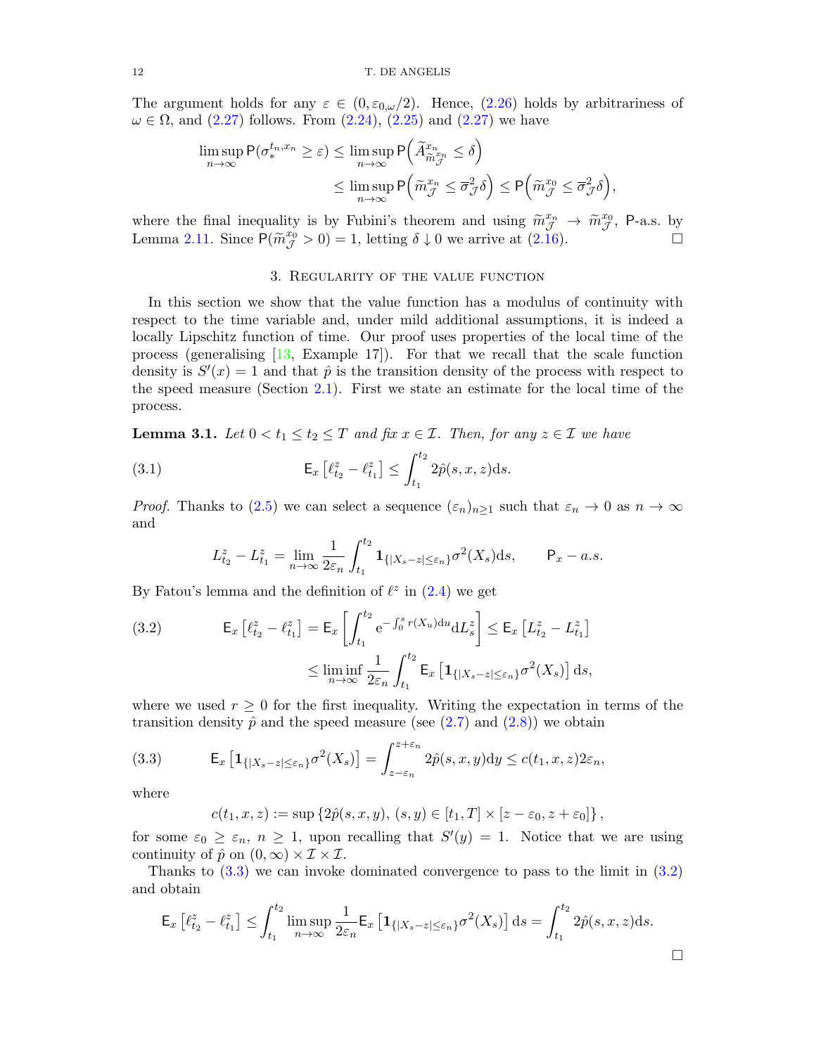The argument holds for any $\varepsilon \in (0, \varepsilon_{0,\omega}/2)$. Hence, (2.26) holds by arbitrariness of $\omega \in \Omega$, and (2.27) follows. From (2.24), (2.25) and (2.27) we have

$$
\begin{aligned}
\limsup_{n\to\infty} \mathsf{P}(\sigma_*^{t_n,x_n} \geq \varepsilon) &\leq \limsup_{n\to\infty} \mathsf{P}\Big(\widetilde{A}^{x_n}_{\widetilde{m}^{x_n}_{\mathcal{J}}} \leq \delta\Big) \\
&\leq \limsup_{n\to\infty} \mathsf{P}\Big(\widetilde{m}^{x_n}_{\mathcal{J}} \leq \overline{\sigma}^2_{\mathcal{J}}\delta\Big) \leq \mathsf{P}\Big(\widetilde{m}^{x_0}_{\mathcal{J}} \leq \overline{\sigma}^2_{\mathcal{J}}\delta\Big),
\end{aligned}
$$

where the final inequality is by Fubini's theorem and using $\widetilde{m}^{x_n}_{\mathcal{J}} \to \widetilde{m}^{x_0}_{\mathcal{J}}$, $\mathsf{P}$-a.s. by Lemma 2.11. Since $\mathsf{P}(\widetilde{m}^{x_0}_{\mathcal{J}} > 0) = 1$, letting $\delta \downarrow 0$ we arrive at (2.16). □

## 3. Regularity of the value function

In this section we show that the value function has a modulus of continuity with respect to the time variable and, under mild additional assumptions, it is indeed a locally Lipschitz function of time. Our proof uses properties of the local time of the process (generalising [13, Example 17]). For that we recall that the scale function density is $S'(x) = 1$ and that $\hat{p}$ is the transition density of the process with respect to the speed measure (Section 2.1). First we state an estimate for the local time of the process.

**Lemma 3.1.** *Let $0 < t_1 \leq t_2 \leq T$ and fix $x \in \mathcal{I}$. Then, for any $z \in \mathcal{I}$ we have*

$$
\mathsf{E}_x\left[\ell^z_{t_2} - \ell^z_{t_1}\right] \leq \int_{t_1}^{t_2} 2\hat{p}(s,x,z)\mathrm{d}s. \tag{3.1}
$$

*Proof.* Thanks to (2.5) we can select a sequence $(\varepsilon_n)_{n\geq 1}$ such that $\varepsilon_n \to 0$ as $n \to \infty$ and

$$
L^z_{t_2} - L^z_{t_1} = \lim_{n\to\infty} \frac{1}{2\varepsilon_n}\int_{t_1}^{t_2} \mathbf{1}_{\{|X_s - z| \leq \varepsilon_n\}}\sigma^2(X_s)\mathrm{d}s, \qquad \mathsf{P}_x - a.s.
$$

By Fatou's lemma and the definition of $\ell^z$ in (2.4) we get

$$
\begin{aligned}
\mathsf{E}_x\left[\ell^z_{t_2} - \ell^z_{t_1}\right] &= \mathsf{E}_x\left[\int_{t_1}^{t_2} \mathrm{e}^{-\int_0^s r(X_u)\mathrm{d}u}\mathrm{d}L^z_s\right] \leq \mathsf{E}_x\left[L^z_{t_2} - L^z_{t_1}\right] \\
&\leq \liminf_{n\to\infty} \frac{1}{2\varepsilon_n}\int_{t_1}^{t_2} \mathsf{E}_x\left[\mathbf{1}_{\{|X_s - z| \leq \varepsilon_n\}}\sigma^2(X_s)\right]\mathrm{d}s,
\end{aligned} \tag{3.2}
$$

where we used $r \geq 0$ for the first inequality. Writing the expectation in terms of the transition density $\hat{p}$ and the speed measure (see (2.7) and (2.8)) we obtain

$$
\mathsf{E}_x\left[\mathbf{1}_{\{|X_s - z| \leq \varepsilon_n\}}\sigma^2(X_s)\right] = \int_{z-\varepsilon_n}^{z+\varepsilon_n} 2\hat{p}(s,x,y)\mathrm{d}y \leq c(t_1,x,z)2\varepsilon_n, \tag{3.3}
$$

where

$$
c(t_1,x,z) := \sup\left\{2\hat{p}(s,x,y),\, (s,y) \in [t_1,T]\times[z-\varepsilon_0, z+\varepsilon_0]\right\},
$$

for some $\varepsilon_0 \geq \varepsilon_n$, $n \geq 1$, upon recalling that $S'(y) = 1$. Notice that we are using continuity of $\hat{p}$ on $(0,\infty)\times\mathcal{I}\times\mathcal{I}$.

Thanks to (3.3) we can invoke dominated convergence to pass to the limit in (3.2) and obtain

$$
\mathsf{E}_x\left[\ell^z_{t_2} - \ell^z_{t_1}\right] \leq \int_{t_1}^{t_2} \limsup_{n\to\infty} \frac{1}{2\varepsilon_n}\mathsf{E}_x\left[\mathbf{1}_{\{|X_s - z| \leq \varepsilon_n\}}\sigma^2(X_s)\right]\mathrm{d}s = \int_{t_1}^{t_2} 2\hat{p}(s,x,z)\mathrm{d}s.
$$

□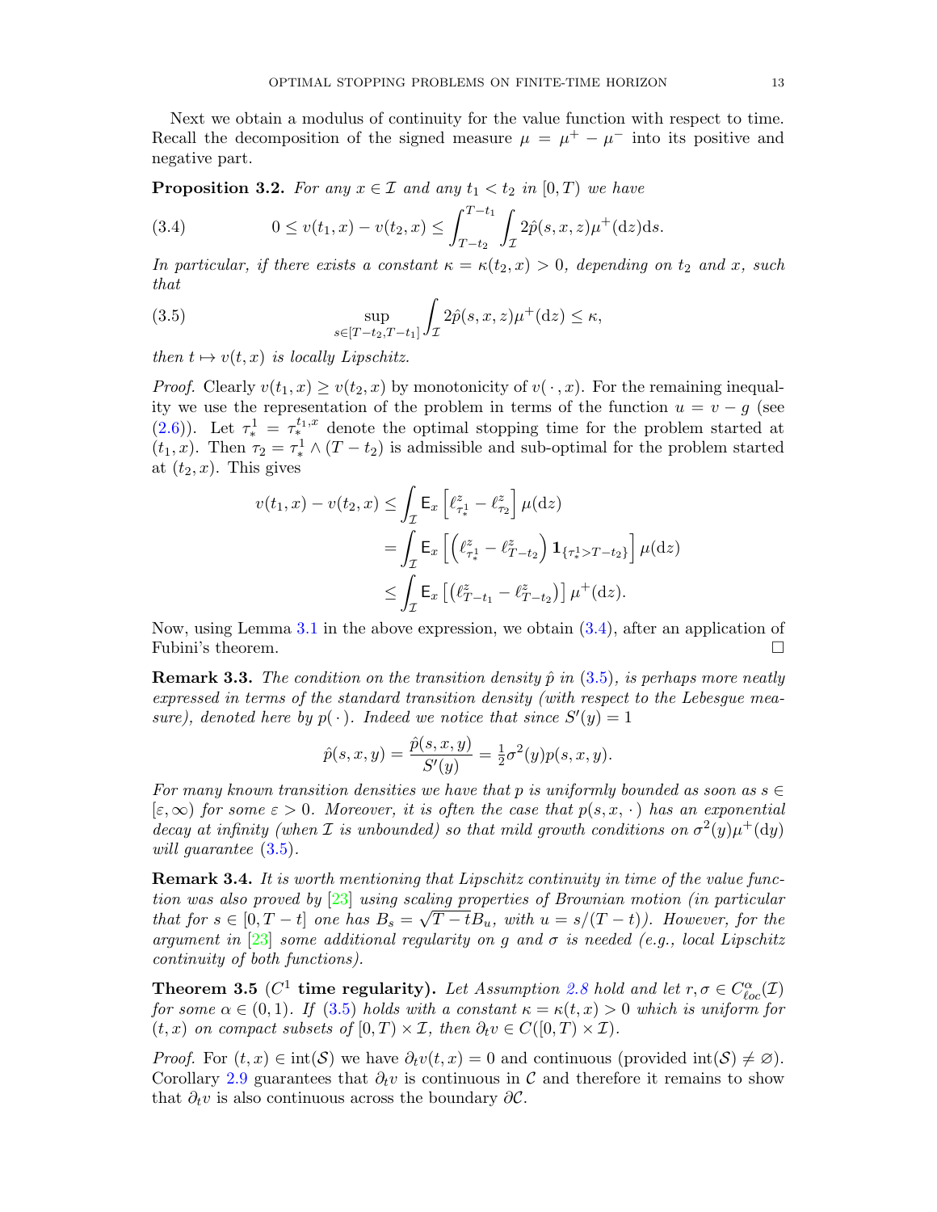Next we obtain a modulus of continuity for the value function with respect to time. Recall the decomposition of the signed measure $\mu = \mu^+ - \mu^-$ into its positive and negative part.

**Proposition 3.2.** *For any $x \in \mathcal{I}$ and any $t_1 < t_2$ in $[0, T)$ we have*

$$0 \le v(t_1, x) - v(t_2, x) \le \int_{T-t_2}^{T-t_1} \int_{\mathcal{I}} 2\hat{p}(s, x, z)\mu^+(\mathrm{d}z)\mathrm{d}s. \tag{3.4}$$

*In particular, if there exists a constant $\kappa = \kappa(t_2, x) > 0$, depending on $t_2$ and $x$, such that*

$$\sup_{s \in [T-t_2, T-t_1]} \int_{\mathcal{I}} 2\hat{p}(s, x, z)\mu^+(\mathrm{d}z) \le \kappa, \tag{3.5}$$

*then $t \mapsto v(t, x)$ is locally Lipschitz.*

*Proof.* Clearly $v(t_1, x) \ge v(t_2, x)$ by monotonicity of $v(\,\cdot\,, x)$. For the remaining inequality we use the representation of the problem in terms of the function $u = v - g$ (see (2.6)). Let $\tau_*^1 = \tau_*^{t_1, x}$ denote the optimal stopping time for the problem started at $(t_1, x)$. Then $\tau_2 = \tau_*^1 \wedge (T - t_2)$ is admissible and sub-optimal for the problem started at $(t_2, x)$. This gives

$$\begin{aligned} v(t_1, x) - v(t_2, x) &\le \int_{\mathcal{I}} \mathsf{E}_x \left[ \ell^z_{\tau_*^1} - \ell^z_{\tau_2} \right] \mu(\mathrm{d}z) \\ &= \int_{\mathcal{I}} \mathsf{E}_x \left[ \left( \ell^z_{\tau_*^1} - \ell^z_{T-t_2} \right) \mathbf{1}_{\{\tau_*^1 > T - t_2\}} \right] \mu(\mathrm{d}z) \\ &\le \int_{\mathcal{I}} \mathsf{E}_x \left[ \left( \ell^z_{T-t_1} - \ell^z_{T-t_2} \right) \right] \mu^+(\mathrm{d}z). \end{aligned}$$

Now, using Lemma 3.1 in the above expression, we obtain (3.4), after an application of Fubini's theorem. $\square$

**Remark 3.3.** *The condition on the transition density $\hat{p}$ in (3.5), is perhaps more neatly expressed in terms of the standard transition density (with respect to the Lebesgue measure), denoted here by $p(\,\cdot\,)$. Indeed we notice that since $S'(y) = 1$*

$$\hat{p}(s, x, y) = \frac{\hat{p}(s, x, y)}{S'(y)} = \tfrac{1}{2}\sigma^2(y) p(s, x, y).$$

*For many known transition densities we have that $p$ is uniformly bounded as soon as $s \in [\varepsilon, \infty)$ for some $\varepsilon > 0$. Moreover, it is often the case that $p(s, x, \,\cdot\,)$ has an exponential decay at infinity (when $\mathcal{I}$ is unbounded) so that mild growth conditions on $\sigma^2(y)\mu^+(\mathrm{d}y)$ will guarantee (3.5).*

**Remark 3.4.** *It is worth mentioning that Lipschitz continuity in time of the value function was also proved by [23] using scaling properties of Brownian motion (in particular that for $s \in [0, T - t]$ one has $B_s = \sqrt{T - t} B_u$, with $u = s/(T - t)$). However, for the argument in [23] some additional regularity on $g$ and $\sigma$ is needed (e.g., local Lipschitz continuity of both functions).*

**Theorem 3.5** **($C^1$ time regularity).** *Let Assumption 2.8 hold and let $r, \sigma \in C^\alpha_{\ell oc}(\mathcal{I})$ for some $\alpha \in (0, 1)$. If (3.5) holds with a constant $\kappa = \kappa(t, x) > 0$ which is uniform for $(t, x)$ on compact subsets of $[0, T) \times \mathcal{I}$, then $\partial_t v \in C([0, T) \times \mathcal{I})$.*

*Proof.* For $(t, x) \in \mathrm{int}(\mathcal{S})$ we have $\partial_t v(t, x) = 0$ and continuous (provided $\mathrm{int}(\mathcal{S}) \neq \varnothing$). Corollary 2.9 guarantees that $\partial_t v$ is continuous in $\mathcal{C}$ and therefore it remains to show that $\partial_t v$ is also continuous across the boundary $\partial\mathcal{C}$.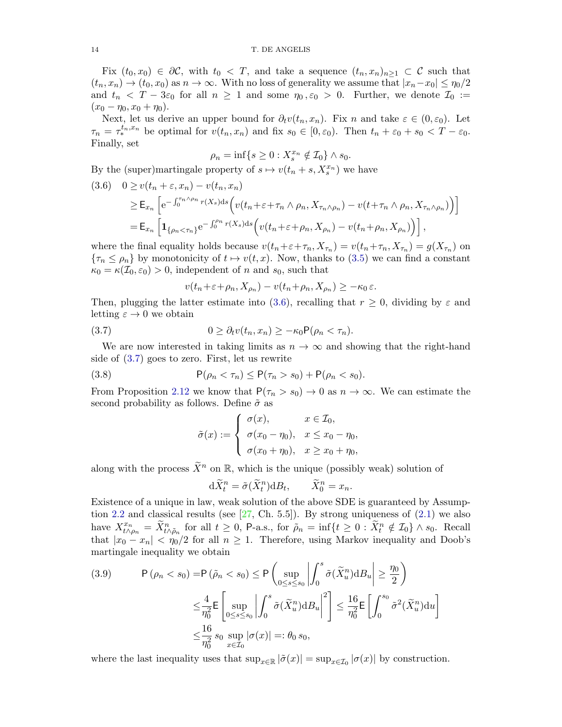Fix $(t_0, x_0) \in \partial\mathcal{C}$, with $t_0 < T$, and take a sequence $(t_n, x_n)_{n\geq 1} \subset \mathcal{C}$ such that $(t_n, x_n) \to (t_0, x_0)$ as $n \to \infty$. With no loss of generality we assume that $|x_n - x_0| \leq \eta_0/2$ and $t_n < T - 3\varepsilon_0$ for all $n \geq 1$ and some $\eta_0, \varepsilon_0 > 0$. Further, we denote $\mathcal{I}_0 := (x_0 - \eta_0, x_0 + \eta_0)$.

Next, let us derive an upper bound for $\partial_t v(t_n, x_n)$. Fix $n$ and take $\varepsilon \in (0, \varepsilon_0)$. Let $\tau_n = \tau_*^{t_n, x_n}$ be optimal for $v(t_n, x_n)$ and fix $s_0 \in [0, \varepsilon_0)$. Then $t_n + \varepsilon_0 + s_0 < T - \varepsilon_0$. Finally, set

$$\rho_n = \inf\{s \geq 0 : X_s^{x_n} \notin \mathcal{I}_0\} \wedge s_0.$$

By the (super)martingale property of $s \mapsto v(t_n + s, X_s^{x_n})$ we have

$$\begin{aligned}
(3.6)\quad 0 &\geq v(t_n + \varepsilon, x_n) - v(t_n, x_n) \\
&\geq \mathsf{E}_{x_n}\Big[\mathrm{e}^{-\int_0^{\tau_n \wedge \rho_n} r(X_s)\mathrm{d}s}\Big(v(t_n + \varepsilon + \tau_n \wedge \rho_n, X_{\tau_n \wedge \rho_n}) - v(t + \tau_n \wedge \rho_n, X_{\tau_n \wedge \rho_n})\Big)\Big] \\
&= \mathsf{E}_{x_n}\Big[\mathbf{1}_{\{\rho_n < \tau_n\}}\mathrm{e}^{-\int_0^{\rho_n} r(X_s)\mathrm{d}s}\Big(v(t_n + \varepsilon + \rho_n, X_{\rho_n}) - v(t_n + \rho_n, X_{\rho_n})\Big)\Big],
\end{aligned}$$

where the final equality holds because $v(t_n + \varepsilon + \tau_n, X_{\tau_n}) = v(t_n + \tau_n, X_{\tau_n}) = g(X_{\tau_n})$ on $\{\tau_n \leq \rho_n\}$ by monotonicity of $t \mapsto v(t, x)$. Now, thanks to (3.5) we can find a constant $\kappa_0 = \kappa(\mathcal{I}_0, \varepsilon_0) > 0$, independent of $n$ and $s_0$, such that

$$v(t_n + \varepsilon + \rho_n, X_{\rho_n}) - v(t_n + \rho_n, X_{\rho_n}) \geq -\kappa_0\, \varepsilon.$$

Then, plugging the latter estimate into (3.6), recalling that $r \geq 0$, dividing by $\varepsilon$ and letting $\varepsilon \to 0$ we obtain

$$(3.7)\qquad 0 \geq \partial_t v(t_n, x_n) \geq -\kappa_0 \mathsf{P}(\rho_n < \tau_n).$$

We are now interested in taking limits as $n \to \infty$ and showing that the right-hand side of (3.7) goes to zero. First, let us rewrite

$$(3.8)\qquad \mathsf{P}(\rho_n < \tau_n) \leq \mathsf{P}(\tau_n > s_0) + \mathsf{P}(\rho_n < s_0).$$

From Proposition 2.12 we know that $\mathsf{P}(\tau_n > s_0) \to 0$ as $n \to \infty$. We can estimate the second probability as follows. Define $\tilde\sigma$ as

$$\tilde\sigma(x) := \begin{cases} \sigma(x), & x \in \mathcal{I}_0, \\ \sigma(x_0 - \eta_0), & x \leq x_0 - \eta_0, \\ \sigma(x_0 + \eta_0), & x \geq x_0 + \eta_0, \end{cases}$$

along with the process $\widetilde{X}^n$ on $\mathbb{R}$, which is the unique (possibly weak) solution of

$$\mathrm{d}\widetilde{X}_t^n = \tilde\sigma(\widetilde{X}_t^n)\mathrm{d}B_t, \qquad \widetilde{X}_0^n = x_n.$$

Existence of a unique in law, weak solution of the above SDE is guaranteed by Assumption 2.2 and classical results (see [27, Ch. 5.5]). By strong uniqueness of (2.1) we also have $X_{t\wedge\rho_n}^{x_n} = \widetilde{X}_{t\wedge\tilde\rho_n}^n$ for all $t \geq 0$, $\mathsf{P}$-a.s., for $\tilde\rho_n = \inf\{t \geq 0 : \widetilde{X}_t^n \notin \mathcal{I}_0\} \wedge s_0$. Recall that $|x_0 - x_n| < \eta_0/2$ for all $n \geq 1$. Therefore, using Markov inequality and Doob's martingale inequality we obtain

$$\begin{aligned}
(3.9)\qquad \mathsf{P}\left(\rho_n < s_0\right) =& \mathsf{P}\left(\tilde\rho_n < s_0\right) \leq \mathsf{P}\left(\sup_{0\leq s\leq s_0}\left|\int_0^s \tilde\sigma(\widetilde{X}_u^n)\mathrm{d}B_u\right| \geq \frac{\eta_0}{2}\right) \\
\leq& \frac{4}{\eta_0^2}\mathsf{E}\left[\sup_{0\leq s\leq s_0}\left|\int_0^s \tilde\sigma(\widetilde{X}_u^n)\mathrm{d}B_u\right|^2\right] \leq \frac{16}{\eta_0^2}\mathsf{E}\left[\int_0^{s_0}\tilde\sigma^2(\widetilde{X}_u^n)\mathrm{d}u\right] \\
\leq& \frac{16}{\eta_0^2}\, s_0 \sup_{x\in\mathcal{I}_0}|\sigma(x)| =: \theta_0\, s_0,
\end{aligned}$$

where the last inequality uses that $\sup_{x\in\mathbb{R}}|\tilde\sigma(x)| = \sup_{x\in\mathcal{I}_0}|\sigma(x)|$ by construction.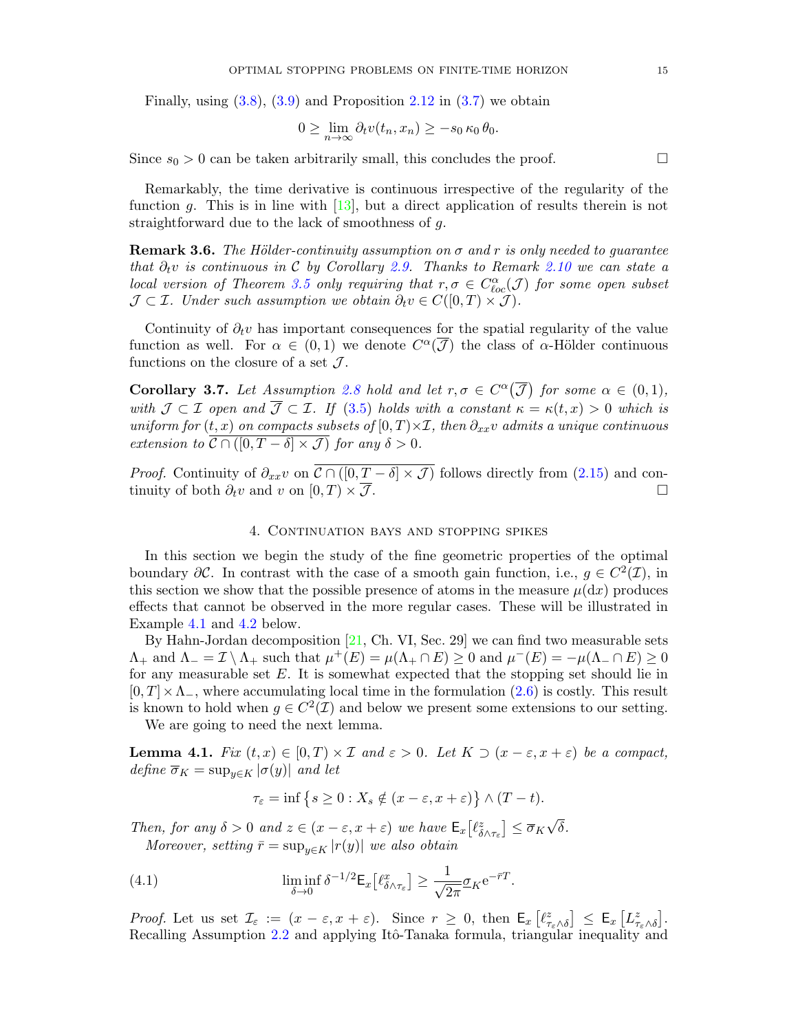Finally, using (3.8), (3.9) and Proposition 2.12 in (3.7) we obtain

$$0 \geq \lim_{n\to\infty} \partial_t v(t_n, x_n) \geq -s_0\, \kappa_0\, \theta_0.$$

Since $s_0 > 0$ can be taken arbitrarily small, this concludes the proof. $\square$

Remarkably, the time derivative is continuous irrespective of the regularity of the function $g$. This is in line with [13], but a direct application of results therein is not straightforward due to the lack of smoothness of $g$.

**Remark 3.6.** *The Hölder-continuity assumption on $\sigma$ and $r$ is only needed to guarantee that $\partial_t v$ is continuous in $\mathcal{C}$ by Corollary 2.9. Thanks to Remark 2.10 we can state a local version of Theorem 3.5 only requiring that $r, \sigma \in C^{\alpha}_{\ell oc}(\mathcal{J})$ for some open subset $\mathcal{J} \subset \mathcal{I}$. Under such assumption we obtain $\partial_t v \in C([0,T) \times \mathcal{J})$.*

Continuity of $\partial_t v$ has important consequences for the spatial regularity of the value function as well. For $\alpha \in (0,1)$ we denote $C^{\alpha}(\overline{\mathcal{J}})$ the class of $\alpha$-Hölder continuous functions on the closure of a set $\mathcal{J}$.

**Corollary 3.7.** *Let Assumption 2.8 hold and let $r, \sigma \in C^{\alpha}\big(\overline{\mathcal{J}}\big)$ for some $\alpha \in (0,1)$, with $\mathcal{J} \subset \mathcal{I}$ open and $\overline{\mathcal{J}} \subset \mathcal{I}$. If (3.5) holds with a constant $\kappa = \kappa(t,x) > 0$ which is uniform for $(t,x)$ on compacts subsets of $[0,T)\times\mathcal{I}$, then $\partial_{xx} v$ admits a unique continuous extension to $\overline{\mathcal{C} \cap ([0, T-\delta] \times \mathcal{J})}$ for any $\delta > 0$.*

*Proof.* Continuity of $\partial_{xx} v$ on $\overline{\mathcal{C} \cap ([0, T-\delta] \times \mathcal{J})}$ follows directly from (2.15) and continuity of both $\partial_t v$ and $v$ on $[0,T) \times \overline{\mathcal{J}}$. $\square$

## 4. Continuation bays and stopping spikes

In this section we begin the study of the fine geometric properties of the optimal boundary $\partial\mathcal{C}$. In contrast with the case of a smooth gain function, i.e., $g \in C^2(\mathcal{I})$, in this section we show that the possible presence of atoms in the measure $\mu(\mathrm{d}x)$ produces effects that cannot be observed in the more regular cases. These will be illustrated in Example 4.1 and 4.2 below.

By Hahn-Jordan decomposition [21, Ch. VI, Sec. 29] we can find two measurable sets $\Lambda_+$ and $\Lambda_- = \mathcal{I} \setminus \Lambda_+$ such that $\mu^+(E) = \mu(\Lambda_+ \cap E) \geq 0$ and $\mu^-(E) = -\mu(\Lambda_- \cap E) \geq 0$ for any measurable set $E$. It is somewhat expected that the stopping set should lie in $[0,T] \times \Lambda_-$, where accumulating local time in the formulation (2.6) is costly. This result is known to hold when $g \in C^2(\mathcal{I})$ and below we present some extensions to our setting.

We are going to need the next lemma.

**Lemma 4.1.** *Fix $(t,x) \in [0,T) \times \mathcal{I}$ and $\varepsilon > 0$. Let $K \supset (x-\varepsilon, x+\varepsilon)$ be a compact, define $\overline{\sigma}_K = \sup_{y\in K} |\sigma(y)|$ and let*

$$\tau_\varepsilon = \inf\big\{ s \geq 0 : X_s \notin (x-\varepsilon, x+\varepsilon)\big\} \wedge (T-t).$$

*Then, for any $\delta > 0$ and $z \in (x-\varepsilon, x+\varepsilon)$ we have $\mathsf{E}_x\big[\ell^z_{\delta\wedge\tau_\varepsilon}\big] \leq \overline{\sigma}_K \sqrt{\delta}$.*

*Moreover, setting $\bar{r} = \sup_{y\in K}|r(y)|$ we also obtain*

$$\liminf_{\delta\to 0} \delta^{-1/2} \mathsf{E}_x\big[\ell^x_{\delta\wedge\tau_\varepsilon}\big] \geq \frac{1}{\sqrt{2\pi}} \underline{\sigma}_K \mathrm{e}^{-\bar{r}T}. \tag{4.1}$$

*Proof.* Let us set $\mathcal{I}_\varepsilon := (x-\varepsilon, x+\varepsilon)$. Since $r \geq 0$, then $\mathsf{E}_x\left[\ell^z_{\tau_\varepsilon\wedge\delta}\right] \leq \mathsf{E}_x\left[L^z_{\tau_\varepsilon\wedge\delta}\right]$. Recalling Assumption 2.2 and applying Itô-Tanaka formula, triangular inequality and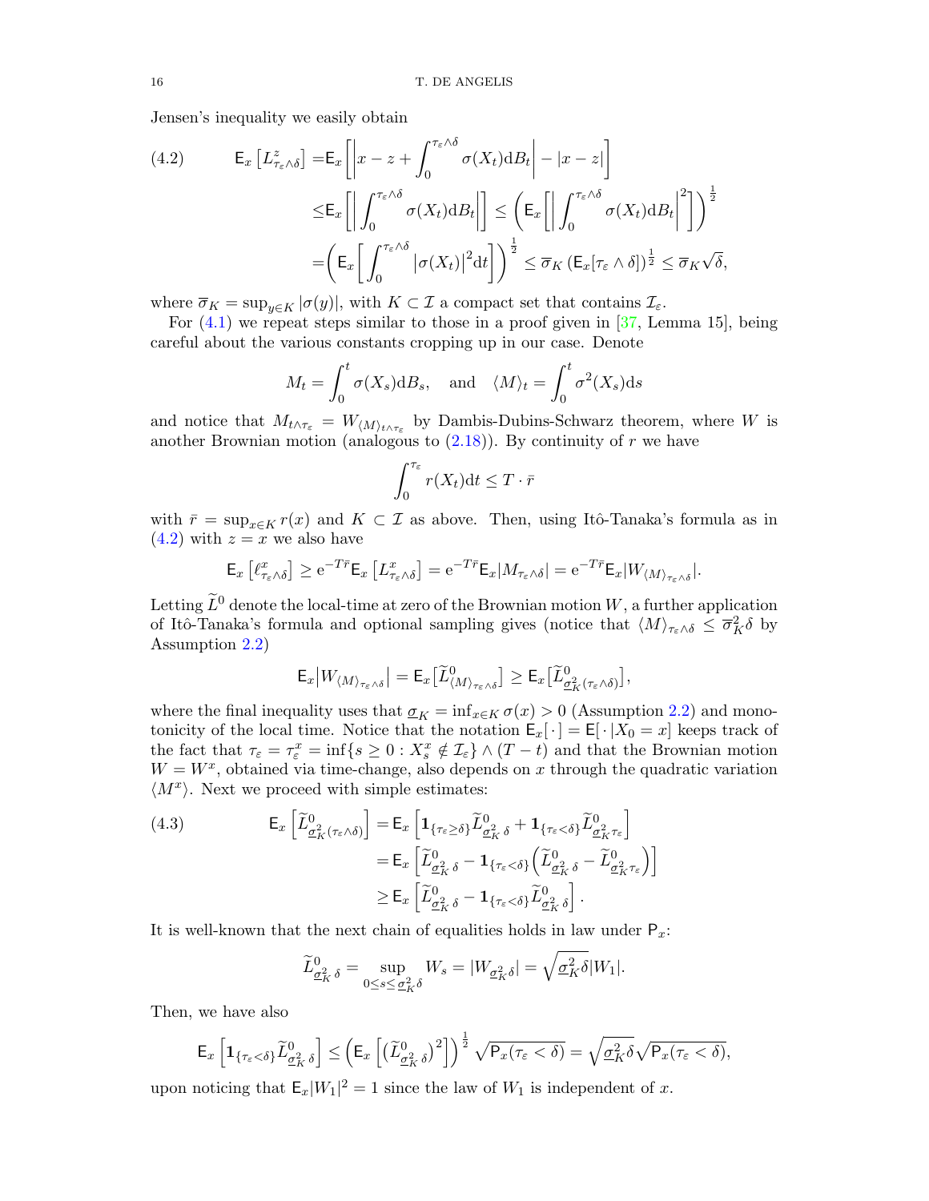Jensen's inequality we easily obtain

$$
\begin{aligned}
\mathsf{E}_x\left[L^z_{\tau_\varepsilon\wedge\delta}\right] =&\mathsf{E}_x\left[\left|x-z+\int_0^{\tau_\varepsilon\wedge\delta}\sigma(X_t)\mathrm{d}B_t\right|-|x-z|\right]\\
\le&\mathsf{E}_x\left[\left|\int_0^{\tau_\varepsilon\wedge\delta}\sigma(X_t)\mathrm{d}B_t\right|\right]\le\left(\mathsf{E}_x\left[\left|\int_0^{\tau_\varepsilon\wedge\delta}\sigma(X_t)\mathrm{d}B_t\right|^2\right]\right)^{\frac{1}{2}}\\
=&\left(\mathsf{E}_x\left[\int_0^{\tau_\varepsilon\wedge\delta}\left|\sigma(X_t)\right|^2\mathrm{d}t\right]\right)^{\frac{1}{2}}\le\overline{\sigma}_K\left(\mathsf{E}_x[\tau_\varepsilon\wedge\delta]\right)^{\frac{1}{2}}\le\overline{\sigma}_K\sqrt{\delta},
\end{aligned}
\tag{4.2}
$$

where $\overline{\sigma}_K=\sup_{y\in K}|\sigma(y)|$, with $K\subset\mathcal{I}$ a compact set that contains $\mathcal{I}_\varepsilon$.

For (4.1) we repeat steps similar to those in a proof given in [37, Lemma 15], being careful about the various constants cropping up in our case. Denote

$$
M_t=\int_0^t\sigma(X_s)\mathrm{d}B_s,\quad\text{and}\quad\langle M\rangle_t=\int_0^t\sigma^2(X_s)\mathrm{d}s
$$

and notice that $M_{t\wedge\tau_\varepsilon}=W_{\langle M\rangle_{t\wedge\tau_\varepsilon}}$ by Dambis-Dubins-Schwarz theorem, where $W$ is another Brownian motion (analogous to (2.18)). By continuity of $r$ we have

$$
\int_0^{\tau_\varepsilon}r(X_t)\mathrm{d}t\le T\cdot\bar{r}
$$

with $\bar{r}=\sup_{x\in K}r(x)$ and $K\subset\mathcal{I}$ as above. Then, using Itô-Tanaka's formula as in (4.2) with $z=x$ we also have

$$
\mathsf{E}_x\left[\ell^x_{\tau_\varepsilon\wedge\delta}\right]\ge\mathrm{e}^{-T\bar{r}}\mathsf{E}_x\left[L^x_{\tau_\varepsilon\wedge\delta}\right]=\mathrm{e}^{-T\bar{r}}\mathsf{E}_x|M_{\tau_\varepsilon\wedge\delta}|=\mathrm{e}^{-T\bar{r}}\mathsf{E}_x|W_{\langle M\rangle_{\tau_\varepsilon\wedge\delta}}|.
$$

Letting $\widetilde{L}^0$ denote the local-time at zero of the Brownian motion $W$, a further application of Itô-Tanaka's formula and optional sampling gives (notice that $\langle M\rangle_{\tau_\varepsilon\wedge\delta}\le\overline{\sigma}^2_K\delta$ by Assumption 2.2)

$$
\mathsf{E}_x\big|W_{\langle M\rangle_{\tau_\varepsilon\wedge\delta}}\big|=\mathsf{E}_x\big[\widetilde{L}^0_{\langle M\rangle_{\tau_\varepsilon\wedge\delta}}\big]\ge\mathsf{E}_x\big[\widetilde{L}^0_{\underline{\sigma}^2_K(\tau_\varepsilon\wedge\delta)}\big],
$$

where the final inequality uses that $\underline{\sigma}_K=\inf_{x\in K}\sigma(x)>0$ (Assumption 2.2) and monotonicity of the local time. Notice that the notation $\mathsf{E}_x[\,\cdot\,]=\mathsf{E}[\,\cdot\,|X_0=x]$ keeps track of the fact that $\tau_\varepsilon=\tau^x_\varepsilon=\inf\{s\ge 0:X^x_s\notin\mathcal{I}_\varepsilon\}\wedge(T-t)$ and that the Brownian motion $W=W^x$, obtained via time-change, also depends on $x$ through the quadratic variation $\langle M^x\rangle$. Next we proceed with simple estimates:

$$
\begin{aligned}
\mathsf{E}_x\left[\widetilde{L}^0_{\underline{\sigma}^2_K(\tau_\varepsilon\wedge\delta)}\right]&=\mathsf{E}_x\left[\mathbf{1}_{\{\tau_\varepsilon\ge\delta\}}\widetilde{L}^0_{\underline{\sigma}^2_K\,\delta}+\mathbf{1}_{\{\tau_\varepsilon<\delta\}}\widetilde{L}^0_{\underline{\sigma}^2_K\tau_\varepsilon}\right]\\
&=\mathsf{E}_x\left[\widetilde{L}^0_{\underline{\sigma}^2_K\,\delta}-\mathbf{1}_{\{\tau_\varepsilon<\delta\}}\left(\widetilde{L}^0_{\underline{\sigma}^2_K\,\delta}-\widetilde{L}^0_{\underline{\sigma}^2_K\tau_\varepsilon}\right)\right]\\
&\ge\mathsf{E}_x\left[\widetilde{L}^0_{\underline{\sigma}^2_K\,\delta}-\mathbf{1}_{\{\tau_\varepsilon<\delta\}}\widetilde{L}^0_{\underline{\sigma}^2_K\,\delta}\right].
\end{aligned}
\tag{4.3}
$$

It is well-known that the next chain of equalities holds in law under $\mathsf{P}_x$:

$$
\widetilde{L}^0_{\underline{\sigma}^2_K\,\delta}=\sup_{0\le s\le\underline{\sigma}^2_K\delta}W_s=|W_{\underline{\sigma}^2_K\delta}|=\sqrt{\underline{\sigma}^2_K\delta}|W_1|.
$$

Then, we have also

$$
\mathsf{E}_x\left[\mathbf{1}_{\{\tau_\varepsilon<\delta\}}\widetilde{L}^0_{\underline{\sigma}^2_K\,\delta}\right]\le\left(\mathsf{E}_x\left[\big(\widetilde{L}^0_{\underline{\sigma}^2_K\,\delta}\big)^2\right]\right)^{\frac{1}{2}}\sqrt{\mathsf{P}_x(\tau_\varepsilon<\delta)}=\sqrt{\underline{\sigma}^2_K\delta}\sqrt{\mathsf{P}_x(\tau_\varepsilon<\delta)},
$$

upon noticing that $\mathsf{E}_x|W_1|^2=1$ since the law of $W_1$ is independent of $x$.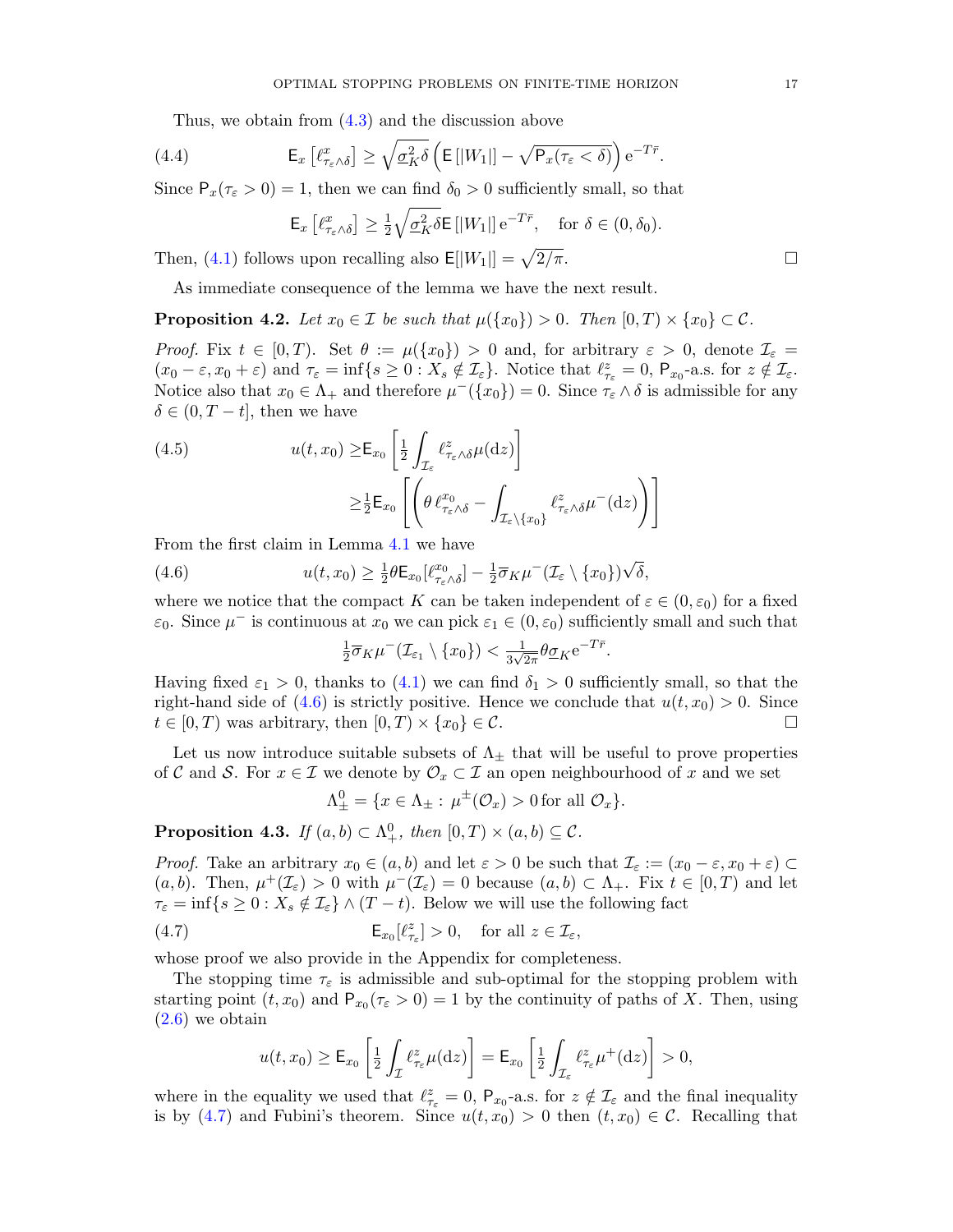Thus, we obtain from (4.3) and the discussion above

$$
\mathsf{E}_x\left[\ell^x_{\tau_\varepsilon\wedge\delta}\right] \geq \sqrt{\underline{\sigma}^2_K\delta}\left(\mathsf{E}\left[|W_1|\right] - \sqrt{\mathsf{P}_x(\tau_\varepsilon<\delta)}\right)\mathrm{e}^{-T\bar{r}}. \tag{4.4}
$$

Since $\mathsf{P}_x(\tau_\varepsilon>0)=1$, then we can find $\delta_0>0$ sufficiently small, so that

$$
\mathsf{E}_x\left[\ell^x_{\tau_\varepsilon\wedge\delta}\right] \geq \tfrac{1}{2}\sqrt{\underline{\sigma}^2_K\delta}\,\mathsf{E}\left[|W_1|\right]\mathrm{e}^{-T\bar{r}}, \quad \text{for } \delta\in(0,\delta_0).
$$

Then, (4.1) follows upon recalling also $\mathsf{E}[|W_1|]=\sqrt{2/\pi}$. $\square$

As immediate consequence of the lemma we have the next result.

**Proposition 4.2.** *Let $x_0\in\mathcal{I}$ be such that $\mu(\{x_0\})>0$. Then $[0,T)\times\{x_0\}\subset\mathcal{C}$.*

*Proof.* Fix $t\in[0,T)$. Set $\theta:=\mu(\{x_0\})>0$ and, for arbitrary $\varepsilon>0$, denote $\mathcal{I}_\varepsilon=(x_0-\varepsilon,x_0+\varepsilon)$ and $\tau_\varepsilon=\inf\{s\geq 0: X_s\notin\mathcal{I}_\varepsilon\}$. Notice that $\ell^z_{\tau_\varepsilon}=0$, $\mathsf{P}_{x_0}$-a.s. for $z\notin\mathcal{I}_\varepsilon$. Notice also that $x_0\in\Lambda_+$ and therefore $\mu^-(\{x_0\})=0$. Since $\tau_\varepsilon\wedge\delta$ is admissible for any $\delta\in(0,T-t]$, then we have

$$
\begin{aligned}
u(t,x_0)\geq&\mathsf{E}_{x_0}\left[\tfrac{1}{2}\int_{\mathcal{I}_\varepsilon}\ell^z_{\tau_\varepsilon\wedge\delta}\mu(\mathrm{d}z)\right]\\
\geq&\tfrac{1}{2}\mathsf{E}_{x_0}\left[\left(\theta\,\ell^{x_0}_{\tau_\varepsilon\wedge\delta}-\int_{\mathcal{I}_\varepsilon\setminus\{x_0\}}\ell^z_{\tau_\varepsilon\wedge\delta}\mu^-(\mathrm{d}z)\right)\right]
\end{aligned} \tag{4.5}
$$

From the first claim in Lemma 4.1 we have

$$
u(t,x_0)\geq\tfrac{1}{2}\theta\mathsf{E}_{x_0}[\ell^{x_0}_{\tau_\varepsilon\wedge\delta}]-\tfrac{1}{2}\overline{\sigma}_K\mu^-(\mathcal{I}_\varepsilon\setminus\{x_0\})\sqrt{\delta}, \tag{4.6}
$$

where we notice that the compact $K$ can be taken independent of $\varepsilon\in(0,\varepsilon_0)$ for a fixed $\varepsilon_0$. Since $\mu^-$ is continuous at $x_0$ we can pick $\varepsilon_1\in(0,\varepsilon_0)$ sufficiently small and such that

$$
\tfrac{1}{2}\overline{\sigma}_K\mu^-(\mathcal{I}_{\varepsilon_1}\setminus\{x_0\})<\tfrac{1}{3\sqrt{2\pi}}\theta\underline{\sigma}_K\mathrm{e}^{-T\bar{r}}.
$$

Having fixed $\varepsilon_1>0$, thanks to (4.1) we can find $\delta_1>0$ sufficiently small, so that the right-hand side of (4.6) is strictly positive. Hence we conclude that $u(t,x_0)>0$. Since $t\in[0,T)$ was arbitrary, then $[0,T)\times\{x_0\}\in\mathcal{C}$. $\square$

Let us now introduce suitable subsets of $\Lambda_\pm$ that will be useful to prove properties of $\mathcal{C}$ and $\mathcal{S}$. For $x\in\mathcal{I}$ we denote by $\mathcal{O}_x\subset\mathcal{I}$ an open neighbourhood of $x$ and we set

$$
\Lambda^0_\pm=\{x\in\Lambda_\pm:\,\mu^\pm(\mathcal{O}_x)>0\,\text{for all }\mathcal{O}_x\}.
$$

**Proposition 4.3.** *If $(a,b)\subset\Lambda^0_+$, then $[0,T)\times(a,b)\subseteq\mathcal{C}$.*

*Proof.* Take an arbitrary $x_0\in(a,b)$ and let $\varepsilon>0$ be such that $\mathcal{I}_\varepsilon:=(x_0-\varepsilon,x_0+\varepsilon)\subset(a,b)$. Then, $\mu^+(\mathcal{I}_\varepsilon)>0$ with $\mu^-(\mathcal{I}_\varepsilon)=0$ because $(a,b)\subset\Lambda_+$. Fix $t\in[0,T)$ and let $\tau_\varepsilon=\inf\{s\geq0:X_s\notin\mathcal{I}_\varepsilon\}\wedge(T-t)$. Below we will use the following fact

$$
\mathsf{E}_{x_0}[\ell^z_{\tau_\varepsilon}]>0, \quad \text{for all } z\in\mathcal{I}_\varepsilon, \tag{4.7}
$$

whose proof we also provide in the Appendix for completeness.

The stopping time $\tau_\varepsilon$ is admissible and sub-optimal for the stopping problem with starting point $(t,x_0)$ and $\mathsf{P}_{x_0}(\tau_\varepsilon>0)=1$ by the continuity of paths of $X$. Then, using (2.6) we obtain

$$
u(t,x_0)\geq\mathsf{E}_{x_0}\left[\tfrac{1}{2}\int_{\mathcal{I}}\ell^z_{\tau_\varepsilon}\mu(\mathrm{d}z)\right]=\mathsf{E}_{x_0}\left[\tfrac{1}{2}\int_{\mathcal{I}_\varepsilon}\ell^z_{\tau_\varepsilon}\mu^+(\mathrm{d}z)\right]>0,
$$

where in the equality we used that $\ell^z_{\tau_\varepsilon}=0$, $\mathsf{P}_{x_0}$-a.s. for $z\notin\mathcal{I}_\varepsilon$ and the final inequality is by (4.7) and Fubini's theorem. Since $u(t,x_0)>0$ then $(t,x_0)\in\mathcal{C}$. Recalling that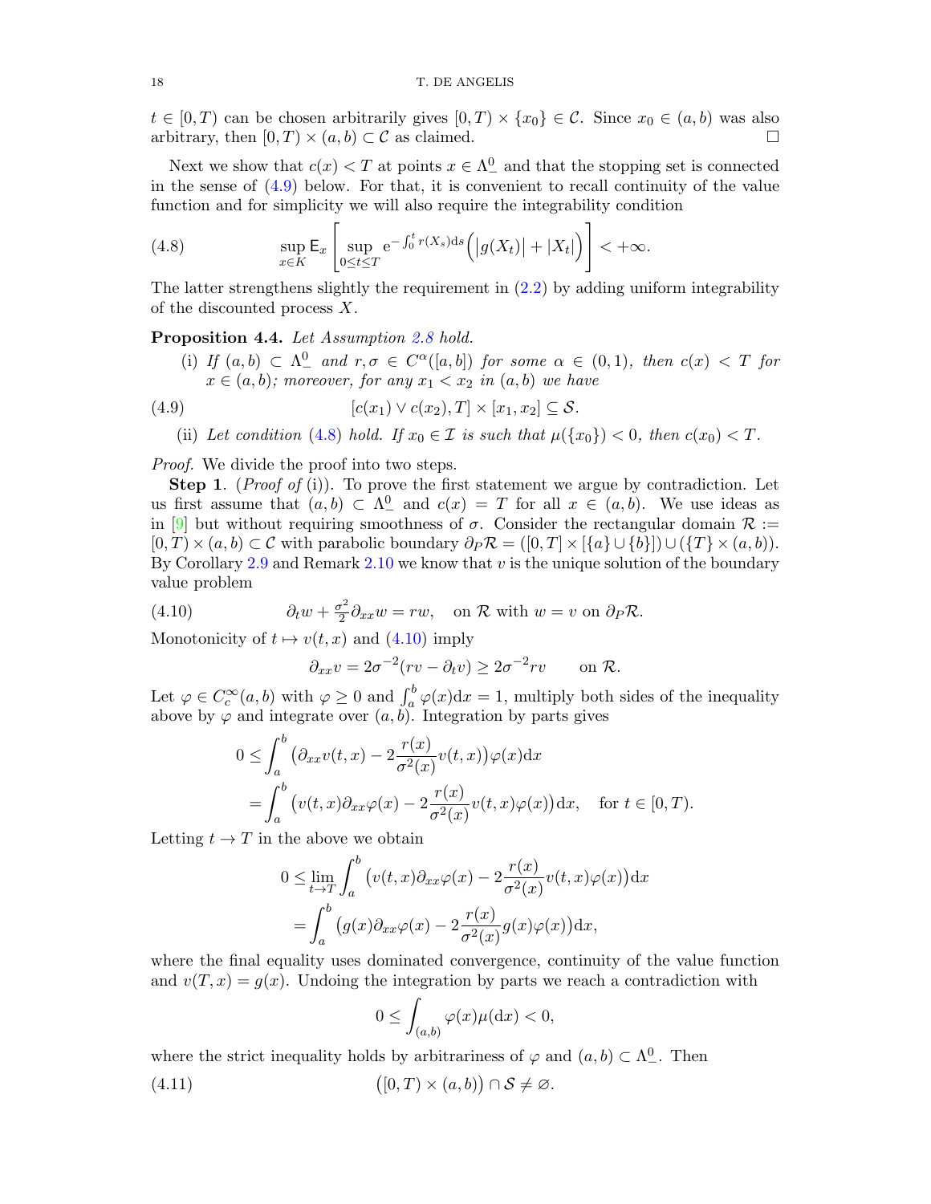$t \in [0,T)$ can be chosen arbitrarily gives $[0,T) \times \{x_0\} \in \mathcal{C}$. Since $x_0 \in (a,b)$ was also arbitrary, then $[0,T) \times (a,b) \subset \mathcal{C}$ as claimed. $\square$

Next we show that $c(x) < T$ at points $x \in \Lambda^0_-$ and that the stopping set is connected in the sense of (4.9) below. For that, it is convenient to recall continuity of the value function and for simplicity we will also require the integrability condition

$$
\sup_{x \in K} \mathsf{E}_x \left[ \sup_{0 \le t \le T} \mathrm{e}^{-\int_0^t r(X_s)\mathrm{d}s} \Big( \big|g(X_t)\big| + |X_t| \Big) \right] < +\infty. \tag{4.8}
$$

The latter strengthens slightly the requirement in (2.2) by adding uniform integrability of the discounted process $X$.

**Proposition 4.4.** *Let Assumption 2.8 hold.*

- (i) *If $(a,b) \subset \Lambda^0_-$ and $r, \sigma \in C^\alpha([a,b])$ for some $\alpha \in (0,1)$, then $c(x) < T$ for $x \in (a,b)$; moreover, for any $x_1 < x_2$ in $(a,b)$ we have*

$$
[c(x_1) \vee c(x_2), T] \times [x_1, x_2] \subseteq \mathcal{S}. \tag{4.9}
$$

- (ii) *Let condition (4.8) hold. If $x_0 \in \mathcal{I}$ is such that $\mu(\{x_0\}) < 0$, then $c(x_0) < T$.*

*Proof.* We divide the proof into two steps.

**Step 1**. (*Proof of* (i)). To prove the first statement we argue by contradiction. Let us first assume that $(a,b) \subset \Lambda^0_-$ and $c(x) = T$ for all $x \in (a,b)$. We use ideas as in [9] but without requiring smoothness of $\sigma$. Consider the rectangular domain $\mathcal{R} := [0,T) \times (a,b) \subset \mathcal{C}$ with parabolic boundary $\partial_P \mathcal{R} = ([0,T] \times [\{a\} \cup \{b\}]) \cup (\{T\} \times (a,b))$. By Corollary 2.9 and Remark 2.10 we know that $v$ is the unique solution of the boundary value problem

$$
\partial_t w + \tfrac{\sigma^2}{2} \partial_{xx} w = r w, \quad \text{on } \mathcal{R} \text{ with } w = v \text{ on } \partial_P \mathcal{R}. \tag{4.10}
$$

Monotonicity of $t \mapsto v(t,x)$ and (4.10) imply

$$
\partial_{xx} v = 2\sigma^{-2}(rv - \partial_t v) \ge 2\sigma^{-2} r v \qquad \text{on } \mathcal{R}.
$$

Let $\varphi \in C^\infty_c(a,b)$ with $\varphi \ge 0$ and $\int_a^b \varphi(x)\mathrm{d}x = 1$, multiply both sides of the inequality above by $\varphi$ and integrate over $(a,b)$. Integration by parts gives

$$
\begin{aligned}
0 &\le \int_a^b \big( \partial_{xx} v(t,x) - 2\frac{r(x)}{\sigma^2(x)} v(t,x) \big) \varphi(x) \mathrm{d}x \\
&= \int_a^b \big( v(t,x) \partial_{xx} \varphi(x) - 2\frac{r(x)}{\sigma^2(x)} v(t,x) \varphi(x) \big) \mathrm{d}x, \quad \text{for } t \in [0,T).
\end{aligned}
$$

Letting $t \to T$ in the above we obtain

$$
\begin{aligned}
0 &\le \lim_{t \to T} \int_a^b \big( v(t,x) \partial_{xx} \varphi(x) - 2\frac{r(x)}{\sigma^2(x)} v(t,x) \varphi(x) \big) \mathrm{d}x \\
&= \int_a^b \big( g(x) \partial_{xx} \varphi(x) - 2\frac{r(x)}{\sigma^2(x)} g(x) \varphi(x) \big) \mathrm{d}x,
\end{aligned}
$$

where the final equality uses dominated convergence, continuity of the value function and $v(T,x) = g(x)$. Undoing the integration by parts we reach a contradiction with

$$
0 \le \int_{(a,b)} \varphi(x) \mu(\mathrm{d}x) < 0,
$$

where the strict inequality holds by arbitrariness of $\varphi$ and $(a,b) \subset \Lambda^0_-$. Then

$$
\big( [0,T) \times (a,b) \big) \cap \mathcal{S} \neq \varnothing. \tag{4.11}
$$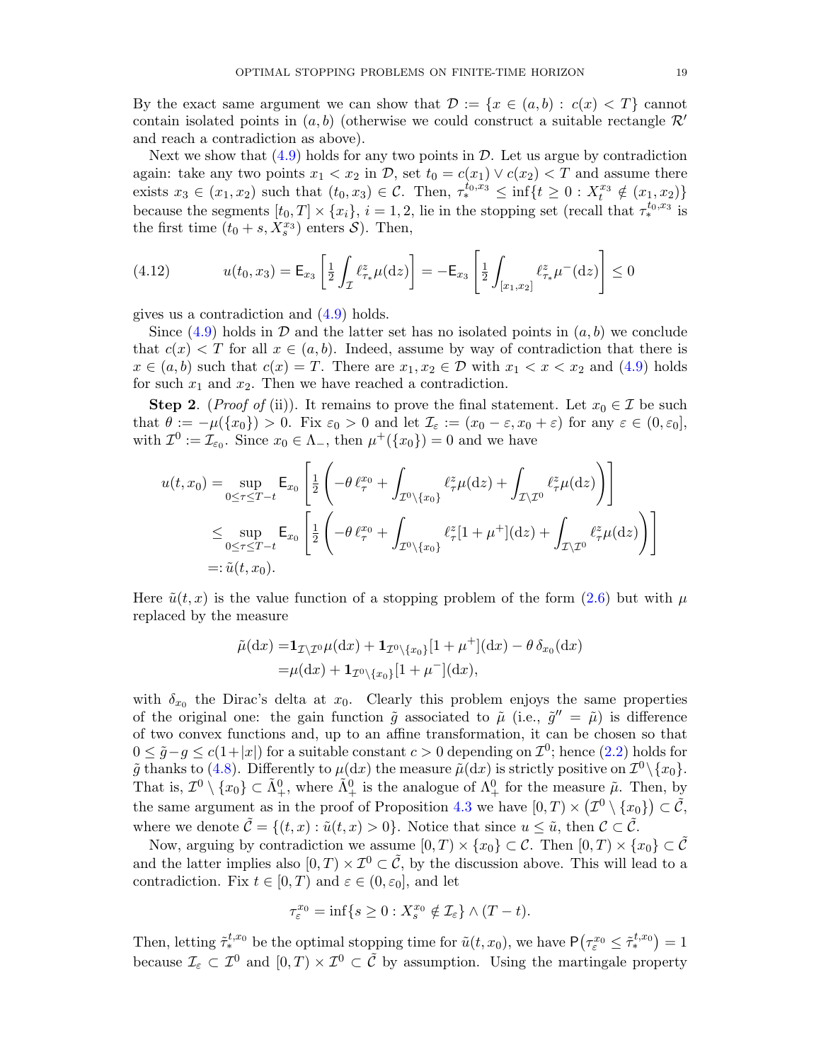By the exact same argument we can show that $\mathcal{D} := \{x \in (a,b) : c(x) < T\}$ cannot contain isolated points in $(a,b)$ (otherwise we could construct a suitable rectangle $\mathcal{R}'$ and reach a contradiction as above).

Next we show that (4.9) holds for any two points in $\mathcal{D}$. Let us argue by contradiction again: take any two points $x_1 < x_2$ in $\mathcal{D}$, set $t_0 = c(x_1) \vee c(x_2) < T$ and assume there exists $x_3 \in (x_1, x_2)$ such that $(t_0, x_3) \in \mathcal{C}$. Then, $\tau_*^{t_0,x_3} \leq \inf\{t \geq 0 : X_t^{x_3} \notin (x_1, x_2)\}$ because the segments $[t_0, T] \times \{x_i\}$, $i = 1, 2$, lie in the stopping set (recall that $\tau_*^{t_0,x_3}$ is the first time $(t_0 + s, X_s^{x_3})$ enters $\mathcal{S}$). Then,

$$
u(t_0, x_3) = \mathsf{E}_{x_3}\left[\tfrac{1}{2}\int_{\mathcal{I}} \ell^z_{\tau_*}\mu(\mathrm{d}z)\right] = -\mathsf{E}_{x_3}\left[\tfrac{1}{2}\int_{[x_1,x_2]} \ell^z_{\tau_*}\mu^-(\mathrm{d}z)\right] \leq 0 \tag{4.12}
$$

gives us a contradiction and (4.9) holds.

Since (4.9) holds in $\mathcal{D}$ and the latter set has no isolated points in $(a,b)$ we conclude that $c(x) < T$ for all $x \in (a,b)$. Indeed, assume by way of contradiction that there is $x \in (a,b)$ such that $c(x) = T$. There are $x_1, x_2 \in \mathcal{D}$ with $x_1 < x < x_2$ and (4.9) holds for such $x_1$ and $x_2$. Then we have reached a contradiction.

**Step 2**. (*Proof of* (ii)). It remains to prove the final statement. Let $x_0 \in \mathcal{I}$ be such that $\theta := -\mu(\{x_0\}) > 0$. Fix $\varepsilon_0 > 0$ and let $\mathcal{I}_\varepsilon := (x_0 - \varepsilon, x_0 + \varepsilon)$ for any $\varepsilon \in (0, \varepsilon_0]$, with $\mathcal{I}^0 := \mathcal{I}_{\varepsilon_0}$. Since $x_0 \in \Lambda_-$, then $\mu^+(\{x_0\}) = 0$ and we have

$$
\begin{aligned}
u(t, x_0) &= \sup_{0 \leq \tau \leq T-t} \mathsf{E}_{x_0}\left[\tfrac{1}{2}\left(-\theta\, \ell^{x_0}_\tau + \int_{\mathcal{I}^0 \setminus \{x_0\}} \ell^z_\tau \mu(\mathrm{d}z) + \int_{\mathcal{I} \setminus \mathcal{I}^0} \ell^z_\tau \mu(\mathrm{d}z)\right)\right] \\
&\leq \sup_{0 \leq \tau \leq T-t} \mathsf{E}_{x_0}\left[\tfrac{1}{2}\left(-\theta\, \ell^{x_0}_\tau + \int_{\mathcal{I}^0 \setminus \{x_0\}} \ell^z_\tau [1 + \mu^+](\mathrm{d}z) + \int_{\mathcal{I} \setminus \mathcal{I}^0} \ell^z_\tau \mu(\mathrm{d}z)\right)\right] \\
&=: \tilde{u}(t, x_0).
\end{aligned}
$$

Here $\tilde{u}(t,x)$ is the value function of a stopping problem of the form (2.6) but with $\mu$ replaced by the measure

$$
\begin{aligned}
\tilde{\mu}(\mathrm{d}x) =& \mathbf{1}_{\mathcal{I} \setminus \mathcal{I}^0}\mu(\mathrm{d}x) + \mathbf{1}_{\mathcal{I}^0 \setminus \{x_0\}}[1 + \mu^+](\mathrm{d}x) - \theta\, \delta_{x_0}(\mathrm{d}x) \\
=& \mu(\mathrm{d}x) + \mathbf{1}_{\mathcal{I}^0 \setminus \{x_0\}}[1 + \mu^-](\mathrm{d}x),
\end{aligned}
$$

with $\delta_{x_0}$ the Dirac's delta at $x_0$. Clearly this problem enjoys the same properties of the original one: the gain function $\tilde{g}$ associated to $\tilde{\mu}$ (i.e., $\tilde{g}'' := \tilde{\mu}$) is difference of two convex functions and, up to an affine transformation, it can be chosen so that $0 \leq \tilde{g} - g \leq c(1 + |x|)$ for a suitable constant $c > 0$ depending on $\mathcal{I}^0$; hence (2.2) holds for $\tilde{g}$ thanks to (4.8). Differently to $\mu(\mathrm{d}x)$ the measure $\tilde{\mu}(\mathrm{d}x)$ is strictly positive on $\mathcal{I}^0 \setminus \{x_0\}$. That is, $\mathcal{I}^0 \setminus \{x_0\} \subset \tilde{\Lambda}^0_+$, where $\tilde{\Lambda}^0_+$ is the analogue of $\Lambda^0_+$ for the measure $\tilde{\mu}$. Then, by the same argument as in the proof of Proposition 4.3 we have $[0, T) \times \left(\mathcal{I}^0 \setminus \{x_0\}\right) \subset \tilde{\mathcal{C}}$, where we denote $\tilde{\mathcal{C}} = \{(t,x) : \tilde{u}(t,x) > 0\}$. Notice that since $u \leq \tilde{u}$, then $\mathcal{C} \subset \tilde{\mathcal{C}}$.

Now, arguing by contradiction we assume $[0,T) \times \{x_0\} \subset \mathcal{C}$. Then $[0,T) \times \{x_0\} \subset \tilde{\mathcal{C}}$ and the latter implies also $[0,T) \times \mathcal{I}^0 \subset \tilde{\mathcal{C}}$, by the discussion above. This will lead to a contradiction. Fix $t \in [0,T)$ and $\varepsilon \in (0, \varepsilon_0]$, and let

$$
\tau^{x_0}_\varepsilon = \inf\{s \geq 0 : X^{x_0}_s \notin \mathcal{I}_\varepsilon\} \wedge (T - t).
$$

Then, letting $\tilde{\tau}^{t,x_0}_*$ be the optimal stopping time for $\tilde{u}(t, x_0)$, we have $\mathsf{P}\big(\tau^{x_0}_\varepsilon \leq \tilde{\tau}^{t,x_0}_*\big) = 1$ because $\mathcal{I}_\varepsilon \subset \mathcal{I}^0$ and $[0,T) \times \mathcal{I}^0 \subset \tilde{\mathcal{C}}$ by assumption. Using the martingale property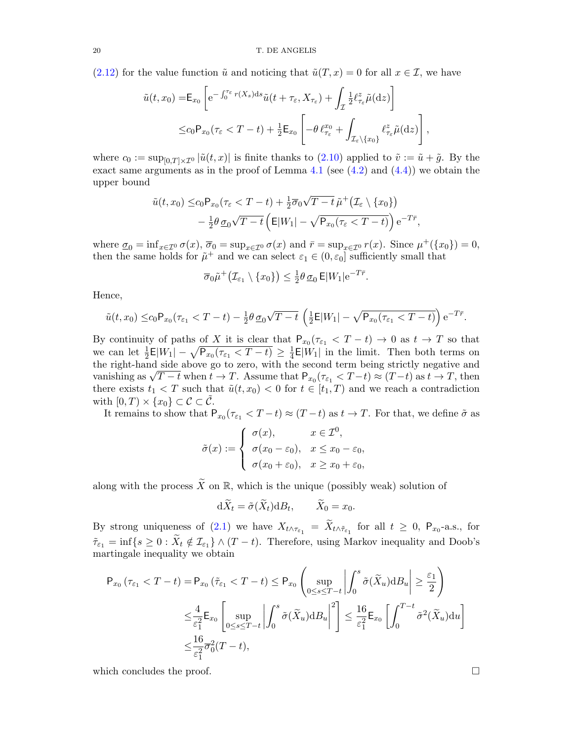(2.12) for the value function $\tilde{u}$ and noticing that $\tilde{u}(T, x) = 0$ for all $x \in \mathcal{I}$, we have

$$
\begin{aligned}
\tilde{u}(t, x_0) =& \mathsf{E}_{x_0}\left[\mathrm{e}^{-\int_0^{\tau_\varepsilon} r(X_s)\mathrm{d}s}\tilde{u}(t+\tau_\varepsilon, X_{\tau_\varepsilon}) + \int_{\mathcal{I}} \tfrac{1}{2}\ell^z_{\tau_\varepsilon}\tilde{\mu}(\mathrm{d}z)\right] \\
\leq& c_0 \mathsf{P}_{x_0}(\tau_\varepsilon < T-t) + \tfrac{1}{2}\mathsf{E}_{x_0}\left[-\theta\, \ell^{x_0}_{\tau_\varepsilon} + \int_{\mathcal{I}_\varepsilon \setminus \{x_0\}} \ell^z_{\tau_\varepsilon}\tilde{\mu}(\mathrm{d}z)\right],
\end{aligned}
$$

where $c_0 := \sup_{[0,T]\times\mathcal{I}^0}|\tilde{u}(t,x)|$ is finite thanks to (2.10) applied to $\tilde{v} := \tilde{u} + \tilde{g}$. By the exact same arguments as in the proof of Lemma 4.1 (see (4.2) and (4.4)) we obtain the upper bound

$$
\begin{aligned}
\tilde{u}(t, x_0) \leq& c_0 \mathsf{P}_{x_0}(\tau_\varepsilon < T-t) + \tfrac{1}{2}\overline{\sigma}_0\sqrt{T-t}\,\tilde{\mu}^+\big(\mathcal{I}_\varepsilon \setminus \{x_0\}\big) \\
&- \tfrac{1}{2}\theta\,\underline{\sigma}_0\sqrt{T-t}\left(\mathsf{E}|W_1| - \sqrt{\mathsf{P}_{x_0}(\tau_\varepsilon < T-t)}\right)\mathrm{e}^{-T\bar{r}},
\end{aligned}
$$

where $\underline{\sigma}_0 = \inf_{x\in\mathcal{I}^0}\sigma(x)$, $\overline{\sigma}_0 = \sup_{x\in\mathcal{I}^0}\sigma(x)$ and $\bar{r} = \sup_{x\in\mathcal{I}^0} r(x)$. Since $\mu^+(\{x_0\}) = 0$, then the same holds for $\tilde{\mu}^+$ and we can select $\varepsilon_1 \in (0, \varepsilon_0]$ sufficiently small that

$$
\overline{\sigma}_0\tilde{\mu}^+\big(\mathcal{I}_{\varepsilon_1} \setminus \{x_0\}\big) \leq \tfrac{1}{2}\theta\,\underline{\sigma}_0\,\mathsf{E}|W_1|\mathrm{e}^{-T\bar{r}}.
$$

Hence,

$$
\tilde{u}(t, x_0) \leq c_0 \mathsf{P}_{x_0}(\tau_{\varepsilon_1} < T-t) - \tfrac{1}{2}\theta\,\underline{\sigma}_0\sqrt{T-t}\,\left(\tfrac{1}{2}\mathsf{E}|W_1| - \sqrt{\mathsf{P}_{x_0}(\tau_{\varepsilon_1} < T-t)}\right)\mathrm{e}^{-T\bar{r}}.
$$

By continuity of paths of $X$ it is clear that $\mathsf{P}_{x_0}(\tau_{\varepsilon_1} < T-t) \to 0$ as $t \to T$ so that we can let $\frac{1}{2}\mathsf{E}|W_1| - \sqrt{\mathsf{P}_{x_0}(\tau_{\varepsilon_1} < T-t)} \geq \frac{1}{4}\mathsf{E}|W_1|$ in the limit. Then both terms on the right-hand side above go to zero, with the second term being strictly negative and vanishing as $\sqrt{T-t}$ when $t \to T$. Assume that $\mathsf{P}_{x_0}(\tau_{\varepsilon_1} < T-t) \approx (T-t)$ as $t \to T$, then there exists $t_1 < T$ such that $\tilde{u}(t, x_0) < 0$ for $t \in [t_1, T)$ and we reach a contradiction with $[0,T) \times \{x_0\} \subset \mathcal{C} \subset \tilde{\mathcal{C}}$.

It remains to show that $\mathsf{P}_{x_0}(\tau_{\varepsilon_1} < T-t) \approx (T-t)$ as $t \to T$. For that, we define $\tilde{\sigma}$ as

$$
\tilde{\sigma}(x) := \begin{cases} \sigma(x), & x \in \mathcal{I}^0, \\ \sigma(x_0 - \varepsilon_0), & x \leq x_0 - \varepsilon_0, \\ \sigma(x_0 + \varepsilon_0), & x \geq x_0 + \varepsilon_0, \end{cases}
$$

along with the process $\widetilde{X}$ on $\mathbb{R}$, which is the unique (possibly weak) solution of

$$
\mathrm{d}\widetilde{X}_t = \tilde{\sigma}(\widetilde{X}_t)\mathrm{d}B_t, \qquad \widetilde{X}_0 = x_0.
$$

By strong uniqueness of (2.1) we have $X_{t\wedge\tau_{\varepsilon_1}} = \widetilde{X}_{t\wedge\tilde{\tau}_{\varepsilon_1}}$ for all $t \geq 0$, $\mathsf{P}_{x_0}$-a.s., for $\tilde{\tau}_{\varepsilon_1} = \inf\{s \geq 0 : \widetilde{X}_t \notin \mathcal{I}_{\varepsilon_1}\} \wedge (T-t)$. Therefore, using Markov inequality and Doob's martingale inequality we obtain

$$
\begin{aligned}
\mathsf{P}_{x_0}\left(\tau_{\varepsilon_1} < T-t\right) =& \mathsf{P}_{x_0}\left(\tilde{\tau}_{\varepsilon_1} < T-t\right) \leq \mathsf{P}_{x_0}\left(\sup_{0\leq s\leq T-t}\left|\int_0^s \tilde{\sigma}(\widetilde{X}_u)\mathrm{d}B_u\right| \geq \frac{\varepsilon_1}{2}\right) \\
\leq& \frac{4}{\varepsilon_1^2}\mathsf{E}_{x_0}\left[\sup_{0\leq s\leq T-t}\left|\int_0^s \tilde{\sigma}(\widetilde{X}_u)\mathrm{d}B_u\right|^2\right] \leq \frac{16}{\varepsilon_1^2}\mathsf{E}_{x_0}\left[\int_0^{T-t}\tilde{\sigma}^2(\widetilde{X}_u)\mathrm{d}u\right] \\
\leq& \frac{16}{\varepsilon_1^2}\overline{\sigma}_0^2(T-t),
\end{aligned}
$$

which concludes the proof. $\square$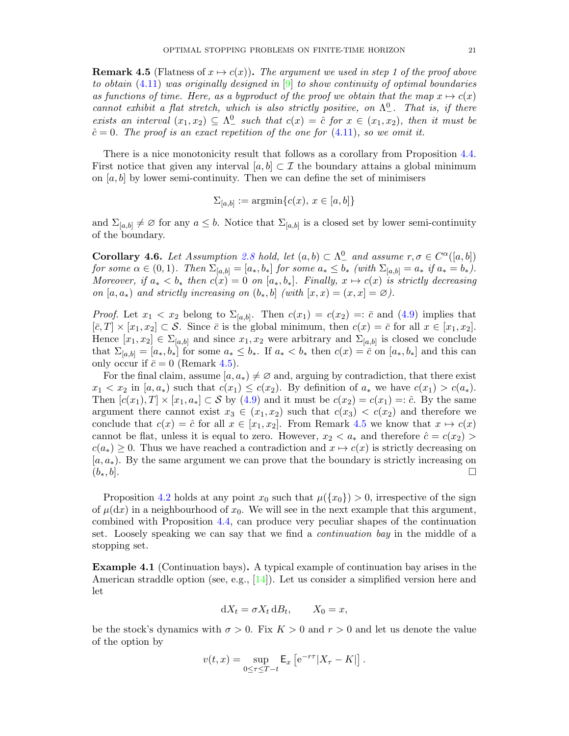**Remark 4.5** (Flatness of $x \mapsto c(x)$)**.** *The argument we used in step 1 of the proof above to obtain* (4.11) *was originally designed in* [9] *to show continuity of optimal boundaries as functions of time. Here, as a byproduct of the proof we obtain that the map $x \mapsto c(x)$ cannot exhibit a flat stretch, which is also strictly positive, on $\Lambda^0_-$. That is, if there exists an interval $(x_1, x_2) \subseteq \Lambda^0_-$ such that $c(x) = \hat{c}$ for $x \in (x_1, x_2)$, then it must be $\hat{c} = 0$. The proof is an exact repetition of the one for* (4.11)*, so we omit it.*

There is a nice monotonicity result that follows as a corollary from Proposition 4.4. First notice that given any interval $[a, b] \subset \mathcal{I}$ the boundary attains a global minimum on $[a, b]$ by lower semi-continuity. Then we can define the set of minimisers

$$\Sigma_{[a,b]} := \operatorname{argmin}\{c(x),\, x \in [a, b]\}$$

and $\Sigma_{[a,b]} \neq \varnothing$ for any $a \leq b$. Notice that $\Sigma_{[a,b]}$ is a closed set by lower semi-continuity of the boundary.

**Corollary 4.6.** *Let Assumption 2.8 hold, let $(a, b) \subset \Lambda^0_-$ and assume $r, \sigma \in C^\alpha([a, b])$ for some $\alpha \in (0, 1)$. Then $\Sigma_{[a,b]} = [a_*, b_*]$ for some $a_* \leq b_*$ (with $\Sigma_{[a,b]} = a_*$ if $a_* = b_*$). Moreover, if $a_* < b_*$ then $c(x) = 0$ on $[a_*, b_*]$. Finally, $x \mapsto c(x)$ is strictly decreasing on $[a, a_*)$ and strictly increasing on $(b_*, b]$ (with $[x, x) = (x, x] = \varnothing$).*

*Proof.* Let $x_1 < x_2$ belong to $\Sigma_{[a,b]}$. Then $c(x_1) = c(x_2) =: \bar{c}$ and (4.9) implies that $[\bar{c}, T] \times [x_1, x_2] \subset \mathcal{S}$. Since $\bar{c}$ is the global minimum, then $c(x) = \bar{c}$ for all $x \in [x_1, x_2]$. Hence $[x_1, x_2] \in \Sigma_{[a,b]}$ and since $x_1, x_2$ were arbitrary and $\Sigma_{[a,b]}$ is closed we conclude that $\Sigma_{[a,b]} = [a_*, b_*]$ for some $a_* \leq b_*$. If $a_* < b_*$ then $c(x) = \bar{c}$ on $[a_*, b_*]$ and this can only occur if $\bar{c} = 0$ (Remark 4.5).

For the final claim, assume $[a, a_*) \neq \varnothing$ and, arguing by contradiction, that there exist $x_1 < x_2$ in $[a, a_*)$ such that $c(x_1) \leq c(x_2)$. By definition of $a_*$ we have $c(x_1) > c(a_*)$. Then $[c(x_1), T] \times [x_1, a_*] \subset \mathcal{S}$ by (4.9) and it must be $c(x_2) = c(x_1) =: \hat{c}$. By the same argument there cannot exist $x_3 \in (x_1, x_2)$ such that $c(x_3) < c(x_2)$ and therefore we conclude that $c(x) = \hat{c}$ for all $x \in [x_1, x_2]$. From Remark 4.5 we know that $x \mapsto c(x)$ cannot be flat, unless it is equal to zero. However, $x_2 < a_*$ and therefore $\hat{c} = c(x_2) > c(a_*) \geq 0$. Thus we have reached a contradiction and $x \mapsto c(x)$ is strictly decreasing on $[a, a_*)$. By the same argument we can prove that the boundary is strictly increasing on $(b_*, b]$. $\square$

Proposition 4.2 holds at any point $x_0$ such that $\mu(\{x_0\}) > 0$, irrespective of the sign of $\mu(\mathrm{d}x)$ in a neighbourhood of $x_0$. We will see in the next example that this argument, combined with Proposition 4.4, can produce very peculiar shapes of the continuation set. Loosely speaking we can say that we find a *continuation bay* in the middle of a stopping set.

**Example 4.1** (Continuation bays)**.** A typical example of continuation bay arises in the American straddle option (see, e.g., [14]). Let us consider a simplified version here and let

$$\mathrm{d}X_t = \sigma X_t \,\mathrm{d}B_t, \qquad X_0 = x,$$

be the stock's dynamics with $\sigma > 0$. Fix $K > 0$ and $r > 0$ and let us denote the value of the option by

$$v(t, x) = \sup_{0 \leq \tau \leq T-t} \mathsf{E}_x \left[ \mathrm{e}^{-r\tau} |X_\tau - K| \right].$$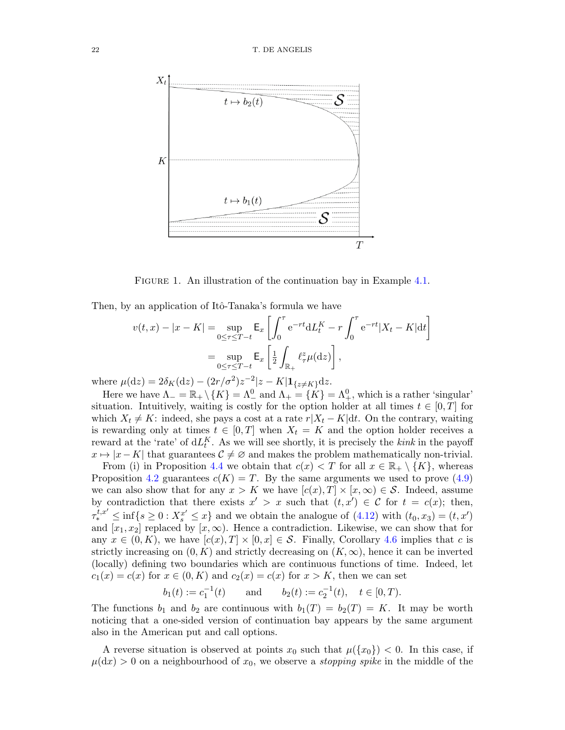FIGURE 1. An illustration of the continuation bay in Example 4.1.

Then, by an application of Itô-Tanaka's formula we have

$$
\begin{aligned}
v(t,x) - |x-K| &= \sup_{0\le\tau\le T-t} \mathsf{E}_x\left[\int_0^\tau \mathrm{e}^{-rt}\mathrm{d}L_t^K - r\int_0^\tau \mathrm{e}^{-rt}|X_t-K|\mathrm{d}t\right] \\
&= \sup_{0\le\tau\le T-t} \mathsf{E}_x\left[\tfrac{1}{2}\int_{\mathbb{R}_+} \ell_\tau^z \mu(\mathrm{d}z)\right],
\end{aligned}
$$

where $\mu(\mathrm{d}z) = 2\delta_K(\mathrm{d}z) - (2r/\sigma^2)z^{-2}|z-K|\mathbf{1}_{\{z\neq K\}}\mathrm{d}z$.

Here we have $\Lambda_- = \mathbb{R}_+\setminus\{K\} = \Lambda_-^0$ and $\Lambda_+ = \{K\} = \Lambda_+^0$, which is a rather 'singular' situation. Intuitively, waiting is costly for the option holder at all times $t\in[0,T]$ for which $X_t \neq K$: indeed, she pays a cost at a rate $r|X_t-K|\mathrm{d}t$. On the contrary, waiting is rewarding only at times $t\in[0,T]$ when $X_t = K$ and the option holder receives a reward at the 'rate' of $\mathrm{d}L_t^K$. As we will see shortly, it is precisely the *kink* in the payoff $x\mapsto|x-K|$ that guarantees $\mathcal{C}\neq\varnothing$ and makes the problem mathematically non-trivial.

From (i) in Proposition 4.4 we obtain that $c(x) < T$ for all $x\in\mathbb{R}_+\setminus\{K\}$, whereas Proposition 4.2 guarantees $c(K) = T$. By the same arguments we used to prove (4.9) we can also show that for any $x > K$ we have $[c(x),T]\times[x,\infty)\in\mathcal{S}$. Indeed, assume by contradiction that there exists $x' > x$ such that $(t,x')\in\mathcal{C}$ for $t = c(x)$; then, $\tau_*^{t,x'} \le \inf\{s\ge 0 : X_s^{x'} \le x\}$ and we obtain the analogue of (4.12) with $(t_0,x_3) = (t,x')$ and $[x_1,x_2]$ replaced by $[x,\infty)$. Hence a contradiction. Likewise, we can show that for any $x\in(0,K)$, we have $[c(x),T]\times[0,x]\in\mathcal{S}$. Finally, Corollary 4.6 implies that $c$ is strictly increasing on $(0,K)$ and strictly decreasing on $(K,\infty)$, hence it can be inverted (locally) defining two boundaries which are continuous functions of time. Indeed, let $c_1(x) = c(x)$ for $x\in(0,K)$ and $c_2(x) = c(x)$ for $x > K$, then we can set

$$
b_1(t) := c_1^{-1}(t) \qquad \text{and} \qquad b_2(t) := c_2^{-1}(t), \quad t\in[0,T).
$$

The functions $b_1$ and $b_2$ are continuous with $b_1(T) = b_2(T) = K$. It may be worth noticing that a one-sided version of continuation bay appears by the same argument also in the American put and call options.

A reverse situation is observed at points $x_0$ such that $\mu(\{x_0\}) < 0$. In this case, if $\mu(\mathrm{d}x) > 0$ on a neighbourhood of $x_0$, we observe a *stopping spike* in the middle of the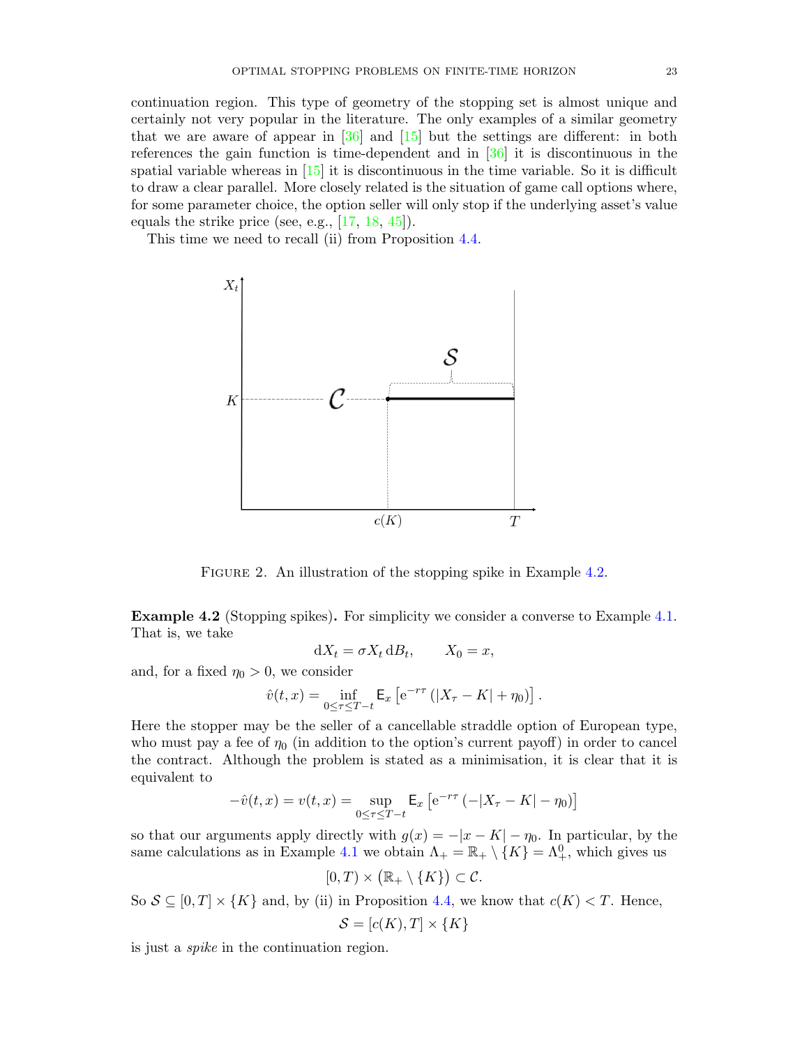continuation region. This type of geometry of the stopping set is almost unique and certainly not very popular in the literature. The only examples of a similar geometry that we are aware of appear in [36] and [15] but the settings are different: in both references the gain function is time-dependent and in [36] it is discontinuous in the spatial variable whereas in [15] it is discontinuous in the time variable. So it is difficult to draw a clear parallel. More closely related is the situation of game call options where, for some parameter choice, the option seller will only stop if the underlying asset's value equals the strike price (see, e.g., [17, 18, 45]).

This time we need to recall (ii) from Proposition 4.4.

FIGURE 2. An illustration of the stopping spike in Example 4.2.

**Example 4.2** (Stopping spikes)**.** For simplicity we consider a converse to Example 4.1. That is, we take

$$\mathrm{d}X_t = \sigma X_t \,\mathrm{d}B_t, \qquad X_0 = x,$$

and, for a fixed $\eta_0 > 0$, we consider

$$\hat{v}(t,x) = \inf_{0\le\tau\le T-t} \mathsf{E}_x\left[\mathrm{e}^{-r\tau}\left(|X_\tau - K| + \eta_0\right)\right].$$

Here the stopper may be the seller of a cancellable straddle option of European type, who must pay a fee of $\eta_0$ (in addition to the option's current payoff) in order to cancel the contract. Although the problem is stated as a minimisation, it is clear that it is equivalent to

$$-\hat{v}(t,x) = v(t,x) = \sup_{0\le\tau\le T-t} \mathsf{E}_x\left[\mathrm{e}^{-r\tau}\left(-|X_\tau - K| - \eta_0\right)\right]$$

so that our arguments apply directly with $g(x) = -|x-K| - \eta_0$. In particular, by the same calculations as in Example 4.1 we obtain $\Lambda_+ = \mathbb{R}_+ \setminus \{K\} = \Lambda_+^0$, which gives us

$$[0,T) \times \left(\mathbb{R}_+ \setminus \{K\}\right) \subset \mathcal{C}.$$

So $\mathcal{S} \subseteq [0,T] \times \{K\}$ and, by (ii) in Proposition 4.4, we know that $c(K) < T$. Hence,

$$\mathcal{S} = [c(K), T] \times \{K\}$$

is just a *spike* in the continuation region.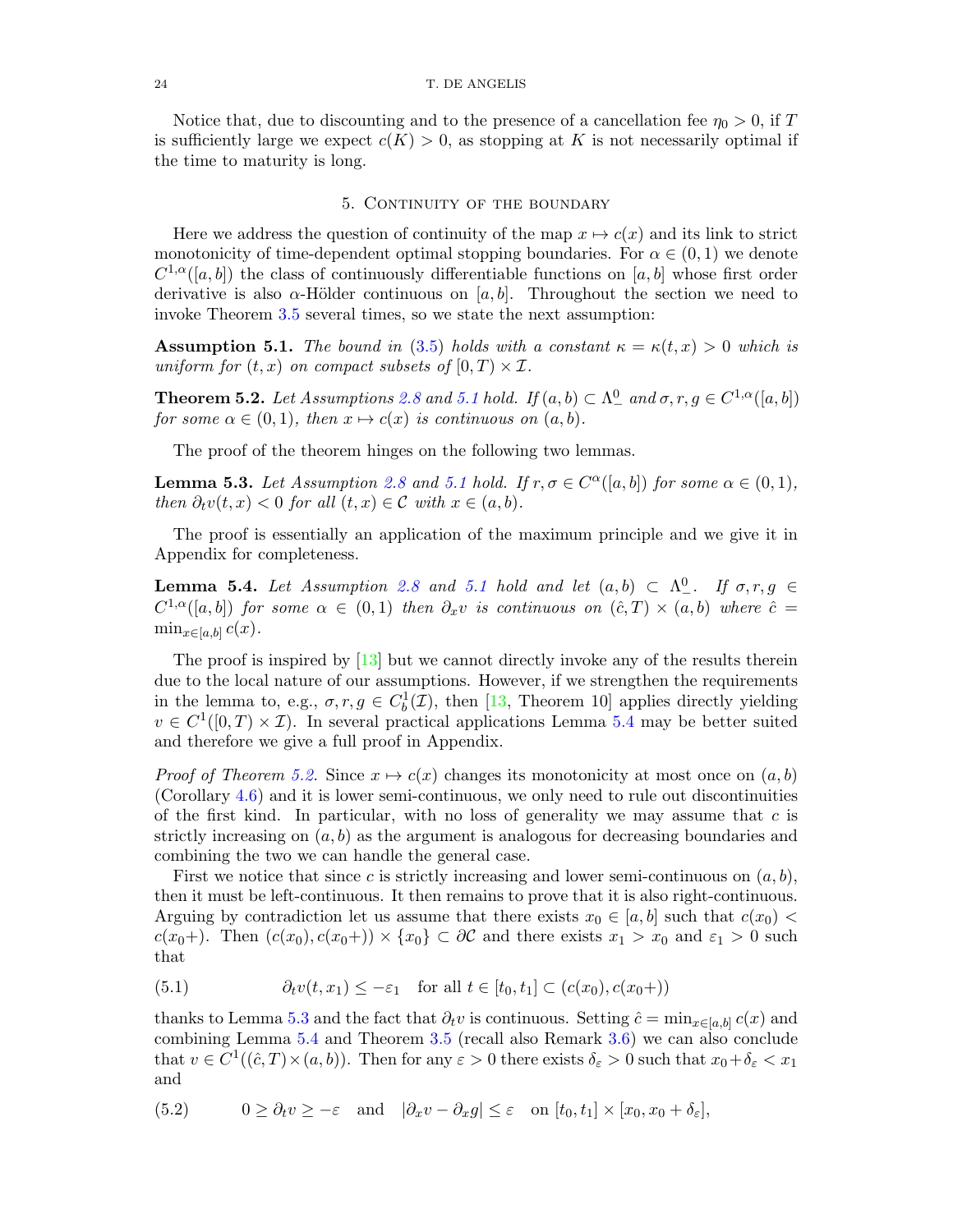Notice that, due to discounting and to the presence of a cancellation fee $\eta_0 > 0$, if $T$ is sufficiently large we expect $c(K) > 0$, as stopping at $K$ is not necessarily optimal if the time to maturity is long.

## 5. Continuity of the boundary

Here we address the question of continuity of the map $x \mapsto c(x)$ and its link to strict monotonicity of time-dependent optimal stopping boundaries. For $\alpha \in (0,1)$ we denote $C^{1,\alpha}([a,b])$ the class of continuously differentiable functions on $[a,b]$ whose first order derivative is also $\alpha$-Hölder continuous on $[a,b]$. Throughout the section we need to invoke Theorem 3.5 several times, so we state the next assumption:

**Assumption 5.1.** *The bound in* (3.5) *holds with a constant $\kappa = \kappa(t,x) > 0$ which is uniform for $(t,x)$ on compact subsets of $[0,T) \times \mathcal{I}$.*

**Theorem 5.2.** *Let Assumptions 2.8 and 5.1 hold. If $(a,b) \subset \Lambda^0_-$ and $\sigma, r, g \in C^{1,\alpha}([a,b])$ for some $\alpha \in (0,1)$, then $x \mapsto c(x)$ is continuous on $(a,b)$.*

The proof of the theorem hinges on the following two lemmas.

**Lemma 5.3.** *Let Assumption 2.8 and 5.1 hold. If $r, \sigma \in C^{\alpha}([a,b])$ for some $\alpha \in (0,1)$, then $\partial_t v(t,x) < 0$ for all $(t,x) \in \mathcal{C}$ with $x \in (a,b)$.*

The proof is essentially an application of the maximum principle and we give it in Appendix for completeness.

**Lemma 5.4.** *Let Assumption 2.8 and 5.1 hold and let $(a,b) \subset \Lambda^0_-$. If $\sigma, r, g \in C^{1,\alpha}([a,b])$ for some $\alpha \in (0,1)$ then $\partial_x v$ is continuous on $(\hat{c}, T) \times (a,b)$ where $\hat{c} = \min_{x \in [a,b]} c(x)$.*

The proof is inspired by [13] but we cannot directly invoke any of the results therein due to the local nature of our assumptions. However, if we strengthen the requirements in the lemma to, e.g., $\sigma, r, g \in C^1_b(\mathcal{I})$, then [13, Theorem 10] applies directly yielding $v \in C^1([0,T) \times \mathcal{I})$. In several practical applications Lemma 5.4 may be better suited and therefore we give a full proof in Appendix.

*Proof of Theorem 5.2.* Since $x \mapsto c(x)$ changes its monotonicity at most once on $(a,b)$ (Corollary 4.6) and it is lower semi-continuous, we only need to rule out discontinuities of the first kind. In particular, with no loss of generality we may assume that $c$ is strictly increasing on $(a,b)$ as the argument is analogous for decreasing boundaries and combining the two we can handle the general case.

First we notice that since $c$ is strictly increasing and lower semi-continuous on $(a,b)$, then it must be left-continuous. It then remains to prove that it is also right-continuous. Arguing by contradiction let us assume that there exists $x_0 \in [a,b]$ such that $c(x_0) < c(x_0+)$. Then $(c(x_0), c(x_0+)) \times \{x_0\} \subset \partial\mathcal{C}$ and there exists $x_1 > x_0$ and $\varepsilon_1 > 0$ such that

$$\partial_t v(t, x_1) \leq -\varepsilon_1 \quad \text{for all } t \in [t_0, t_1] \subset (c(x_0), c(x_0+)) \tag{5.1}$$

thanks to Lemma 5.3 and the fact that $\partial_t v$ is continuous. Setting $\hat{c} = \min_{x \in [a,b]} c(x)$ and combining Lemma 5.4 and Theorem 3.5 (recall also Remark 3.6) we can also conclude that $v \in C^1((\hat{c}, T) \times (a,b))$. Then for any $\varepsilon > 0$ there exists $\delta_\varepsilon > 0$ such that $x_0 + \delta_\varepsilon < x_1$ and

$$0 \geq \partial_t v \geq -\varepsilon \quad \text{and} \quad |\partial_x v - \partial_x g| \leq \varepsilon \quad \text{on } [t_0, t_1] \times [x_0, x_0 + \delta_\varepsilon], \tag{5.2}$$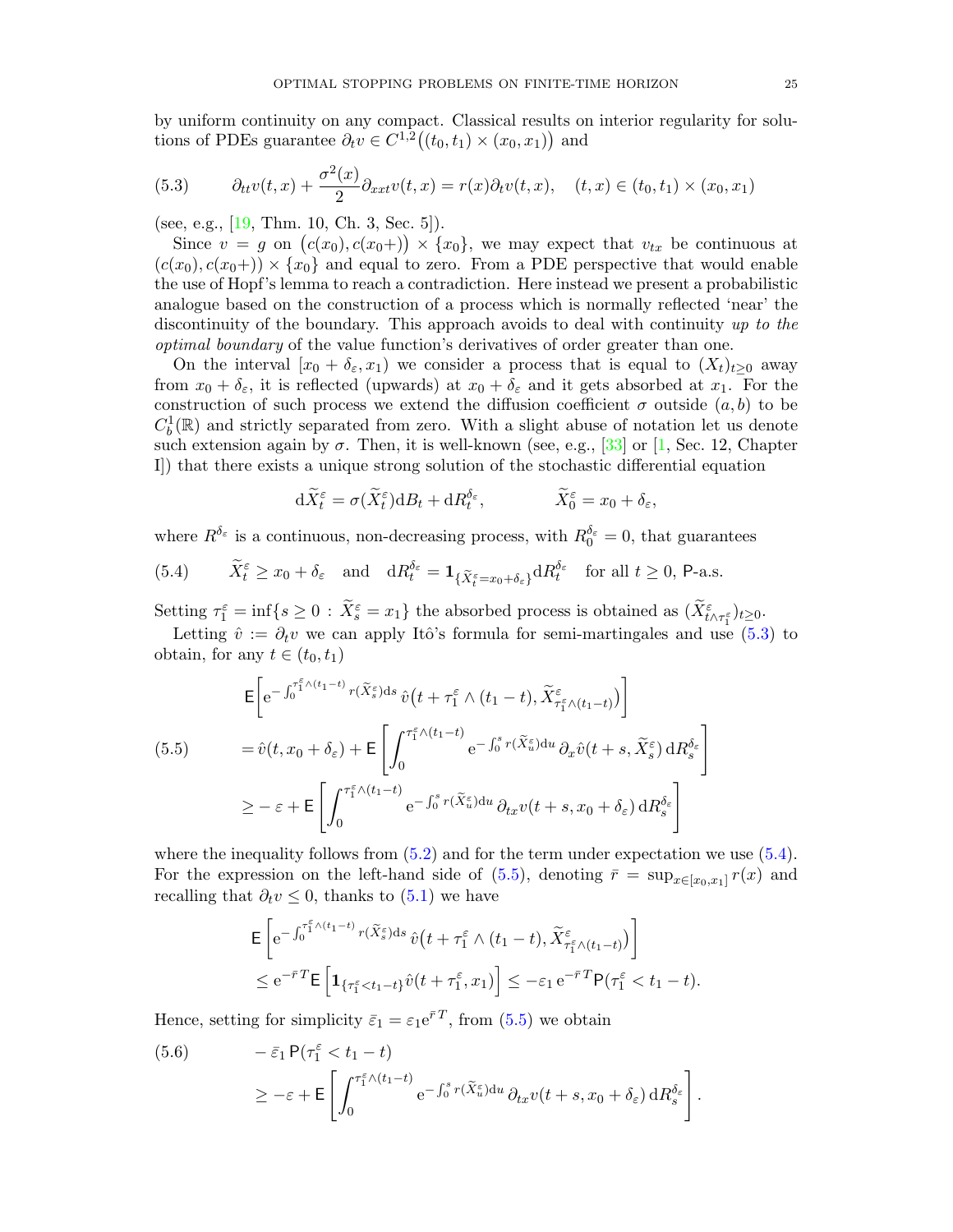by uniform continuity on any compact. Classical results on interior regularity for solutions of PDEs guarantee $\partial_t v \in C^{1,2}\big((t_0,t_1)\times(x_0,x_1)\big)$ and

$$
\partial_{tt} v(t,x) + \frac{\sigma^2(x)}{2}\partial_{xxt} v(t,x) = r(x)\partial_t v(t,x), \quad (t,x)\in(t_0,t_1)\times(x_0,x_1) \tag{5.3}
$$

(see, e.g., [19, Thm. 10, Ch. 3, Sec. 5]).

Since $v = g$ on $\big(c(x_0), c(x_0+)\big)\times\{x_0\}$, we may expect that $v_{tx}$ be continuous at $(c(x_0), c(x_0+))\times\{x_0\}$ and equal to zero. From a PDE perspective that would enable the use of Hopf's lemma to reach a contradiction. Here instead we present a probabilistic analogue based on the construction of a process which is normally reflected 'near' the discontinuity of the boundary. This approach avoids to deal with continuity *up to the optimal boundary* of the value function's derivatives of order greater than one.

On the interval $[x_0+\delta_\varepsilon, x_1)$ we consider a process that is equal to $(X_t)_{t\geq 0}$ away from $x_0+\delta_\varepsilon$, it is reflected (upwards) at $x_0+\delta_\varepsilon$ and it gets absorbed at $x_1$. For the construction of such process we extend the diffusion coefficient $\sigma$ outside $(a,b)$ to be $C^1_b(\mathbb{R})$ and strictly separated from zero. With a slight abuse of notation let us denote such extension again by $\sigma$. Then, it is well-known (see, e.g., [33] or [1, Sec. 12, Chapter I]) that there exists a unique strong solution of the stochastic differential equation

$$
\mathrm{d}\widetilde{X}^\varepsilon_t = \sigma(\widetilde{X}^\varepsilon_t)\mathrm{d}B_t + \mathrm{d}R^{\delta_\varepsilon}_t, \qquad \widetilde{X}^\varepsilon_0 = x_0+\delta_\varepsilon,
$$

where $R^{\delta_\varepsilon}$ is a continuous, non-decreasing process, with $R^{\delta_\varepsilon}_0=0$, that guarantees

$$
\widetilde{X}^\varepsilon_t \geq x_0+\delta_\varepsilon \quad \text{and} \quad \mathrm{d}R^{\delta_\varepsilon}_t = \mathbf{1}_{\{\widetilde{X}^\varepsilon_t = x_0+\delta_\varepsilon\}}\mathrm{d}R^{\delta_\varepsilon}_t \quad \text{for all } t\geq 0,\ \mathsf{P}\text{-a.s.} \tag{5.4}
$$

Setting $\tau^\varepsilon_1 = \inf\{s\geq 0 : \widetilde{X}^\varepsilon_s = x_1\}$ the absorbed process is obtained as $(\widetilde{X}^\varepsilon_{t\wedge\tau^\varepsilon_1})_{t\geq 0}$.

Letting $\hat{v} := \partial_t v$ we can apply Itô's formula for semi-martingales and use (5.3) to obtain, for any $t\in(t_0,t_1)$

$$
\begin{aligned}
&\mathsf{E}\Big[\mathrm{e}^{-\int_0^{\tau^\varepsilon_1\wedge(t_1-t)} r(\widetilde{X}^\varepsilon_s)\mathrm{d}s}\,\hat{v}\big(t+\tau^\varepsilon_1\wedge(t_1-t), \widetilde{X}^\varepsilon_{\tau^\varepsilon_1\wedge(t_1-t)}\big)\Big] \\
&= \hat{v}(t, x_0+\delta_\varepsilon) + \mathsf{E}\left[\int_0^{\tau^\varepsilon_1\wedge(t_1-t)} \mathrm{e}^{-\int_0^s r(\widetilde{X}^\varepsilon_u)\mathrm{d}u}\,\partial_x\hat{v}(t+s, \widetilde{X}^\varepsilon_s)\,\mathrm{d}R^{\delta_\varepsilon}_s\right] \\
&\geq -\varepsilon + \mathsf{E}\left[\int_0^{\tau^\varepsilon_1\wedge(t_1-t)} \mathrm{e}^{-\int_0^s r(\widetilde{X}^\varepsilon_u)\mathrm{d}u}\,\partial_{tx} v(t+s, x_0+\delta_\varepsilon)\,\mathrm{d}R^{\delta_\varepsilon}_s\right]
\end{aligned} \tag{5.5}
$$

where the inequality follows from (5.2) and for the term under expectation we use (5.4). For the expression on the left-hand side of (5.5), denoting $\bar{r} = \sup_{x\in[x_0,x_1]} r(x)$ and recalling that $\partial_t v\leq 0$, thanks to (5.1) we have

$$
\begin{aligned}
&\mathsf{E}\left[\mathrm{e}^{-\int_0^{\tau^\varepsilon_1\wedge(t_1-t)} r(\widetilde{X}^\varepsilon_s)\mathrm{d}s}\,\hat{v}\big(t+\tau^\varepsilon_1\wedge(t_1-t), \widetilde{X}^\varepsilon_{\tau^\varepsilon_1\wedge(t_1-t)}\big)\right] \\
&\leq \mathrm{e}^{-\bar{r}T}\mathsf{E}\left[\mathbf{1}_{\{\tau^\varepsilon_1<t_1-t\}}\hat{v}(t+\tau^\varepsilon_1, x_1)\right] \leq -\varepsilon_1\,\mathrm{e}^{-\bar{r}T}\mathsf{P}(\tau^\varepsilon_1<t_1-t).
\end{aligned}
$$

Hence, setting for simplicity $\bar{\varepsilon}_1 = \varepsilon_1\mathrm{e}^{\bar{r}T}$, from (5.5) we obtain

$$
\begin{aligned}
&-\bar{\varepsilon}_1\,\mathsf{P}(\tau^\varepsilon_1<t_1-t) \\
&\geq -\varepsilon + \mathsf{E}\left[\int_0^{\tau^\varepsilon_1\wedge(t_1-t)} \mathrm{e}^{-\int_0^s r(\widetilde{X}^\varepsilon_u)\mathrm{d}u}\,\partial_{tx} v(t+s, x_0+\delta_\varepsilon)\,\mathrm{d}R^{\delta_\varepsilon}_s\right].
\end{aligned} \tag{5.6}
$$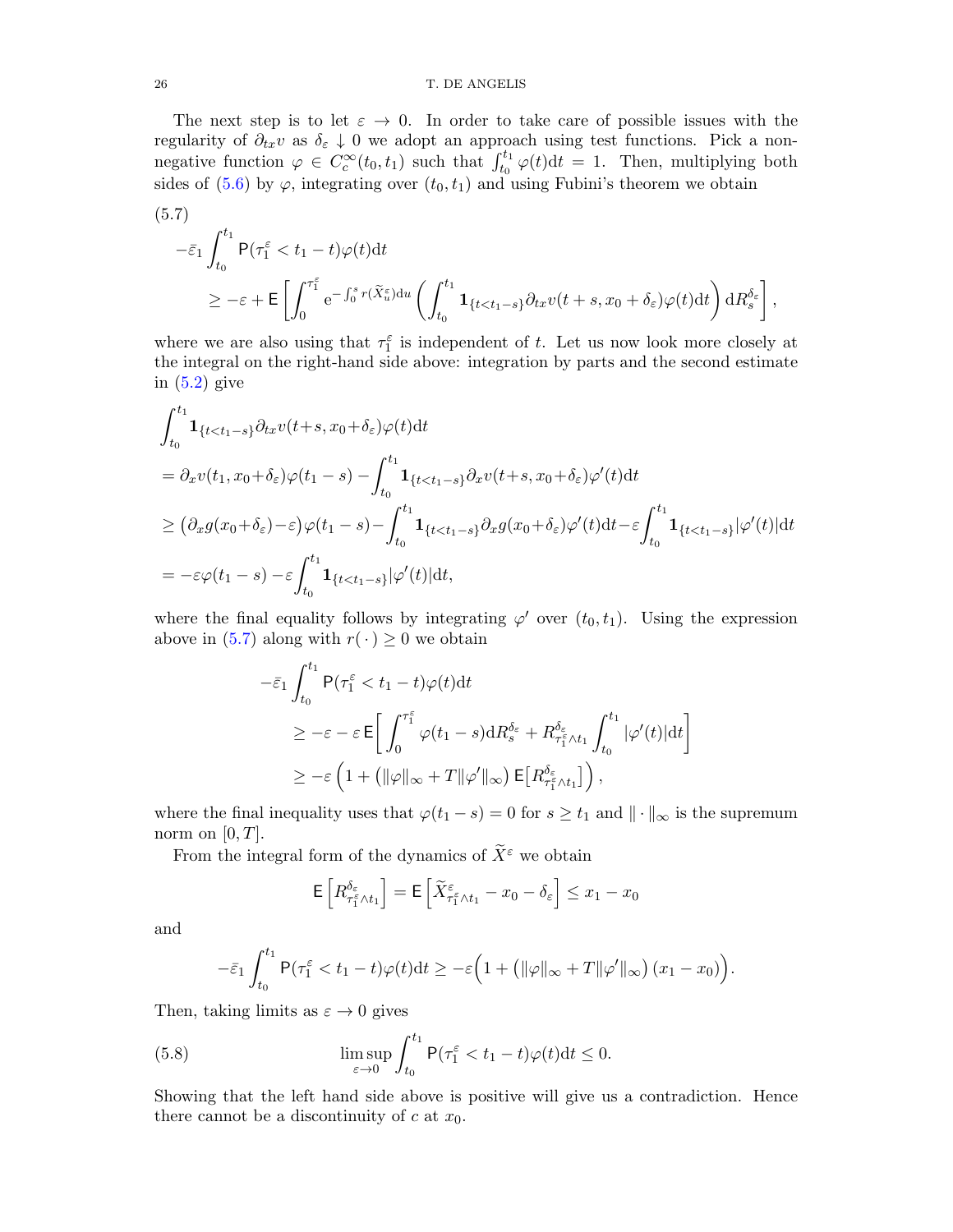The next step is to let $\varepsilon \to 0$. In order to take care of possible issues with the regularity of $\partial_{tx} v$ as $\delta_\varepsilon \downarrow 0$ we adopt an approach using test functions. Pick a non-negative function $\varphi \in C_c^\infty(t_0, t_1)$ such that $\int_{t_0}^{t_1} \varphi(t)\mathrm{d}t = 1$. Then, multiplying both sides of (5.6) by $\varphi$, integrating over $(t_0, t_1)$ and using Fubini's theorem we obtain

(5.7)
$$
\begin{aligned}
&-\bar{\varepsilon}_1 \int_{t_0}^{t_1} \mathsf{P}(\tau_1^\varepsilon < t_1 - t)\varphi(t)\mathrm{d}t \\
&\qquad \geq -\varepsilon + \mathsf{E}\left[\int_0^{\tau_1^\varepsilon} \mathrm{e}^{-\int_0^s r(\widetilde{X}_u^\varepsilon)\mathrm{d}u}\left(\int_{t_0}^{t_1} \mathbf{1}_{\{t<t_1-s\}} \partial_{tx} v(t+s, x_0+\delta_\varepsilon)\varphi(t)\mathrm{d}t\right)\mathrm{d}R_s^{\delta_\varepsilon}\right],
\end{aligned}
$$

where we are also using that $\tau_1^\varepsilon$ is independent of $t$. Let us now look more closely at the integral on the right-hand side above: integration by parts and the second estimate in (5.2) give

$$
\begin{aligned}
&\int_{t_0}^{t_1} \mathbf{1}_{\{t<t_1-s\}} \partial_{tx} v(t+s, x_0+\delta_\varepsilon)\varphi(t)\mathrm{d}t \\
&= \partial_x v(t_1, x_0+\delta_\varepsilon)\varphi(t_1-s) - \int_{t_0}^{t_1} \mathbf{1}_{\{t<t_1-s\}} \partial_x v(t+s, x_0+\delta_\varepsilon)\varphi'(t)\mathrm{d}t \\
&\geq \big(\partial_x g(x_0+\delta_\varepsilon) - \varepsilon\big)\varphi(t_1-s) - \int_{t_0}^{t_1} \mathbf{1}_{\{t<t_1-s\}} \partial_x g(x_0+\delta_\varepsilon)\varphi'(t)\mathrm{d}t - \varepsilon\int_{t_0}^{t_1} \mathbf{1}_{\{t<t_1-s\}} |\varphi'(t)|\mathrm{d}t \\
&= -\varepsilon\varphi(t_1-s) - \varepsilon\int_{t_0}^{t_1} \mathbf{1}_{\{t<t_1-s\}} |\varphi'(t)|\mathrm{d}t,
\end{aligned}
$$

where the final equality follows by integrating $\varphi'$ over $(t_0, t_1)$. Using the expression above in (5.7) along with $r(\,\cdot\,) \geq 0$ we obtain

$$
\begin{aligned}
&-\bar{\varepsilon}_1 \int_{t_0}^{t_1} \mathsf{P}(\tau_1^\varepsilon < t_1 - t)\varphi(t)\mathrm{d}t \\
&\qquad \geq -\varepsilon - \varepsilon\,\mathsf{E}\bigg[\int_0^{\tau_1^\varepsilon} \varphi(t_1-s)\mathrm{d}R_s^{\delta_\varepsilon} + R^{\delta_\varepsilon}_{\tau_1^\varepsilon \wedge t_1}\int_{t_0}^{t_1} |\varphi'(t)|\mathrm{d}t\bigg] \\
&\qquad \geq -\varepsilon\left(1 + \big(\|\varphi\|_\infty + T\|\varphi'\|_\infty\big)\,\mathsf{E}\big[R^{\delta_\varepsilon}_{\tau_1^\varepsilon \wedge t_1}\big]\right),
\end{aligned}
$$

where the final inequality uses that $\varphi(t_1 - s) = 0$ for $s \geq t_1$ and $\|\cdot\|_\infty$ is the supremum norm on $[0, T]$.

From the integral form of the dynamics of $\widetilde{X}^\varepsilon$ we obtain

$$
\mathsf{E}\left[R^{\delta_\varepsilon}_{\tau_1^\varepsilon \wedge t_1}\right] = \mathsf{E}\left[\widetilde{X}^\varepsilon_{\tau_1^\varepsilon \wedge t_1} - x_0 - \delta_\varepsilon\right] \leq x_1 - x_0
$$

and

$$
-\bar{\varepsilon}_1 \int_{t_0}^{t_1} \mathsf{P}(\tau_1^\varepsilon < t_1 - t)\varphi(t)\mathrm{d}t \geq -\varepsilon\Big(1 + \big(\|\varphi\|_\infty + T\|\varphi'\|_\infty\big)(x_1 - x_0)\Big).
$$

Then, taking limits as $\varepsilon \to 0$ gives

$$
\limsup_{\varepsilon \to 0} \int_{t_0}^{t_1} \mathsf{P}(\tau_1^\varepsilon < t_1 - t)\varphi(t)\mathrm{d}t \leq 0. \tag{5.8}
$$

Showing that the left hand side above is positive will give us a contradiction. Hence there cannot be a discontinuity of $c$ at $x_0$.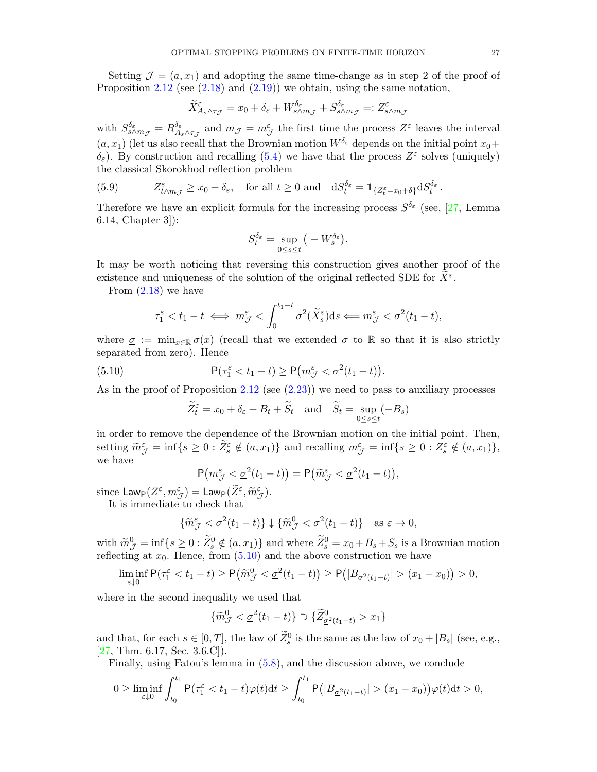Setting $\mathcal{J} = (a, x_1)$ and adopting the same time-change as in step 2 of the proof of Proposition 2.12 (see (2.18) and (2.19)) we obtain, using the same notation,

$$\widetilde{X}^{\varepsilon}_{A_s \wedge \tau_{\mathcal{J}}} = x_0 + \delta_\varepsilon + W^{\delta_\varepsilon}_{s \wedge m_{\mathcal{J}}} + S^{\delta_\varepsilon}_{s \wedge m_{\mathcal{J}}} =: Z^{\varepsilon}_{s \wedge m_{\mathcal{J}}}$$

with $S^{\delta_\varepsilon}_{s \wedge m_{\mathcal{J}}} = R^{\delta_\varepsilon}_{A_s \wedge \tau_{\mathcal{J}}}$ and $m_{\mathcal{J}} = m^{\varepsilon}_{\mathcal{J}}$ the first time the process $Z^\varepsilon$ leaves the interval $(a, x_1)$ (let us also recall that the Brownian motion $W^{\delta_\varepsilon}$ depends on the initial point $x_0 + \delta_\varepsilon$). By construction and recalling (5.4) we have that the process $Z^\varepsilon$ solves (uniquely) the classical Skorokhod reflection problem

$$Z^{\varepsilon}_{t \wedge m_{\mathcal{J}}} \geq x_0 + \delta_\varepsilon, \quad \text{for all } t \geq 0 \text{ and } \quad \mathrm{d}S^{\delta_\varepsilon}_t = \mathbf{1}_{\{Z^\varepsilon_t = x_0 + \delta\}} \mathrm{d}S^{\delta_\varepsilon}_t \,. \tag{5.9}$$

Therefore we have an explicit formula for the increasing process $S^{\delta_\varepsilon}$ (see, [27, Lemma 6.14, Chapter 3]):

$$S^{\delta_\varepsilon}_t = \sup_{0 \leq s \leq t} \big( - W^{\delta_\varepsilon}_s \big).$$

It may be worth noticing that reversing this construction gives another proof of the existence and uniqueness of the solution of the original reflected SDE for $\widetilde{X}^\varepsilon$.

From (2.18) we have

$$\tau^\varepsilon_1 < t_1 - t \iff m^\varepsilon_{\mathcal{J}} < \int_0^{t_1 - t} \sigma^2(\widetilde{X}^\varepsilon_s) \mathrm{d}s \Longleftarrow m^\varepsilon_{\mathcal{J}} < \underline{\sigma}^2(t_1 - t),$$

where $\underline{\sigma} := \min_{x \in \mathbb{R}} \sigma(x)$ (recall that we extended $\sigma$ to $\mathbb{R}$ so that it is also strictly separated from zero). Hence

$$\mathsf{P}(\tau^\varepsilon_1 < t_1 - t) \geq \mathsf{P}\big(m^\varepsilon_{\mathcal{J}} < \underline{\sigma}^2(t_1 - t)\big). \tag{5.10}$$

As in the proof of Proposition 2.12 (see (2.23)) we need to pass to auxiliary processes

$$\widetilde{Z}^\varepsilon_t = x_0 + \delta_\varepsilon + B_t + \widetilde{S}_t \quad \text{and} \quad \widetilde{S}_t = \sup_{0 \leq s \leq t} (-B_s)$$

in order to remove the dependence of the Brownian motion on the initial point. Then, setting $\widetilde{m}^\varepsilon_{\mathcal{J}} = \inf\{s \geq 0 : \widetilde{Z}^\varepsilon_s \notin (a, x_1)\}$ and recalling $m^\varepsilon_{\mathcal{J}} = \inf\{s \geq 0 : Z^\varepsilon_s \notin (a, x_1)\}$, we have

$$\mathsf{P}\big(m^\varepsilon_{\mathcal{J}} < \underline{\sigma}^2(t_1 - t)\big) = \mathsf{P}\big(\widetilde{m}^\varepsilon_{\mathcal{J}} < \underline{\sigma}^2(t_1 - t)\big),$$

since $\mathsf{Law}_{\mathsf{P}}(Z^\varepsilon, m^\varepsilon_{\mathcal{J}}) = \mathsf{Law}_{\mathsf{P}}(\widetilde{Z}^\varepsilon, \widetilde{m}^\varepsilon_{\mathcal{J}})$.

It is immediate to check that

$$\{\widetilde{m}^\varepsilon_{\mathcal{J}} < \underline{\sigma}^2(t_1 - t)\} \downarrow \{\widetilde{m}^0_{\mathcal{J}} < \underline{\sigma}^2(t_1 - t)\} \quad \text{as } \varepsilon \to 0,$$

with $\widetilde{m}^0_{\mathcal{J}} = \inf\{s \geq 0 : \widetilde{Z}^0_s \notin (a, x_1)\}$ and where $\widetilde{Z}^0_s = x_0 + B_s + S_s$ is a Brownian motion reflecting at $x_0$. Hence, from (5.10) and the above construction we have

$$\liminf_{\varepsilon \downarrow 0} \mathsf{P}(\tau^\varepsilon_1 < t_1 - t) \geq \mathsf{P}\big(\widetilde{m}^0_{\mathcal{J}} < \underline{\sigma}^2(t_1 - t)\big) \geq \mathsf{P}\big(|B_{\underline{\sigma}^2(t_1 - t)}| > (x_1 - x_0)\big) > 0,$$

where in the second inequality we used that

$$\{\widetilde{m}^0_{\mathcal{J}} < \underline{\sigma}^2(t_1 - t)\} \supset \{\widetilde{Z}^0_{\underline{\sigma}^2(t_1 - t)} > x_1\}$$

and that, for each $s \in [0, T]$, the law of $\widetilde{Z}^0_s$ is the same as the law of $x_0 + |B_s|$ (see, e.g., [27, Thm. 6.17, Sec. 3.6.C]).

Finally, using Fatou's lemma in (5.8), and the discussion above, we conclude

$$0 \geq \liminf_{\varepsilon \downarrow 0} \int_{t_0}^{t_1} \mathsf{P}(\tau^\varepsilon_1 < t_1 - t) \varphi(t) \mathrm{d}t \geq \int_{t_0}^{t_1} \mathsf{P}\big(|B_{\underline{\sigma}^2(t_1 - t)}| > (x_1 - x_0)\big) \varphi(t) \mathrm{d}t > 0,$$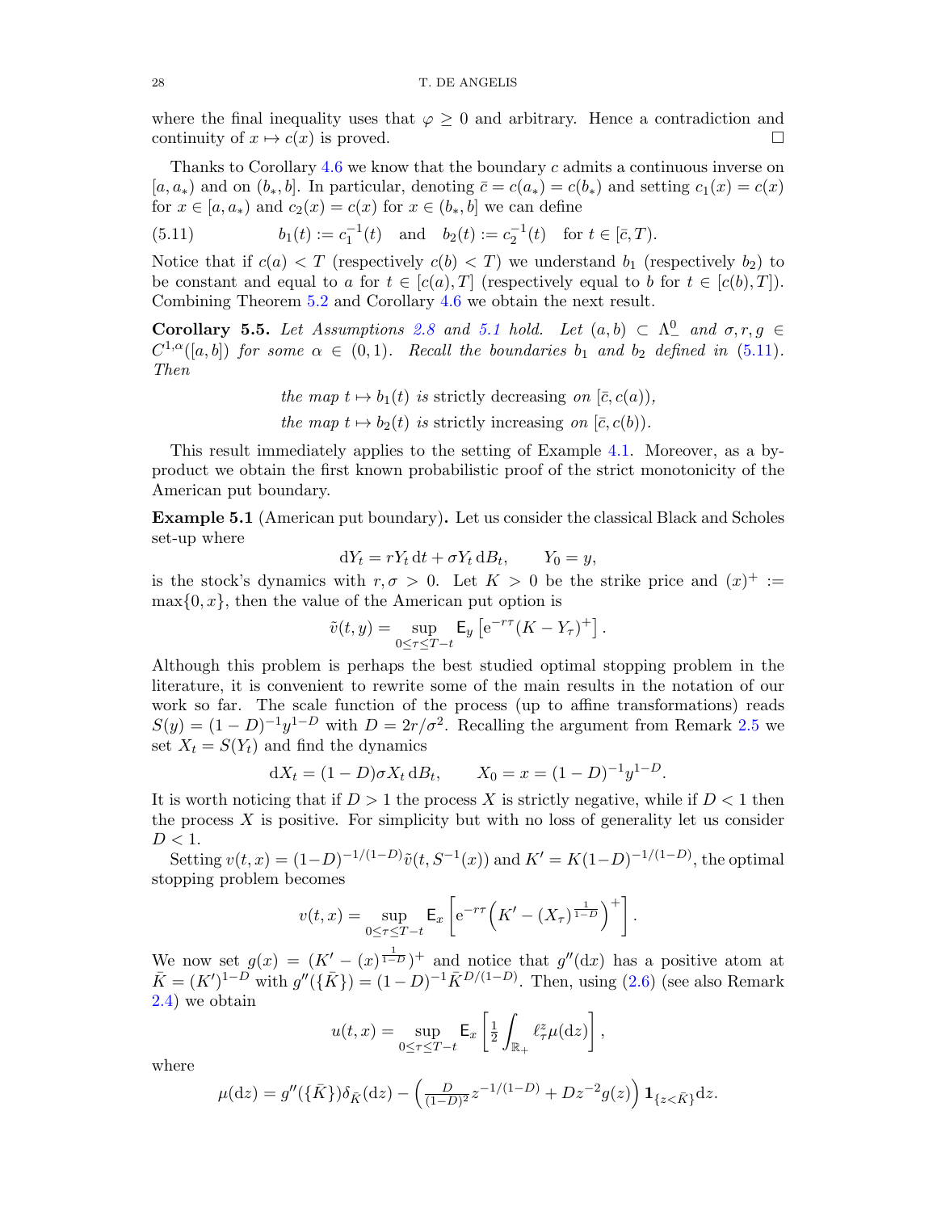where the final inequality uses that $\varphi \geq 0$ and arbitrary. Hence a contradiction and continuity of $x \mapsto c(x)$ is proved. □

Thanks to Corollary 4.6 we know that the boundary $c$ admits a continuous inverse on $[a, a_*)$ and on $(b_*, b]$. In particular, denoting $\bar{c} = c(a_*) = c(b_*)$ and setting $c_1(x) = c(x)$ for $x \in [a, a_*)$ and $c_2(x) = c(x)$ for $x \in (b_*, b]$ we can define

$$
b_1(t) := c_1^{-1}(t) \quad \text{and} \quad b_2(t) := c_2^{-1}(t) \quad \text{for } t \in [\bar{c}, T). \tag{5.11}
$$

Notice that if $c(a) < T$ (respectively $c(b) < T$) we understand $b_1$ (respectively $b_2$) to be constant and equal to $a$ for $t \in [c(a), T]$ (respectively equal to $b$ for $t \in [c(b), T]$). Combining Theorem 5.2 and Corollary 4.6 we obtain the next result.

**Corollary 5.5.** *Let Assumptions 2.8 and 5.1 hold. Let $(a, b) \subset \Lambda^0_-$ and $\sigma, r, g \in C^{1,\alpha}([a, b])$ for some $\alpha \in (0, 1)$. Recall the boundaries $b_1$ and $b_2$ defined in (5.11). Then*

*the map $t \mapsto b_1(t)$ is* strictly decreasing *on $[\bar{c}, c(a))$,*

*the map $t \mapsto b_2(t)$ is* strictly increasing *on $[\bar{c}, c(b))$.*

This result immediately applies to the setting of Example 4.1. Moreover, as a by-product we obtain the first known probabilistic proof of the strict monotonicity of the American put boundary.

**Example 5.1** (American put boundary)**.** Let us consider the classical Black and Scholes set-up where

$$
\mathrm{d}Y_t = rY_t\,\mathrm{d}t + \sigma Y_t\,\mathrm{d}B_t, \qquad Y_0 = y,
$$

is the stock's dynamics with $r, \sigma > 0$. Let $K > 0$ be the strike price and $(x)^+ := \max\{0, x\}$, then the value of the American put option is

$$
\tilde{v}(t, y) = \sup_{0 \leq \tau \leq T-t} \mathsf{E}_y \left[ \mathrm{e}^{-r\tau}(K - Y_\tau)^+ \right].
$$

Although this problem is perhaps the best studied optimal stopping problem in the literature, it is convenient to rewrite some of the main results in the notation of our work so far. The scale function of the process (up to affine transformations) reads $S(y) = (1 - D)^{-1} y^{1-D}$ with $D = 2r/\sigma^2$. Recalling the argument from Remark 2.5 we set $X_t = S(Y_t)$ and find the dynamics

$$
\mathrm{d}X_t = (1 - D)\sigma X_t\,\mathrm{d}B_t, \qquad X_0 = x = (1 - D)^{-1} y^{1-D}.
$$

It is worth noticing that if $D > 1$ the process $X$ is strictly negative, while if $D < 1$ then the process $X$ is positive. For simplicity but with no loss of generality let us consider $D < 1$.

Setting $v(t, x) = (1-D)^{-1/(1-D)}\tilde{v}(t, S^{-1}(x))$ and $K' = K(1-D)^{-1/(1-D)}$, the optimal stopping problem becomes

$$
v(t, x) = \sup_{0 \leq \tau \leq T-t} \mathsf{E}_x \left[ \mathrm{e}^{-r\tau}\Big(K' - (X_\tau)^{\frac{1}{1-D}}\Big)^+ \right].
$$

We now set $g(x) = (K' - (x)^{\frac{1}{1-D}})^+$ and notice that $g''(\mathrm{d}x)$ has a positive atom at $\bar{K} = (K')^{1-D}$ with $g''(\{\bar{K}\}) = (1 - D)^{-1} \bar{K}^{D/(1-D)}$. Then, using (2.6) (see also Remark 2.4) we obtain

$$
u(t, x) = \sup_{0 \leq \tau \leq T-t} \mathsf{E}_x \left[ \tfrac{1}{2} \int_{\mathbb{R}_+} \ell^z_\tau \mu(\mathrm{d}z) \right],
$$

where

$$
\mu(\mathrm{d}z) = g''(\{\bar{K}\})\delta_{\bar{K}}(\mathrm{d}z) - \Big( \tfrac{D}{(1-D)^2} z^{-1/(1-D)} + D z^{-2} g(z) \Big) \mathbf{1}_{\{z < \bar{K}\}} \mathrm{d}z.
$$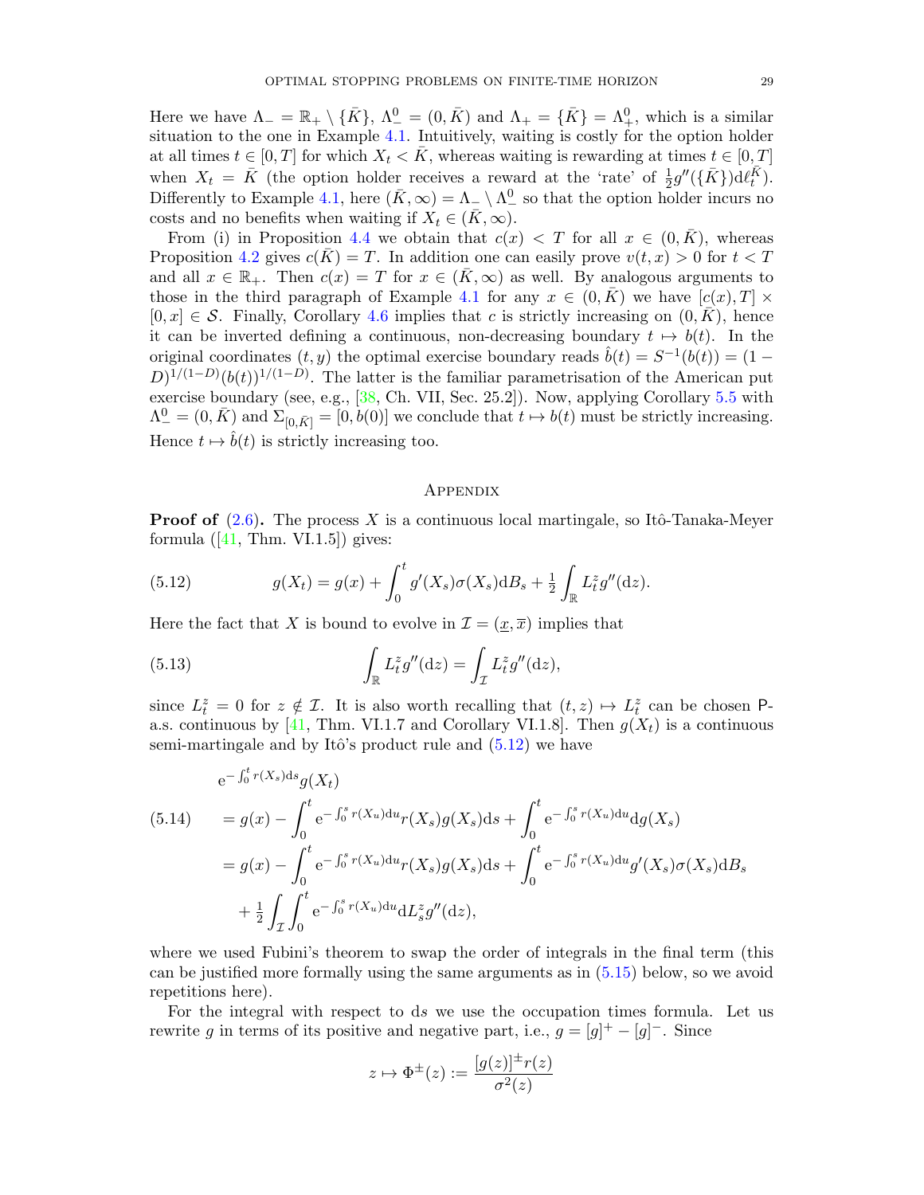Here we have $\Lambda_- = \mathbb{R}_+ \setminus \{\bar{K}\}$, $\Lambda^0_- = (0,\bar{K})$ and $\Lambda_+ = \{\bar{K}\} = \Lambda^0_+$, which is a similar situation to the one in Example 4.1. Intuitively, waiting is costly for the option holder at all times $t \in [0,T]$ for which $X_t < \bar{K}$, whereas waiting is rewarding at times $t \in [0,T]$ when $X_t = \bar{K}$ (the option holder receives a reward at the 'rate' of $\frac{1}{2} g''(\{\bar{K}\})\mathrm{d}\ell^{\bar{K}}_t$). Differently to Example 4.1, here $(\bar{K},\infty) = \Lambda_- \setminus \Lambda^0_-$ so that the option holder incurs no costs and no benefits when waiting if $X_t \in (\bar{K},\infty)$.

From (i) in Proposition 4.4 we obtain that $c(x) < T$ for all $x \in (0,\bar{K})$, whereas Proposition 4.2 gives $c(\bar{K}) = T$. In addition one can easily prove $v(t,x) > 0$ for $t < T$ and all $x \in \mathbb{R}_+$. Then $c(x) = T$ for $x \in (\bar{K},\infty)$ as well. By analogous arguments to those in the third paragraph of Example 4.1 for any $x \in (0,\bar{K})$ we have $[c(x),T] \times [0,x] \in \mathcal{S}$. Finally, Corollary 4.6 implies that $c$ is strictly increasing on $(0,\bar{K})$, hence it can be inverted defining a continuous, non-decreasing boundary $t \mapsto b(t)$. In the original coordinates $(t,y)$ the optimal exercise boundary reads $\hat{b}(t) = S^{-1}(b(t)) = (1-D)^{1/(1-D)}(b(t))^{1/(1-D)}$. The latter is the familiar parametrisation of the American put exercise boundary (see, e.g., [38, Ch. VII, Sec. 25.2]). Now, applying Corollary 5.5 with $\Lambda^0_- = (0,\bar{K})$ and $\Sigma_{[0,\bar{K}]} = [0,b(0)]$ we conclude that $t \mapsto b(t)$ must be strictly increasing. Hence $t \mapsto \hat{b}(t)$ is strictly increasing too.

## Appendix

**Proof of (2.6).** The process $X$ is a continuous local martingale, so Itô-Tanaka-Meyer formula ([41, Thm. VI.1.5]) gives:

$$g(X_t) = g(x) + \int_0^t g'(X_s)\sigma(X_s)\mathrm{d}B_s + \tfrac{1}{2}\int_{\mathbb{R}} L^z_t g''(\mathrm{d}z). \tag{5.12}$$

Here the fact that $X$ is bound to evolve in $\mathcal{I} = (\underline{x},\overline{x})$ implies that

$$\int_{\mathbb{R}} L^z_t g''(\mathrm{d}z) = \int_{\mathcal{I}} L^z_t g''(\mathrm{d}z), \tag{5.13}$$

since $L^z_t = 0$ for $z \notin \mathcal{I}$. It is also worth recalling that $(t,z) \mapsto L^z_t$ can be chosen $\mathsf{P}$-a.s. continuous by [41, Thm. VI.1.7 and Corollary VI.1.8]. Then $g(X_t)$ is a continuous semi-martingale and by Itô's product rule and (5.12) we have

$$\begin{aligned}
&\mathrm{e}^{-\int_0^t r(X_s)\mathrm{d}s} g(X_t)\\
&= g(x) - \int_0^t \mathrm{e}^{-\int_0^s r(X_u)\mathrm{d}u} r(X_s)g(X_s)\mathrm{d}s + \int_0^t \mathrm{e}^{-\int_0^s r(X_u)\mathrm{d}u}\mathrm{d}g(X_s)\\
&= g(x) - \int_0^t \mathrm{e}^{-\int_0^s r(X_u)\mathrm{d}u} r(X_s)g(X_s)\mathrm{d}s + \int_0^t \mathrm{e}^{-\int_0^s r(X_u)\mathrm{d}u} g'(X_s)\sigma(X_s)\mathrm{d}B_s\\
&\quad + \tfrac{1}{2}\int_{\mathcal{I}}\int_0^t \mathrm{e}^{-\int_0^s r(X_u)\mathrm{d}u}\mathrm{d}L^z_s g''(\mathrm{d}z),
\end{aligned} \tag{5.14}$$

where we used Fubini's theorem to swap the order of integrals in the final term (this can be justified more formally using the same arguments as in (5.15) below, so we avoid repetitions here).

For the integral with respect to $\mathrm{d}s$ we use the occupation times formula. Let us rewrite $g$ in terms of its positive and negative part, i.e., $g = [g]^+ - [g]^-$. Since

$$z \mapsto \Phi^{\pm}(z) := \frac{[g(z)]^{\pm} r(z)}{\sigma^2(z)}$$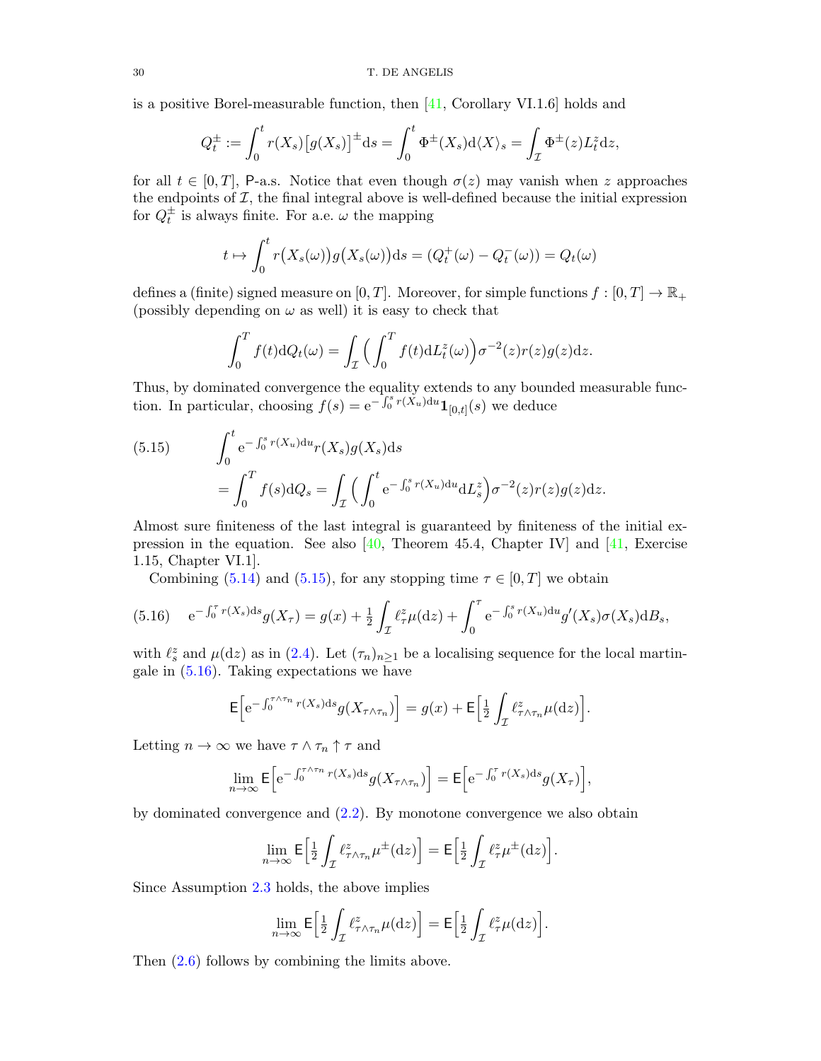is a positive Borel-measurable function, then [41, Corollary VI.1.6] holds and

$$Q^{\pm}_t := \int_0^t r(X_s)\big[g(X_s)\big]^{\pm}\mathrm{d}s = \int_0^t \Phi^{\pm}(X_s)\mathrm{d}\langle X\rangle_s = \int_{\mathcal{I}} \Phi^{\pm}(z)L^z_t\mathrm{d}z,$$

for all $t \in [0, T]$, $\mathsf{P}$-a.s. Notice that even though $\sigma(z)$ may vanish when $z$ approaches the endpoints of $\mathcal{I}$, the final integral above is well-defined because the initial expression for $Q^{\pm}_t$ is always finite. For a.e. $\omega$ the mapping

$$t \mapsto \int_0^t r\big(X_s(\omega)\big)g\big(X_s(\omega)\big)\mathrm{d}s = (Q^+_t(\omega) - Q^-_t(\omega)) = Q_t(\omega)$$

defines a (finite) signed measure on $[0, T]$. Moreover, for simple functions $f : [0, T] \to \mathbb{R}_+$ (possibly depending on $\omega$ as well) it is easy to check that

$$\int_0^T f(t)\mathrm{d}Q_t(\omega) = \int_{\mathcal{I}} \Big(\int_0^T f(t)\mathrm{d}L^z_t(\omega)\Big)\sigma^{-2}(z)r(z)g(z)\mathrm{d}z.$$

Thus, by dominated convergence the equality extends to any bounded measurable function. In particular, choosing $f(s) = \mathrm{e}^{-\int_0^s r(X_u)\mathrm{d}u}\mathbf{1}_{[0,t]}(s)$ we deduce

$$\begin{aligned}
(5.15)\qquad &\int_0^t \mathrm{e}^{-\int_0^s r(X_u)\mathrm{d}u} r(X_s)g(X_s)\mathrm{d}s \\
&= \int_0^T f(s)\mathrm{d}Q_s = \int_{\mathcal{I}} \Big(\int_0^t \mathrm{e}^{-\int_0^s r(X_u)\mathrm{d}u}\mathrm{d}L^z_s\Big)\sigma^{-2}(z)r(z)g(z)\mathrm{d}z.
\end{aligned}$$

Almost sure finiteness of the last integral is guaranteed by finiteness of the initial expression in the equation. See also [40, Theorem 45.4, Chapter IV] and [41, Exercise 1.15, Chapter VI.1].

Combining (5.14) and (5.15), for any stopping time $\tau \in [0, T]$ we obtain

$$(5.16)\qquad \mathrm{e}^{-\int_0^\tau r(X_s)\mathrm{d}s}g(X_\tau) = g(x) + \tfrac{1}{2}\int_{\mathcal{I}} \ell^z_\tau \mu(\mathrm{d}z) + \int_0^\tau \mathrm{e}^{-\int_0^s r(X_u)\mathrm{d}u}g'(X_s)\sigma(X_s)\mathrm{d}B_s,$$

with $\ell^z_s$ and $\mu(\mathrm{d}z)$ as in (2.4). Let $(\tau_n)_{n\ge 1}$ be a localising sequence for the local martingale in (5.16). Taking expectations we have

$$\mathsf{E}\Big[\mathrm{e}^{-\int_0^{\tau\wedge\tau_n} r(X_s)\mathrm{d}s}g(X_{\tau\wedge\tau_n})\Big] = g(x) + \mathsf{E}\Big[\tfrac{1}{2}\int_{\mathcal{I}} \ell^z_{\tau\wedge\tau_n}\mu(\mathrm{d}z)\Big].$$

Letting $n \to \infty$ we have $\tau \wedge \tau_n \uparrow \tau$ and

$$\lim_{n\to\infty} \mathsf{E}\Big[\mathrm{e}^{-\int_0^{\tau\wedge\tau_n} r(X_s)\mathrm{d}s}g(X_{\tau\wedge\tau_n})\Big] = \mathsf{E}\Big[\mathrm{e}^{-\int_0^{\tau} r(X_s)\mathrm{d}s}g(X_{\tau})\Big],$$

by dominated convergence and (2.2). By monotone convergence we also obtain

$$\lim_{n\to\infty} \mathsf{E}\Big[\tfrac{1}{2}\int_{\mathcal{I}} \ell^z_{\tau\wedge\tau_n}\mu^{\pm}(\mathrm{d}z)\Big] = \mathsf{E}\Big[\tfrac{1}{2}\int_{\mathcal{I}} \ell^z_{\tau}\mu^{\pm}(\mathrm{d}z)\Big].$$

Since Assumption 2.3 holds, the above implies

$$\lim_{n\to\infty} \mathsf{E}\Big[\tfrac{1}{2}\int_{\mathcal{I}} \ell^z_{\tau\wedge\tau_n}\mu(\mathrm{d}z)\Big] = \mathsf{E}\Big[\tfrac{1}{2}\int_{\mathcal{I}} \ell^z_{\tau}\mu(\mathrm{d}z)\Big].$$

Then (2.6) follows by combining the limits above.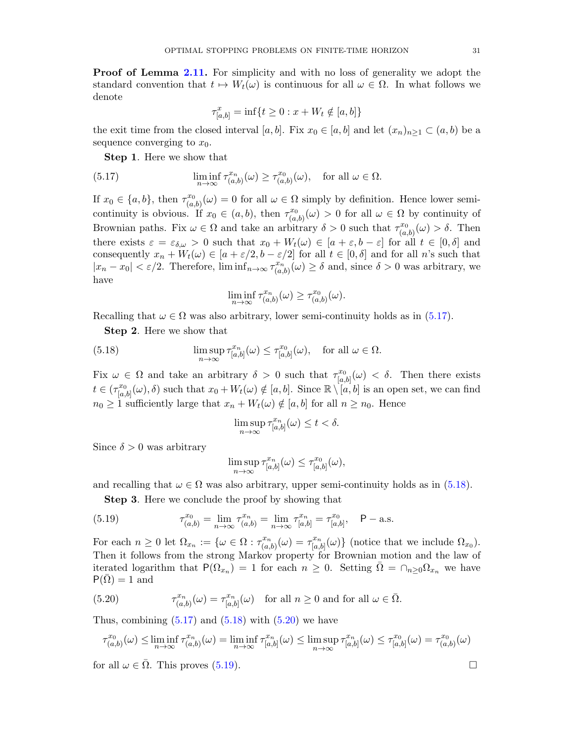**Proof of Lemma 2.11.** For simplicity and with no loss of generality we adopt the standard convention that $t \mapsto W_t(\omega)$ is continuous for all $\omega \in \Omega$. In what follows we denote

$$\tau^x_{[a,b]} = \inf\{t \geq 0 : x + W_t \notin [a,b]\}$$

the exit time from the closed interval $[a,b]$. Fix $x_0 \in [a,b]$ and let $(x_n)_{n\geq 1} \subset (a,b)$ be a sequence converging to $x_0$.

**Step 1**. Here we show that

$$\liminf_{n\to\infty} \tau^{x_n}_{(a,b)}(\omega) \geq \tau^{x_0}_{(a,b)}(\omega), \quad \text{for all } \omega \in \Omega. \tag{5.17}$$

If $x_0 \in \{a,b\}$, then $\tau^{x_0}_{(a,b)}(\omega) = 0$ for all $\omega \in \Omega$ simply by definition. Hence lower semi-continuity is obvious. If $x_0 \in (a,b)$, then $\tau^{x_0}_{(a,b)}(\omega) > 0$ for all $\omega \in \Omega$ by continuity of Brownian paths. Fix $\omega \in \Omega$ and take an arbitrary $\delta > 0$ such that $\tau^{x_0}_{(a,b)}(\omega) > \delta$. Then there exists $\varepsilon = \varepsilon_{\delta,\omega} > 0$ such that $x_0 + W_t(\omega) \in [a+\varepsilon, b-\varepsilon]$ for all $t \in [0,\delta]$ and consequently $x_n + W_t(\omega) \in [a+\varepsilon/2, b-\varepsilon/2]$ for all $t \in [0,\delta]$ and for all $n$'s such that $|x_n - x_0| < \varepsilon/2$. Therefore, $\liminf_{n\to\infty} \tau^{x_n}_{(a,b)}(\omega) \geq \delta$ and, since $\delta > 0$ was arbitrary, we have

$$\liminf_{n\to\infty} \tau^{x_n}_{(a,b)}(\omega) \geq \tau^{x_0}_{(a,b)}(\omega).$$

Recalling that $\omega \in \Omega$ was also arbitrary, lower semi-continuity holds as in (5.17).

**Step 2**. Here we show that

$$\limsup_{n\to\infty} \tau^{x_n}_{[a,b]}(\omega) \leq \tau^{x_0}_{[a,b]}(\omega), \quad \text{for all } \omega \in \Omega. \tag{5.18}$$

Fix $\omega \in \Omega$ and take an arbitrary $\delta > 0$ such that $\tau^{x_0}_{[a,b]}(\omega) < \delta$. Then there exists $t \in (\tau^{x_0}_{[a,b]}(\omega), \delta)$ such that $x_0 + W_t(\omega) \notin [a,b]$. Since $\mathbb{R} \setminus [a,b]$ is an open set, we can find $n_0 \geq 1$ sufficiently large that $x_n + W_t(\omega) \notin [a,b]$ for all $n \geq n_0$. Hence

$$\limsup_{n\to\infty} \tau^{x_n}_{[a,b]}(\omega) \leq t < \delta.$$

Since $\delta > 0$ was arbitrary

$$\limsup_{n\to\infty} \tau^{x_n}_{[a,b]}(\omega) \leq \tau^{x_0}_{[a,b]}(\omega),$$

and recalling that $\omega \in \Omega$ was also arbitrary, upper semi-continuity holds as in (5.18).

**Step 3**. Here we conclude the proof by showing that

$$\tau^{x_0}_{(a,b)} = \lim_{n\to\infty} \tau^{x_n}_{(a,b)} = \lim_{n\to\infty} \tau^{x_n}_{[a,b]} = \tau^{x_0}_{[a,b]}, \quad \mathsf{P}-\text{a.s.} \tag{5.19}$$

For each $n \geq 0$ let $\Omega_{x_n} := \{\omega \in \Omega : \tau^{x_n}_{(a,b)}(\omega) = \tau^{x_n}_{[a,b]}(\omega)\}$ (notice that we include $\Omega_{x_0}$). Then it follows from the strong Markov property for Brownian motion and the law of iterated logarithm that $\mathsf{P}(\Omega_{x_n}) = 1$ for $n \geq 0$. Setting $\bar{\Omega} = \cap_{n\geq 0} \Omega_{x_n}$ we have $\mathsf{P}(\bar{\Omega}) = 1$ and

$$\tau^{x_n}_{(a,b)}(\omega) = \tau^{x_n}_{[a,b]}(\omega) \quad \text{for all } n \geq 0 \text{ and for all } \omega \in \bar{\Omega}. \tag{5.20}$$

Thus, combining (5.17) and (5.18) with (5.20) we have

$$\tau^{x_0}_{(a,b)}(\omega) \leq \liminf_{n\to\infty} \tau^{x_n}_{(a,b)}(\omega) = \liminf_{n\to\infty} \tau^{x_n}_{[a,b]}(\omega) \leq \limsup_{n\to\infty} \tau^{x_n}_{[a,b]}(\omega) \leq \tau^{x_0}_{[a,b]}(\omega) = \tau^{x_0}_{(a,b)}(\omega)$$

for all $\omega \in \bar{\Omega}$. This proves (5.19). $\square$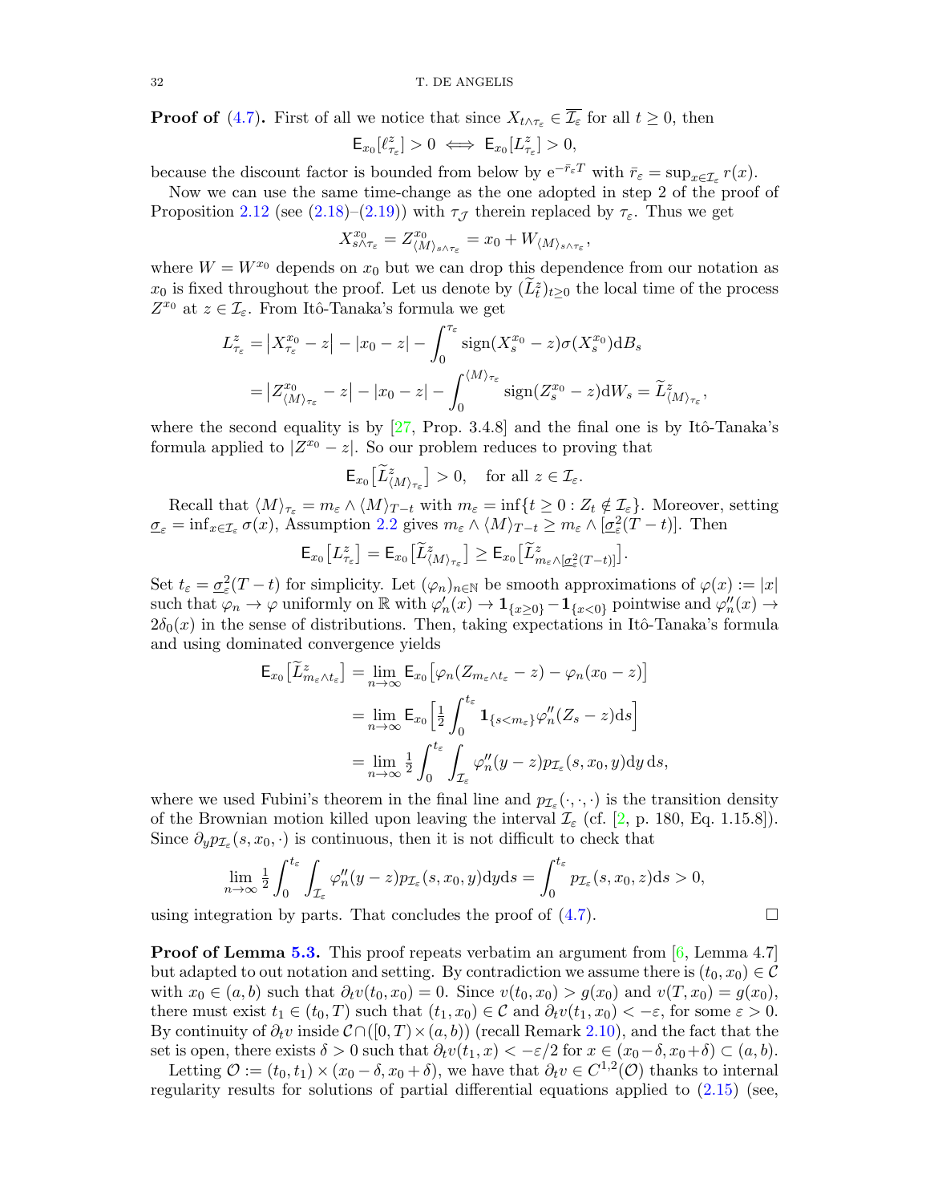**Proof of (4.7).** First of all we notice that since $X_{t\wedge\tau_\varepsilon} \in \overline{\mathcal{I}_\varepsilon}$ for all $t \geq 0$, then

$$\mathsf{E}_{x_0}[\ell^z_{\tau_\varepsilon}] > 0 \iff \mathsf{E}_{x_0}[L^z_{\tau_\varepsilon}] > 0,$$

because the discount factor is bounded from below by $\mathrm{e}^{-\bar{r}_\varepsilon T}$ with $\bar{r}_\varepsilon = \sup_{x\in\mathcal{I}_\varepsilon} r(x)$.

Now we can use the same time-change as the one adopted in step 2 of the proof of Proposition 2.12 (see (2.18)–(2.19)) with $\tau_{\mathcal{J}}$ therein replaced by $\tau_\varepsilon$. Thus we get

$$X^{x_0}_{s\wedge\tau_\varepsilon} = Z^{x_0}_{\langle M\rangle_{s\wedge\tau_\varepsilon}} = x_0 + W_{\langle M\rangle_{s\wedge\tau_\varepsilon}},$$

where $W = W^{x_0}$ depends on $x_0$ but we can drop this dependence from our notation as $x_0$ is fixed throughout the proof. Let us denote by $(\widetilde{L}^z_t)_{t\geq 0}$ the local time of the process $Z^{x_0}$ at $z \in \mathcal{I}_\varepsilon$. From Itô-Tanaka's formula we get

$$\begin{aligned}
L^z_{\tau_\varepsilon} &= \big|X^{x_0}_{\tau_\varepsilon} - z\big| - |x_0 - z| - \int_0^{\tau_\varepsilon} \operatorname{sign}(X^{x_0}_s - z)\sigma(X^{x_0}_s)\mathrm{d}B_s \\
&= \big|Z^{x_0}_{\langle M\rangle_{\tau_\varepsilon}} - z\big| - |x_0 - z| - \int_0^{\langle M\rangle_{\tau_\varepsilon}} \operatorname{sign}(Z^{x_0}_s - z)\mathrm{d}W_s = \widetilde{L}^z_{\langle M\rangle_{\tau_\varepsilon}},
\end{aligned}$$

where the second equality is by [27, Prop. 3.4.8] and the final one is by Itô-Tanaka's formula applied to $|Z^{x_0} - z|$. So our problem reduces to proving that

$$\mathsf{E}_{x_0}\big[\widetilde{L}^z_{\langle M\rangle_{\tau_\varepsilon}}\big] > 0, \quad \text{for all } z \in \mathcal{I}_\varepsilon.$$

Recall that $\langle M\rangle_{\tau_\varepsilon} = m_\varepsilon \wedge \langle M\rangle_{T-t}$ with $m_\varepsilon = \inf\{t \geq 0 : Z_t \notin \mathcal{I}_\varepsilon\}$. Moreover, setting $\underline{\sigma}_\varepsilon = \inf_{x\in\mathcal{I}_\varepsilon} \sigma(x)$, Assumption 2.2 gives $m_\varepsilon \wedge \langle M\rangle_{T-t} \geq m_\varepsilon \wedge [\underline{\sigma}^2_\varepsilon(T-t)]$. Then

$$\mathsf{E}_{x_0}\big[L^z_{\tau_\varepsilon}\big] = \mathsf{E}_{x_0}\big[\widetilde{L}^z_{\langle M\rangle_{\tau_\varepsilon}}\big] \geq \mathsf{E}_{x_0}\big[\widetilde{L}^z_{m_\varepsilon\wedge[\underline{\sigma}^2_\varepsilon(T-t)]}\big].$$

Set $t_\varepsilon = \underline{\sigma}^2_\varepsilon(T-t)$ for simplicity. Let $(\varphi_n)_{n\in\mathbb{N}}$ be smooth approximations of $\varphi(x) := |x|$ such that $\varphi_n \to \varphi$ uniformly on $\mathbb{R}$ with $\varphi'_n(x) \to \mathbf{1}_{\{x\geq 0\}} - \mathbf{1}_{\{x<0\}}$ pointwise and $\varphi''_n(x) \to 2\delta_0(x)$ in the sense of distributions. Then, taking expectations in Itô-Tanaka's formula and using dominated convergence yields

$$\begin{aligned}
\mathsf{E}_{x_0}\big[\widetilde{L}^z_{m_\varepsilon\wedge t_\varepsilon}\big] &= \lim_{n\to\infty} \mathsf{E}_{x_0}\big[\varphi_n(Z_{m_\varepsilon\wedge t_\varepsilon} - z) - \varphi_n(x_0 - z)\big] \\
&= \lim_{n\to\infty} \mathsf{E}_{x_0}\Big[\tfrac{1}{2}\int_0^{t_\varepsilon} \mathbf{1}_{\{s<m_\varepsilon\}}\varphi''_n(Z_s - z)\mathrm{d}s\Big] \\
&= \lim_{n\to\infty} \tfrac{1}{2}\int_0^{t_\varepsilon}\int_{\mathcal{I}_\varepsilon} \varphi''_n(y - z)p_{\mathcal{I}_\varepsilon}(s, x_0, y)\mathrm{d}y\,\mathrm{d}s,
\end{aligned}$$

where we used Fubini's theorem in the final line and $p_{\mathcal{I}_\varepsilon}(\cdot,\cdot,\cdot)$ is the transition density of the Brownian motion killed upon leaving the interval $\mathcal{I}_\varepsilon$ (cf. [2, p. 180, Eq. 1.15.8]). Since $\partial_y p_{\mathcal{I}_\varepsilon}(s, x_0, \cdot)$ is continuous, then it is not difficult to check that

$$\lim_{n\to\infty} \tfrac{1}{2}\int_0^{t_\varepsilon}\int_{\mathcal{I}_\varepsilon} \varphi''_n(y - z)p_{\mathcal{I}_\varepsilon}(s, x_0, y)\mathrm{d}y\mathrm{d}s = \int_0^{t_\varepsilon} p_{\mathcal{I}_\varepsilon}(s, x_0, z)\mathrm{d}s > 0,$$

using integration by parts. That concludes the proof of (4.7). $\square$

**Proof of Lemma 5.3.** This proof repeats verbatim an argument from [6, Lemma 4.7] but adapted to out notation and setting. By contradiction we assume there is $(t_0, x_0) \in \mathcal{C}$ with $x_0 \in (a, b)$ such that $\partial_t v(t_0, x_0) = 0$. Since $v(t_0, x_0) > g(x_0)$ and $v(T, x_0) = g(x_0)$, there must exist $t_1 \in (t_0, T)$ such that $(t_1, x_0) \in \mathcal{C}$ and $\partial_t v(t_1, x_0) < -\varepsilon$, for some $\varepsilon > 0$. By continuity of $\partial_t v$ inside $\mathcal{C} \cap ([0, T) \times (a, b))$ (recall Remark 2.10), and the fact that the set is open, there exists $\delta > 0$ such that $\partial_t v(t_1, x) < -\varepsilon/2$ for $x \in (x_0 - \delta, x_0 + \delta) \subset (a, b)$.

Letting $\mathcal{O} := (t_0, t_1) \times (x_0 - \delta, x_0 + \delta)$, we have that $\partial_t v \in C^{1,2}(\mathcal{O})$ thanks to internal regularity results for solutions of partial differential equations applied to (2.15) (see,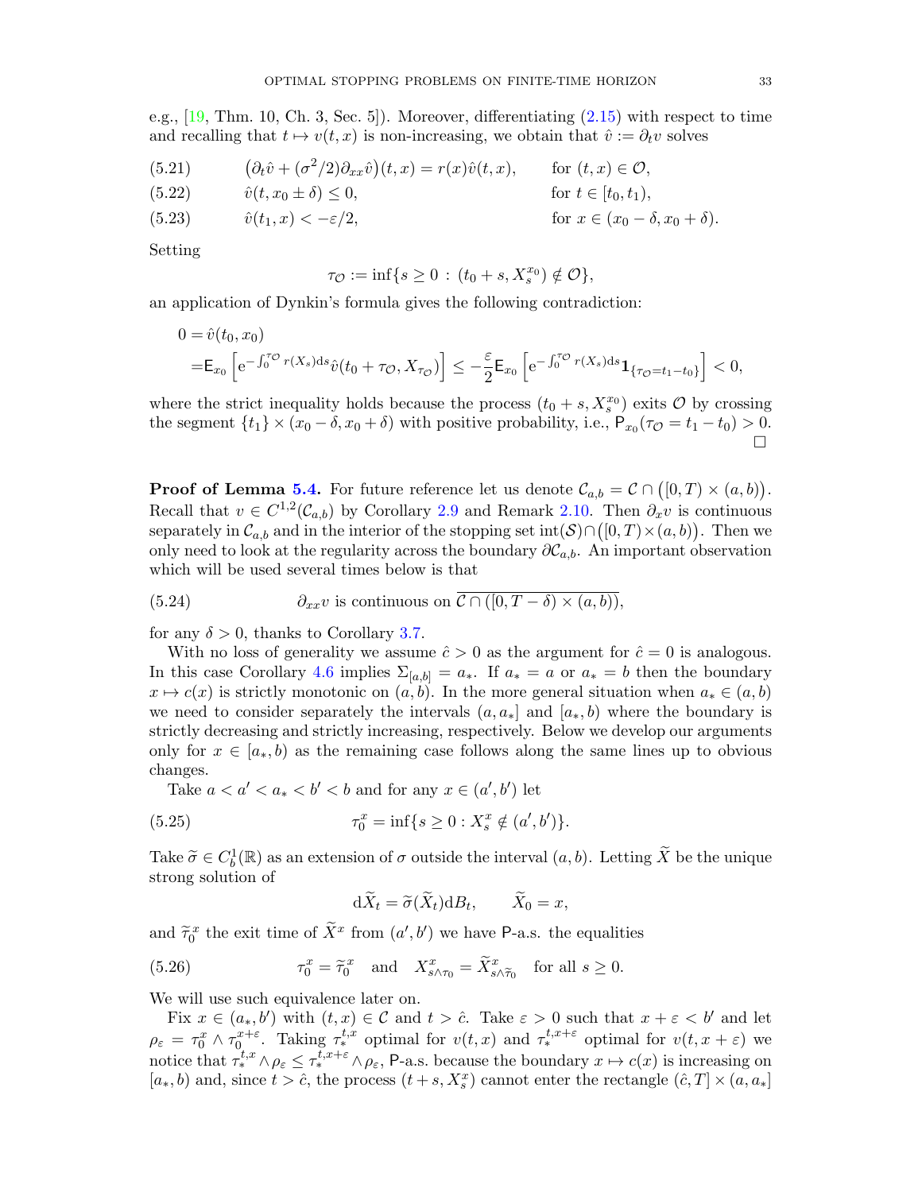e.g., [19, Thm. 10, Ch. 3, Sec. 5]). Moreover, differentiating (2.15) with respect to time and recalling that $t \mapsto v(t,x)$ is non-increasing, we obtain that $\hat{v} := \partial_t v$ solves

$$
\begin{aligned}
&(5.21) \qquad \big(\partial_t \hat{v} + (\sigma^2/2)\partial_{xx}\hat{v}\big)(t,x) = r(x)\hat{v}(t,x), && \text{for } (t,x) \in \mathcal{O}, \\
&(5.22) \qquad \hat{v}(t, x_0 \pm \delta) \le 0, && \text{for } t \in [t_0, t_1), \\
&(5.23) \qquad \hat{v}(t_1, x) < -\varepsilon/2, && \text{for } x \in (x_0 - \delta, x_0 + \delta).
\end{aligned}
$$

Setting

$$
\tau_{\mathcal{O}} := \inf\{s \ge 0 \,:\, (t_0 + s, X^{x_0}_s) \notin \mathcal{O}\},
$$

an application of Dynkin's formula gives the following contradiction:

$$
\begin{aligned}
0 =& \hat{v}(t_0, x_0) \\
=& \mathsf{E}_{x_0}\left[\mathrm{e}^{-\int_0^{\tau_{\mathcal{O}}} r(X_s)\mathrm{d}s}\hat{v}(t_0 + \tau_{\mathcal{O}}, X_{\tau_{\mathcal{O}}})\right] \le -\frac{\varepsilon}{2}\mathsf{E}_{x_0}\left[\mathrm{e}^{-\int_0^{\tau_{\mathcal{O}}} r(X_s)\mathrm{d}s}\mathbf{1}_{\{\tau_{\mathcal{O}} = t_1 - t_0\}}\right] < 0,
\end{aligned}
$$

where the strict inequality holds because the process $(t_0 + s, X^{x_0}_s)$ exits $\mathcal{O}$ by crossing the segment $\{t_1\} \times (x_0 - \delta, x_0 + \delta)$ with positive probability, i.e., $\mathsf{P}_{x_0}(\tau_{\mathcal{O}} = t_1 - t_0) > 0$. $\square$

**Proof of Lemma 5.4.** For future reference let us denote $\mathcal{C}_{a,b} = \mathcal{C} \cap \big([0,T) \times (a,b)\big)$. Recall that $v \in C^{1,2}(\mathcal{C}_{a,b})$ by Corollary 2.9 and Remark 2.10. Then $\partial_x v$ is continuous separately in $\mathcal{C}_{a,b}$ and in the interior of the stopping set $\mathrm{int}(\mathcal{S}) \cap \big([0,T) \times (a,b)\big)$. Then we only need to look at the regularity across the boundary $\partial\mathcal{C}_{a,b}$. An important observation which will be used several times below is that

$$
(5.24) \qquad \partial_{xx} v \text{ is continuous on } \overline{\mathcal{C} \cap ([0, T - \delta) \times (a,b))},
$$

for any $\delta > 0$, thanks to Corollary 3.7.

With no loss of generality we assume $\hat{c} > 0$ as the argument for $\hat{c} = 0$ is analogous. In this case Corollary 4.6 implies $\Sigma_{[a,b]} = a_*$. If $a_* = a$ or $a_* = b$ then the boundary $x \mapsto c(x)$ is strictly monotonic on $(a,b)$. In the more general situation when $a_* \in (a,b)$ we need to consider separately the intervals $(a, a_*]$ and $[a_*, b)$ where the boundary is strictly decreasing and strictly increasing, respectively. Below we develop our arguments only for $x \in [a_*, b)$ as the remaining case follows along the same lines up to obvious changes.

Take $a < a' < a_* < b' < b$ and for any $x \in (a', b')$ let

$$
(5.25) \qquad \tau^x_0 = \inf\{s \ge 0 : X^x_s \notin (a', b')\}.
$$

Take $\widetilde{\sigma} \in C^1_b(\mathbb{R})$ as an extension of $\sigma$ outside the interval $(a,b)$. Letting $\widetilde{X}$ be the unique strong solution of

$$
\mathrm{d}\widetilde{X}_t = \widetilde{\sigma}(\widetilde{X}_t)\mathrm{d}B_t, \qquad \widetilde{X}_0 = x,
$$

and $\widetilde{\tau}^x_0$ the exit time of $\widetilde{X}^x$ from $(a', b')$ we have $\mathsf{P}$-a.s. the equalities

$$
(5.26) \qquad \tau^x_0 = \widetilde{\tau}^x_0 \quad \text{and} \quad X^x_{s\wedge\tau_0} = \widetilde{X}^x_{s\wedge\widetilde{\tau}_0} \quad \text{for all } s \ge 0.
$$

We will use such equivalence later on.

Fix $x \in (a_*, b')$ with $(t,x) \in \mathcal{C}$ and $t > \hat{c}$. Take $\varepsilon > 0$ such that $x + \varepsilon < b'$ and let $\rho_\varepsilon = \tau^x_0 \wedge \tau^{x+\varepsilon}_0$. Taking $\tau^{t,x}_*$ optimal for $v(t,x)$ and $\tau^{t,x+\varepsilon}_*$ optimal for $v(t, x+\varepsilon)$ we notice that $\tau^{t,x}_* \wedge \rho_\varepsilon \le \tau^{t,x+\varepsilon}_* \wedge \rho_\varepsilon$, $\mathsf{P}$-a.s. because the boundary $x \mapsto c(x)$ is increasing on $[a_*, b)$ and, since $t > \hat{c}$, the process $(t+s, X^x_s)$ cannot enter the rectangle $(\hat{c}, T] \times (a, a_*]$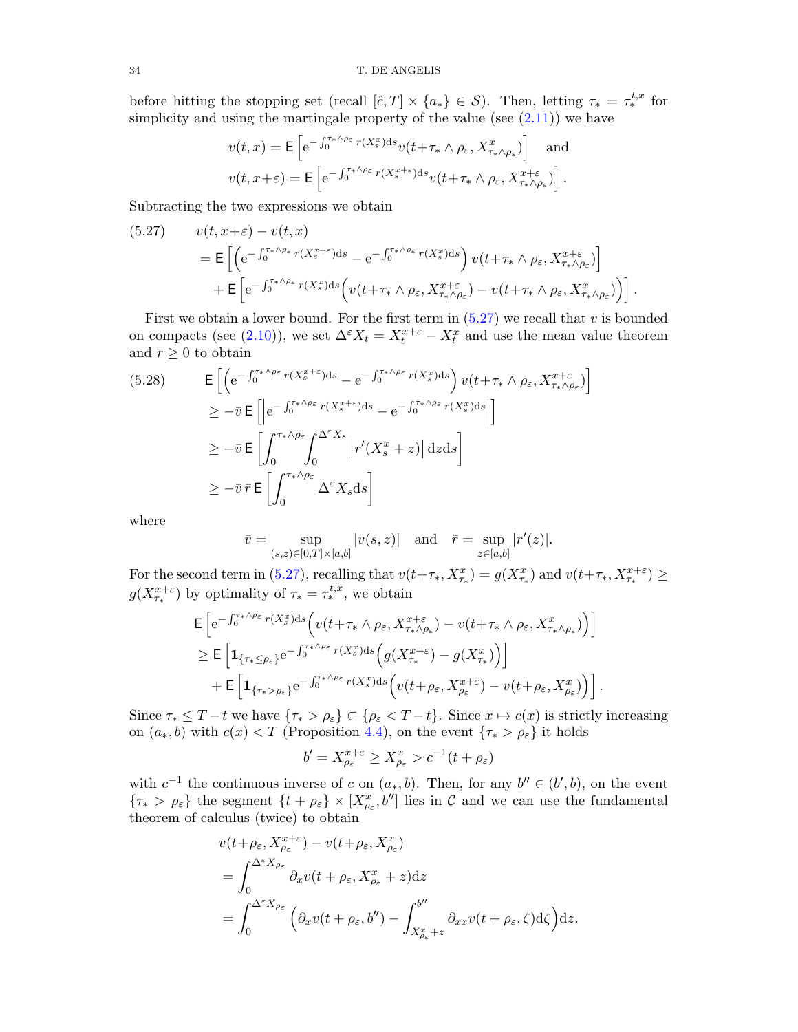before hitting the stopping set (recall $[\hat{c}, T] \times \{a_*\} \in \mathcal{S}$). Then, letting $\tau_* = \tau_*^{t,x}$ for simplicity and using the martingale property of the value (see (2.11)) we have

$$v(t,x) = \mathsf{E}\left[\mathrm{e}^{-\int_0^{\tau_*\wedge\rho_\varepsilon} r(X^x_s)\mathrm{d}s} v(t+\tau_*\wedge\rho_\varepsilon, X^x_{\tau_*\wedge\rho_\varepsilon})\right] \quad \text{and}$$
$$v(t,x+\varepsilon) = \mathsf{E}\left[\mathrm{e}^{-\int_0^{\tau_*\wedge\rho_\varepsilon} r(X^{x+\varepsilon}_s)\mathrm{d}s} v(t+\tau_*\wedge\rho_\varepsilon, X^{x+\varepsilon}_{\tau_*\wedge\rho_\varepsilon})\right].$$

Subtracting the two expressions we obtain

$$\begin{aligned}
(5.27)\qquad & v(t,x+\varepsilon) - v(t,x) \\
&= \mathsf{E}\left[\left(\mathrm{e}^{-\int_0^{\tau_*\wedge\rho_\varepsilon} r(X^{x+\varepsilon}_s)\mathrm{d}s} - \mathrm{e}^{-\int_0^{\tau_*\wedge\rho_\varepsilon} r(X^x_s)\mathrm{d}s}\right) v(t+\tau_*\wedge\rho_\varepsilon, X^{x+\varepsilon}_{\tau_*\wedge\rho_\varepsilon})\right] \\
&\quad + \mathsf{E}\left[\mathrm{e}^{-\int_0^{\tau_*\wedge\rho_\varepsilon} r(X^x_s)\mathrm{d}s}\Big(v(t+\tau_*\wedge\rho_\varepsilon, X^{x+\varepsilon}_{\tau_*\wedge\rho_\varepsilon}) - v(t+\tau_*\wedge\rho_\varepsilon, X^x_{\tau_*\wedge\rho_\varepsilon})\Big)\right].
\end{aligned}$$

First we obtain a lower bound. For the first term in (5.27) we recall that $v$ is bounded on compacts (see (2.10)), we set $\Delta^\varepsilon X_t = X^{x+\varepsilon}_t - X^x_t$ and use the mean value theorem and $r \geq 0$ to obtain

$$\begin{aligned}
(5.28)\qquad & \mathsf{E}\left[\left(\mathrm{e}^{-\int_0^{\tau_*\wedge\rho_\varepsilon} r(X^{x+\varepsilon}_s)\mathrm{d}s} - \mathrm{e}^{-\int_0^{\tau_*\wedge\rho_\varepsilon} r(X^x_s)\mathrm{d}s}\right) v(t+\tau_*\wedge\rho_\varepsilon, X^{x+\varepsilon}_{\tau_*\wedge\rho_\varepsilon})\right] \\
&\geq -\bar{v}\,\mathsf{E}\left[\left|\mathrm{e}^{-\int_0^{\tau_*\wedge\rho_\varepsilon} r(X^{x+\varepsilon}_s)\mathrm{d}s} - \mathrm{e}^{-\int_0^{\tau_*\wedge\rho_\varepsilon} r(X^x_s)\mathrm{d}s}\right|\right] \\
&\geq -\bar{v}\,\mathsf{E}\left[\int_0^{\tau_*\wedge\rho_\varepsilon}\int_0^{\Delta^\varepsilon X_s} \left|r'(X^x_s+z)\right|\mathrm{d}z\mathrm{d}s\right] \\
&\geq -\bar{v}\,\bar{r}\,\mathsf{E}\left[\int_0^{\tau_*\wedge\rho_\varepsilon} \Delta^\varepsilon X_s \mathrm{d}s\right]
\end{aligned}$$

where

$$\bar{v} = \sup_{(s,z)\in[0,T]\times[a,b]} |v(s,z)| \quad \text{and} \quad \bar{r} = \sup_{z\in[a,b]} |r'(z)|.$$

For the second term in (5.27), recalling that $v(t+\tau_*, X^x_{\tau_*}) = g(X^x_{\tau_*})$ and $v(t+\tau_*, X^{x+\varepsilon}_{\tau_*}) \geq g(X^{x+\varepsilon}_{\tau_*})$ by optimality of $\tau_* = \tau_*^{t,x}$, we obtain

$$\begin{aligned}
& \mathsf{E}\left[\mathrm{e}^{-\int_0^{\tau_*\wedge\rho_\varepsilon} r(X^x_s)\mathrm{d}s}\Big(v(t+\tau_*\wedge\rho_\varepsilon, X^{x+\varepsilon}_{\tau_*\wedge\rho_\varepsilon}) - v(t+\tau_*\wedge\rho_\varepsilon, X^x_{\tau_*\wedge\rho_\varepsilon})\Big)\right] \\
&\geq \mathsf{E}\left[\mathbf{1}_{\{\tau_*\leq\rho_\varepsilon\}}\mathrm{e}^{-\int_0^{\tau_*\wedge\rho_\varepsilon} r(X^x_s)\mathrm{d}s}\Big(g(X^{x+\varepsilon}_{\tau_*}) - g(X^x_{\tau_*})\Big)\right] \\
&\quad + \mathsf{E}\left[\mathbf{1}_{\{\tau_*>\rho_\varepsilon\}}\mathrm{e}^{-\int_0^{\tau_*\wedge\rho_\varepsilon} r(X^x_s)\mathrm{d}s}\Big(v(t+\rho_\varepsilon, X^{x+\varepsilon}_{\rho_\varepsilon}) - v(t+\rho_\varepsilon, X^x_{\rho_\varepsilon})\Big)\right].
\end{aligned}$$

Since $\tau_* \leq T-t$ we have $\{\tau_* > \rho_\varepsilon\} \subset \{\rho_\varepsilon < T-t\}$. Since $x \mapsto c(x)$ is strictly increasing on $(a_*, b)$ with $c(x) < T$ (Proposition 4.4), on the event $\{\tau_* > \rho_\varepsilon\}$ it holds

$$b' = X^{x+\varepsilon}_{\rho_\varepsilon} \geq X^x_{\rho_\varepsilon} > c^{-1}(t+\rho_\varepsilon)$$

with $c^{-1}$ the continuous inverse of $c$ on $(a_*, b)$. Then, for any $b'' \in (b', b)$, on the event $\{\tau_* > \rho_\varepsilon\}$ the segment $\{t+\rho_\varepsilon\} \times [X^x_{\rho_\varepsilon}, b'']$ lies in $\mathcal{C}$ and we can use the fundamental theorem of calculus (twice) to obtain

$$\begin{aligned}
& v(t+\rho_\varepsilon, X^{x+\varepsilon}_{\rho_\varepsilon}) - v(t+\rho_\varepsilon, X^x_{\rho_\varepsilon}) \\
&= \int_0^{\Delta^\varepsilon X_{\rho_\varepsilon}} \partial_x v(t+\rho_\varepsilon, X^x_{\rho_\varepsilon}+z)\mathrm{d}z \\
&= \int_0^{\Delta^\varepsilon X_{\rho_\varepsilon}} \Big(\partial_x v(t+\rho_\varepsilon, b'') - \int_{X^x_{\rho_\varepsilon}+z}^{b''} \partial_{xx} v(t+\rho_\varepsilon, \zeta)\mathrm{d}\zeta\Big)\mathrm{d}z.
\end{aligned}$$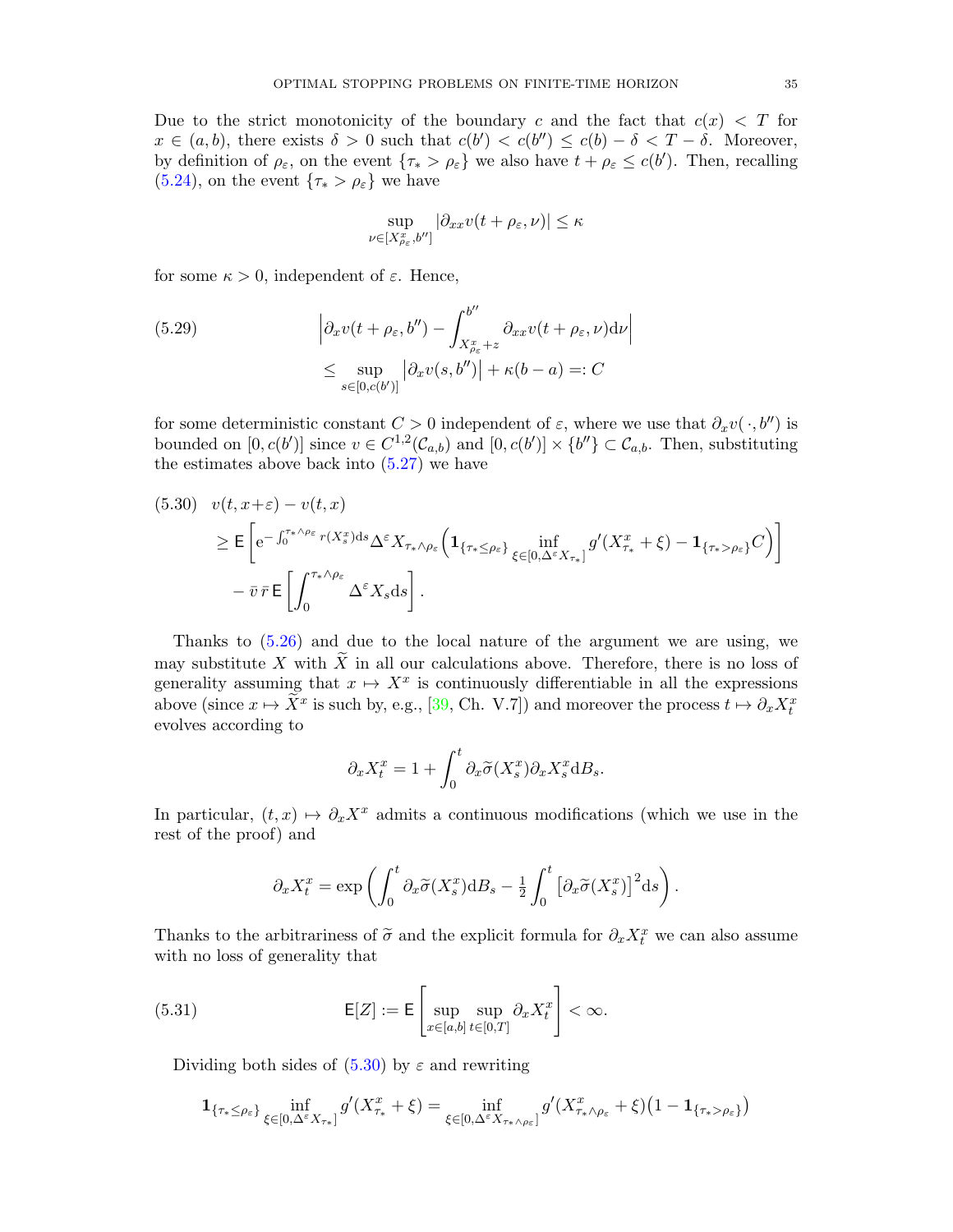Due to the strict monotonicity of the boundary $c$ and the fact that $c(x) < T$ for $x \in (a,b)$, there exists $\delta > 0$ such that $c(b') < c(b'') \le c(b) - \delta < T - \delta$. Moreover, by definition of $\rho_\varepsilon$, on the event $\{\tau_* > \rho_\varepsilon\}$ we also have $t + \rho_\varepsilon \le c(b')$. Then, recalling (5.24), on the event $\{\tau_* > \rho_\varepsilon\}$ we have

$$
\sup_{\nu \in [X^x_{\rho_\varepsilon}, b'']} |\partial_{xx} v(t+\rho_\varepsilon, \nu)| \le \kappa
$$

for some $\kappa > 0$, independent of $\varepsilon$. Hence,

$$
\begin{aligned}
(5.29) \qquad & \left| \partial_x v(t+\rho_\varepsilon, b'') - \int_{X^x_{\rho_\varepsilon}+z}^{b''} \partial_{xx} v(t+\rho_\varepsilon, \nu) \mathrm{d}\nu \right| \\
& \le \sup_{s \in [0, c(b')]} \left| \partial_x v(s, b'') \right| + \kappa(b-a) =: C
\end{aligned}
$$

for some deterministic constant $C > 0$ independent of $\varepsilon$, where we use that $\partial_x v(\,\cdot\,, b'')$ is bounded on $[0, c(b')]$ since $v \in C^{1,2}(\mathcal{C}_{a,b})$ and $[0, c(b')] \times \{b''\} \subset \mathcal{C}_{a,b}$. Then, substituting the estimates above back into (5.27) we have

$$
\begin{aligned}
(5.30) \quad & v(t, x+\varepsilon) - v(t,x) \\
& \ge \mathsf{E}\left[ \mathrm{e}^{-\int_0^{\tau_* \wedge \rho_\varepsilon} r(X^x_s)\mathrm{d}s} \Delta^\varepsilon X_{\tau_* \wedge \rho_\varepsilon} \Big( \mathbf{1}_{\{\tau_* \le \rho_\varepsilon\}} \inf_{\xi \in [0, \Delta^\varepsilon X_{\tau_*}]} g'(X^x_{\tau_*} + \xi) - \mathbf{1}_{\{\tau_* > \rho_\varepsilon\}} C \Big) \right] \\
& \quad - \bar{v}\, \bar{r}\, \mathsf{E}\left[ \int_0^{\tau_* \wedge \rho_\varepsilon} \Delta^\varepsilon X_s \mathrm{d}s \right].
\end{aligned}
$$

Thanks to (5.26) and due to the local nature of the argument we are using, we may substitute $X$ with $\widetilde{X}$ in all our calculations above. Therefore, there is no loss of generality assuming that $x \mapsto X^x$ is continuously differentiable in all the expressions above (since $x \mapsto \widetilde{X}^x$ is such by, e.g., [39, Ch. V.7]) and moreover the process $t \mapsto \partial_x X^x_t$ evolves according to

$$
\partial_x X^x_t = 1 + \int_0^t \partial_x \widetilde{\sigma}(X^x_s) \partial_x X^x_s \mathrm{d}B_s.
$$

In particular, $(t,x) \mapsto \partial_x X^x$ admits a continuous modifications (which we use in the rest of the proof) and

$$
\partial_x X^x_t = \exp\left( \int_0^t \partial_x \widetilde{\sigma}(X^x_s) \mathrm{d}B_s - \tfrac{1}{2} \int_0^t \left[ \partial_x \widetilde{\sigma}(X^x_s) \right]^2 \mathrm{d}s \right).
$$

Thanks to the arbitrariness of $\widetilde{\sigma}$ and the explicit formula for $\partial_x X^x_t$ we can also assume with no loss of generality that

$$
(5.31) \qquad \mathsf{E}[Z] := \mathsf{E}\left[ \sup_{x \in [a,b]} \sup_{t \in [0,T]} \partial_x X^x_t \right] < \infty.
$$

Dividing both sides of (5.30) by $\varepsilon$ and rewriting

$$
\mathbf{1}_{\{\tau_* \le \rho_\varepsilon\}} \inf_{\xi \in [0, \Delta^\varepsilon X_{\tau_*}]} g'(X^x_{\tau_*} + \xi) = \inf_{\xi \in [0, \Delta^\varepsilon X_{\tau_* \wedge \rho_\varepsilon}]} g'(X^x_{\tau_* \wedge \rho_\varepsilon} + \xi) \big( 1 - \mathbf{1}_{\{\tau_* > \rho_\varepsilon\}} \big)
$$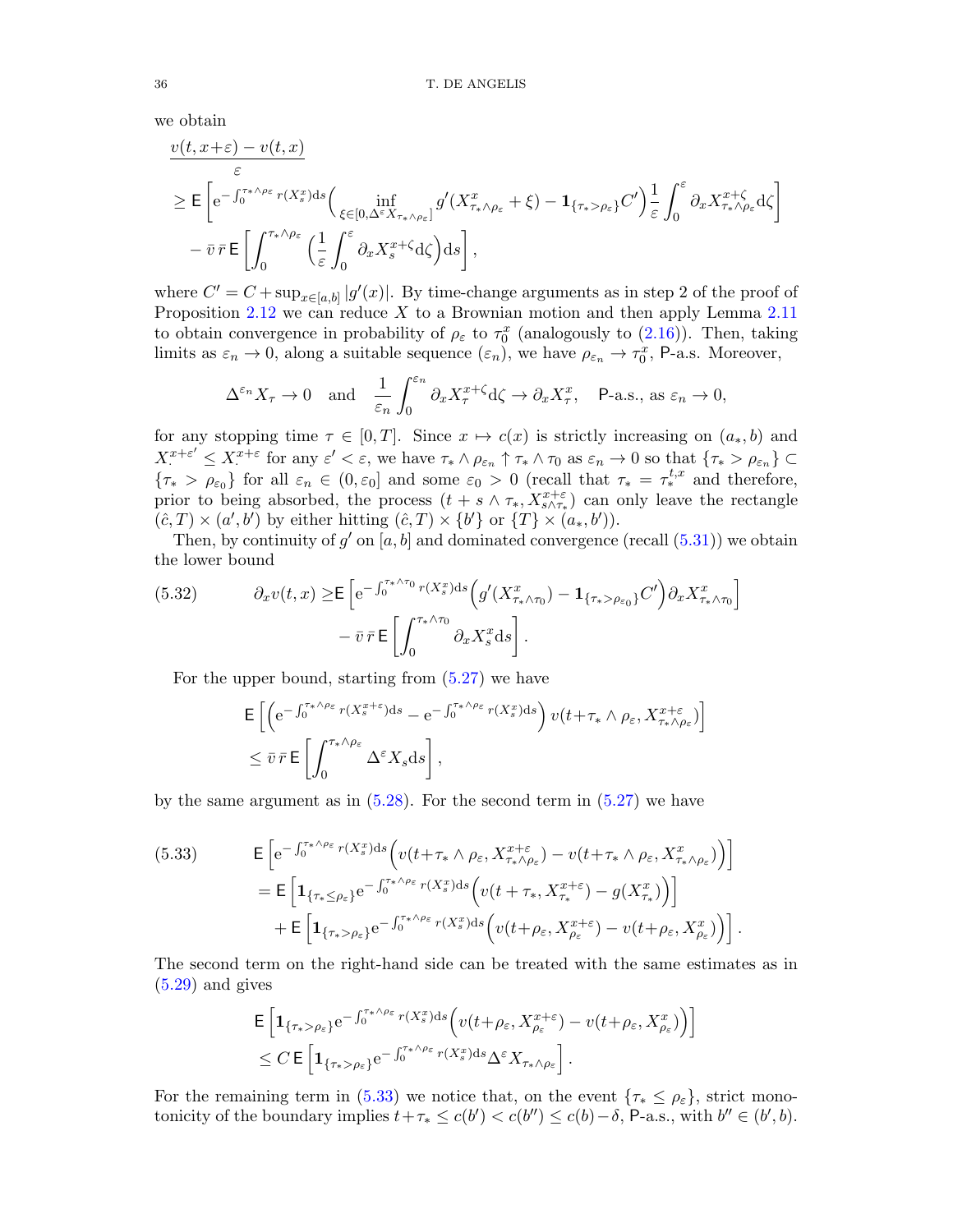we obtain

$$
\begin{aligned}
&\frac{v(t,x+\varepsilon)-v(t,x)}{\varepsilon}\\
&\ge \mathsf{E}\left[\mathrm{e}^{-\int_0^{\tau_*\wedge\rho_\varepsilon} r(X_s^x)\mathrm{d}s}\Big(\inf_{\xi\in[0,\Delta^\varepsilon X_{\tau_*\wedge\rho_\varepsilon}]} g'(X^x_{\tau_*\wedge\rho_\varepsilon}+\xi)-\mathbf{1}_{\{\tau_*>\rho_\varepsilon\}}C'\Big)\frac{1}{\varepsilon}\int_0^\varepsilon \partial_x X^{x+\zeta}_{\tau_*\wedge\rho_\varepsilon}\mathrm{d}\zeta\right]\\
&\quad-\bar v\,\bar r\,\mathsf{E}\left[\int_0^{\tau_*\wedge\rho_\varepsilon}\Big(\frac{1}{\varepsilon}\int_0^\varepsilon \partial_x X_s^{x+\zeta}\mathrm{d}\zeta\Big)\mathrm{d}s\right],
\end{aligned}
$$

where $C'=C+\sup_{x\in[a,b]}|g'(x)|$. By time-change arguments as in step 2 of the proof of Proposition 2.12 we can reduce $X$ to a Brownian motion and then apply Lemma 2.11 to obtain convergence in probability of $\rho_\varepsilon$ to $\tau_0^x$ (analogously to (2.16)). Then, taking limits as $\varepsilon_n\to 0$, along a suitable sequence $(\varepsilon_n)$, we have $\rho_{\varepsilon_n}\to\tau_0^x$, $\mathsf{P}$-a.s. Moreover,

$$
\Delta^{\varepsilon_n}X_\tau\to 0\quad\text{and}\quad \frac{1}{\varepsilon_n}\int_0^{\varepsilon_n}\partial_x X_\tau^{x+\zeta}\mathrm{d}\zeta\to\partial_x X^x_\tau,\quad \mathsf{P}\text{-a.s., as }\varepsilon_n\to 0,
$$

for any stopping time $\tau\in[0,T]$. Since $x\mapsto c(x)$ is strictly increasing on $(a_*,b)$ and $X^{x+\varepsilon'}_\cdot\le X^{x+\varepsilon}_\cdot$ for any $\varepsilon'<\varepsilon$, we have $\tau_*\wedge\rho_{\varepsilon_n}\uparrow\tau_*\wedge\tau_0$ as $\varepsilon_n\to 0$ so that $\{\tau_*>\rho_{\varepsilon_n}\}\subset\{\tau_*>\rho_{\varepsilon_0}\}$ for all $\varepsilon_n\in(0,\varepsilon_0]$ and some $\varepsilon_0>0$ (recall that $\tau_*=\tau_*^{t,x}$ and therefore, prior to being absorbed, the process $(t+s\wedge\tau_*,X^{x+\varepsilon}_{s\wedge\tau_*})$ can only leave the rectangle $(\hat c,T)\times(a',b')$ by either hitting $(\hat c,T)\times\{b'\}$ or $\{T\}\times(a_*,b')$).

Then, by continuity of $g'$ on $[a,b]$ and dominated convergence (recall (5.31)) we obtain the lower bound

$$
\begin{aligned}
(5.32)\qquad \partial_x v(t,x)\ge&\,\mathsf{E}\left[\mathrm{e}^{-\int_0^{\tau_*\wedge\tau_0} r(X_s^x)\mathrm{d}s}\Big(g'(X^x_{\tau_*\wedge\tau_0})-\mathbf{1}_{\{\tau_*>\rho_{\varepsilon_0}\}}C'\Big)\partial_x X^x_{\tau_*\wedge\tau_0}\right]\\
&-\bar v\,\bar r\,\mathsf{E}\left[\int_0^{\tau_*\wedge\tau_0}\partial_x X_s^x\mathrm{d}s\right].
\end{aligned}
$$

For the upper bound, starting from (5.27) we have

$$
\begin{aligned}
&\mathsf{E}\left[\Big(\mathrm{e}^{-\int_0^{\tau_*\wedge\rho_\varepsilon} r(X_s^{x+\varepsilon})\mathrm{d}s}-\mathrm{e}^{-\int_0^{\tau_*\wedge\rho_\varepsilon} r(X_s^{x})\mathrm{d}s}\Big)v(t+\tau_*\wedge\rho_\varepsilon,X^{x+\varepsilon}_{\tau_*\wedge\rho_\varepsilon})\right]\\
&\le\bar v\,\bar r\,\mathsf{E}\left[\int_0^{\tau_*\wedge\rho_\varepsilon}\Delta^\varepsilon X_s\mathrm{d}s\right],
\end{aligned}
$$

by the same argument as in (5.28). For the second term in (5.27) we have

$$
\begin{aligned}
(5.33)\qquad &\mathsf{E}\left[\mathrm{e}^{-\int_0^{\tau_*\wedge\rho_\varepsilon} r(X_s^x)\mathrm{d}s}\Big(v(t+\tau_*\wedge\rho_\varepsilon,X^{x+\varepsilon}_{\tau_*\wedge\rho_\varepsilon})-v(t+\tau_*\wedge\rho_\varepsilon,X^{x}_{\tau_*\wedge\rho_\varepsilon})\Big)\right]\\
&=\mathsf{E}\left[\mathbf{1}_{\{\tau_*\le\rho_\varepsilon\}}\mathrm{e}^{-\int_0^{\tau_*\wedge\rho_\varepsilon} r(X_s^x)\mathrm{d}s}\Big(v(t+\tau_*,X^{x+\varepsilon}_{\tau_*})-g(X^x_{\tau_*})\Big)\right]\\
&\quad+\mathsf{E}\left[\mathbf{1}_{\{\tau_*>\rho_\varepsilon\}}\mathrm{e}^{-\int_0^{\tau_*\wedge\rho_\varepsilon} r(X_s^x)\mathrm{d}s}\Big(v(t+\rho_\varepsilon,X^{x+\varepsilon}_{\rho_\varepsilon})-v(t+\rho_\varepsilon,X^{x}_{\rho_\varepsilon})\Big)\right].
\end{aligned}
$$

The second term on the right-hand side can be treated with the same estimates as in (5.29) and gives

$$
\begin{aligned}
&\mathsf{E}\left[\mathbf{1}_{\{\tau_*>\rho_\varepsilon\}}\mathrm{e}^{-\int_0^{\tau_*\wedge\rho_\varepsilon} r(X_s^x)\mathrm{d}s}\Big(v(t+\rho_\varepsilon,X^{x+\varepsilon}_{\rho_\varepsilon})-v(t+\rho_\varepsilon,X^{x}_{\rho_\varepsilon})\Big)\right]\\
&\le C\,\mathsf{E}\left[\mathbf{1}_{\{\tau_*>\rho_\varepsilon\}}\mathrm{e}^{-\int_0^{\tau_*\wedge\rho_\varepsilon} r(X_s^x)\mathrm{d}s}\Delta^\varepsilon X_{\tau_*\wedge\rho_\varepsilon}\right].
\end{aligned}
$$

For the remaining term in (5.33) we notice that, on the event $\{\tau_*\le\rho_\varepsilon\}$, strict monotonicity of the boundary implies $t+\tau_*\le c(b')<c(b'')\le c(b)-\delta$, $\mathsf{P}$-a.s., with $b''\in(b',b)$.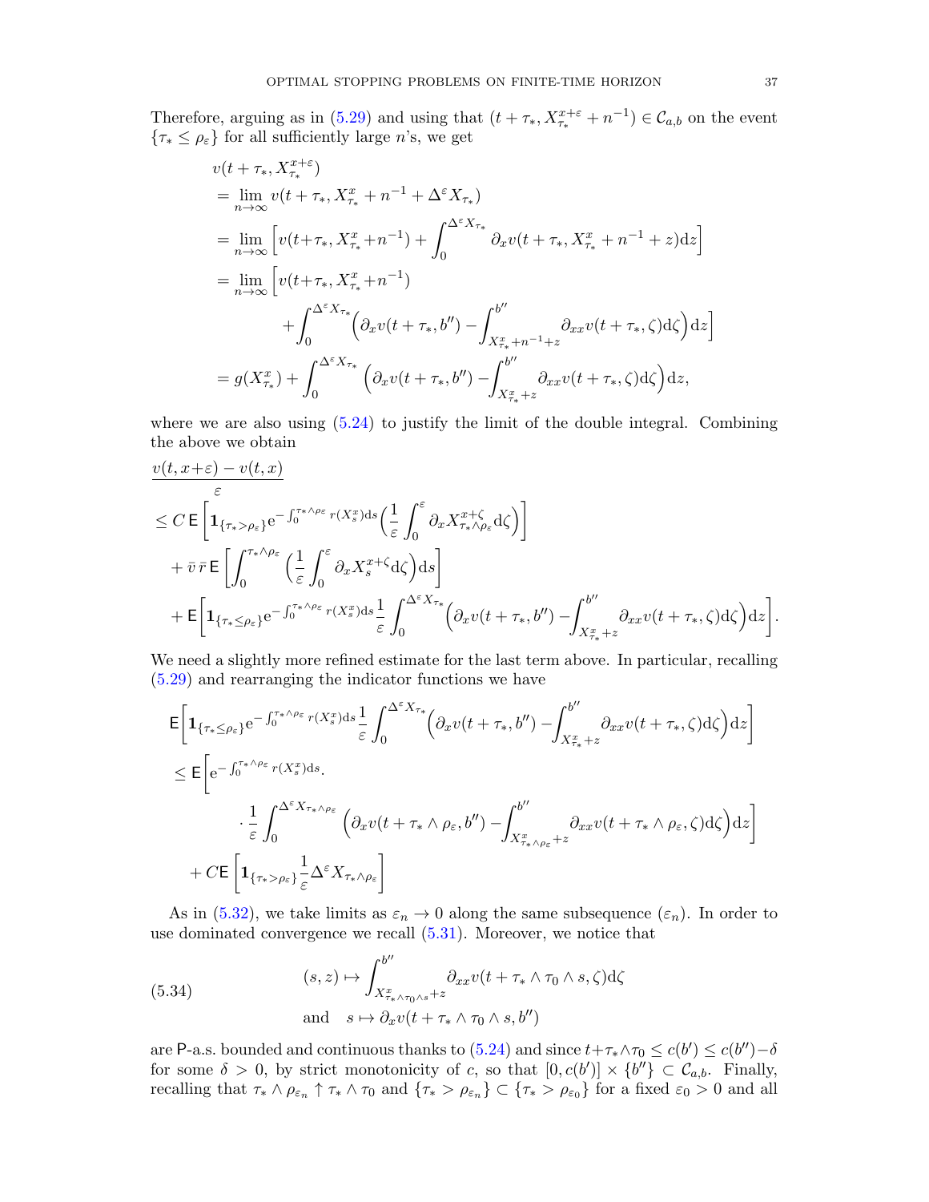Therefore, arguing as in (5.29) and using that $(t+\tau_*, X^{x+\varepsilon}_{\tau_*}+n^{-1})\in\mathcal{C}_{a,b}$ on the event $\{\tau_*\le\rho_\varepsilon\}$ for all sufficiently large $n$'s, we get

$$
\begin{aligned}
&v(t+\tau_*, X^{x+\varepsilon}_{\tau_*})\\
&=\lim_{n\to\infty} v(t+\tau_*, X^x_{\tau_*}+n^{-1}+\Delta^\varepsilon X_{\tau_*})\\
&=\lim_{n\to\infty}\Big[v(t+\tau_*, X^x_{\tau_*}+n^{-1})+\int_0^{\Delta^\varepsilon X_{\tau_*}}\partial_x v(t+\tau_*, X^x_{\tau_*}+n^{-1}+z)\mathrm{d}z\Big]\\
&=\lim_{n\to\infty}\Big[v(t+\tau_*, X^x_{\tau_*}+n^{-1})\\
&\qquad+\int_0^{\Delta^\varepsilon X_{\tau_*}}\Big(\partial_x v(t+\tau_*, b'')-\int_{X^x_{\tau_*}+n^{-1}+z}^{b''}\partial_{xx}v(t+\tau_*,\zeta)\mathrm{d}\zeta\Big)\mathrm{d}z\Big]\\
&=g(X^x_{\tau_*})+\int_0^{\Delta^\varepsilon X_{\tau_*}}\Big(\partial_x v(t+\tau_*, b'')-\int_{X^x_{\tau_*}+z}^{b''}\partial_{xx}v(t+\tau_*,\zeta)\mathrm{d}\zeta\Big)\mathrm{d}z,
\end{aligned}
$$

where we are also using (5.24) to justify the limit of the double integral. Combining the above we obtain

$$
\begin{aligned}
&\frac{v(t,x+\varepsilon)-v(t,x)}{\varepsilon}\\
&\le C\,\mathsf{E}\Big[\mathbf{1}_{\{\tau_*>\rho_\varepsilon\}}\mathrm{e}^{-\int_0^{\tau_*\wedge\rho_\varepsilon}r(X^x_s)\mathrm{d}s}\Big(\frac{1}{\varepsilon}\int_0^\varepsilon\partial_x X^{x+\zeta}_{\tau_*\wedge\rho_\varepsilon}\mathrm{d}\zeta\Big)\Big]\\
&\quad+\bar v\,\bar r\,\mathsf{E}\Big[\int_0^{\tau_*\wedge\rho_\varepsilon}\Big(\frac{1}{\varepsilon}\int_0^\varepsilon\partial_x X^{x+\zeta}_s\mathrm{d}\zeta\Big)\mathrm{d}s\Big]\\
&\quad+\mathsf{E}\Big[\mathbf{1}_{\{\tau_*\le\rho_\varepsilon\}}\mathrm{e}^{-\int_0^{\tau_*\wedge\rho_\varepsilon}r(X^x_s)\mathrm{d}s}\frac{1}{\varepsilon}\int_0^{\Delta^\varepsilon X_{\tau_*}}\Big(\partial_x v(t+\tau_*, b'')-\int_{X^x_{\tau_*}+z}^{b''}\partial_{xx}v(t+\tau_*,\zeta)\mathrm{d}\zeta\Big)\mathrm{d}z\Big].
\end{aligned}
$$

We need a slightly more refined estimate for the last term above. In particular, recalling (5.29) and rearranging the indicator functions we have

$$
\begin{aligned}
&\mathsf{E}\Big[\mathbf{1}_{\{\tau_*\le\rho_\varepsilon\}}\mathrm{e}^{-\int_0^{\tau_*\wedge\rho_\varepsilon}r(X^x_s)\mathrm{d}s}\frac{1}{\varepsilon}\int_0^{\Delta^\varepsilon X_{\tau_*}}\Big(\partial_x v(t+\tau_*, b'')-\int_{X^x_{\tau_*}+z}^{b''}\partial_{xx}v(t+\tau_*,\zeta)\mathrm{d}\zeta\Big)\mathrm{d}z\Big]\\
&\le\mathsf{E}\Big[\mathrm{e}^{-\int_0^{\tau_*\wedge\rho_\varepsilon}r(X^x_s)\mathrm{d}s}\cdot\\
&\qquad\cdot\frac{1}{\varepsilon}\int_0^{\Delta^\varepsilon X_{\tau_*\wedge\rho_\varepsilon}}\Big(\partial_x v(t+\tau_*\wedge\rho_\varepsilon, b'')-\int_{X^x_{\tau_*\wedge\rho_\varepsilon}+z}^{b''}\partial_{xx}v(t+\tau_*\wedge\rho_\varepsilon,\zeta)\mathrm{d}\zeta\Big)\mathrm{d}z\Big]\\
&\quad+C\mathsf{E}\Big[\mathbf{1}_{\{\tau_*>\rho_\varepsilon\}}\frac{1}{\varepsilon}\Delta^\varepsilon X_{\tau_*\wedge\rho_\varepsilon}\Big]
\end{aligned}
$$

As in (5.32), we take limits as $\varepsilon_n\to 0$ along the same subsequence $(\varepsilon_n)$. In order to use dominated convergence we recall (5.31). Moreover, we notice that

$$
\begin{aligned}
&(s,z)\mapsto\int_{X^x_{\tau_*\wedge\tau_0\wedge s}+z}^{b''}\partial_{xx}v(t+\tau_*\wedge\tau_0\wedge s,\zeta)\mathrm{d}\zeta\\
&\text{and}\quad s\mapsto\partial_x v(t+\tau_*\wedge\tau_0\wedge s, b'')
\end{aligned}
\tag{5.34}
$$

are $\mathsf{P}$-a.s. bounded and continuous thanks to (5.24) and since $t+\tau_*\wedge\tau_0\le c(b')\le c(b'')-\delta$ for some $\delta>0$, by strict monotonicity of $c$, so that $[0,c(b')]\times\{b''\}\subset\mathcal{C}_{a,b}$. Finally, recalling that $\tau_*\wedge\rho_{\varepsilon_n}\uparrow\tau_*\wedge\tau_0$ and $\{\tau_*>\rho_{\varepsilon_n}\}\subset\{\tau_*>\rho_{\varepsilon_0}\}$ for a fixed $\varepsilon_0>0$ and all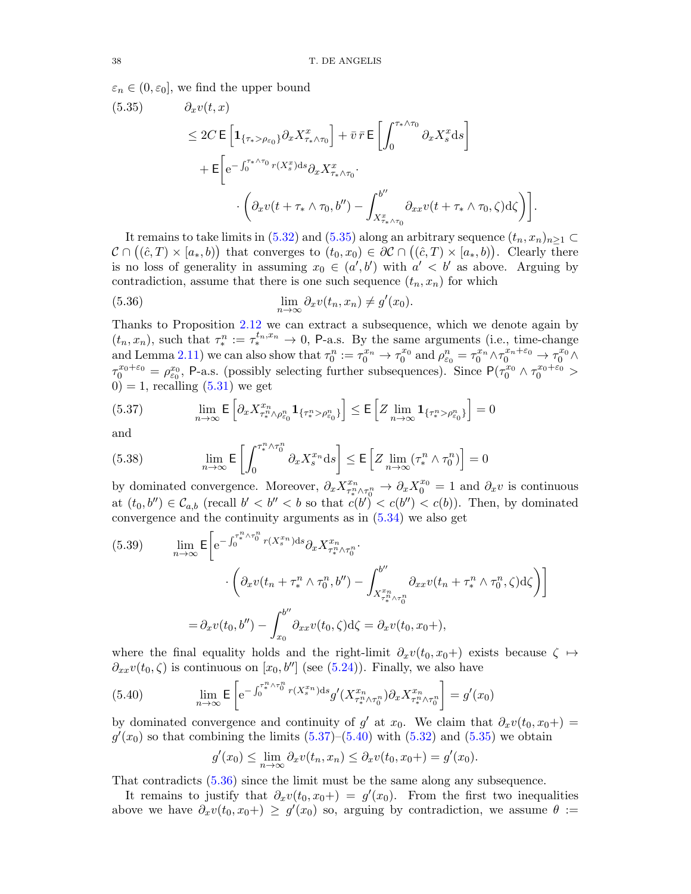$\varepsilon_n \in (0, \varepsilon_0]$, we find the upper bound

$$
\begin{aligned}
(5.35)\qquad & \partial_x v(t,x) \\
&\le 2C\,\mathsf{E}\left[\mathbf{1}_{\{\tau_*>\rho_{\varepsilon_0}\}}\partial_x X^x_{\tau_*\wedge\tau_0}\right] + \bar{v}\,\bar{r}\,\mathsf{E}\left[\int_0^{\tau_*\wedge\tau_0}\partial_x X^x_s \mathrm{d}s\right] \\
&\quad + \mathsf{E}\Bigg[\mathrm{e}^{-\int_0^{\tau_*\wedge\tau_0} r(X^x_s)\mathrm{d}s}\partial_x X^x_{\tau_*\wedge\tau_0}\cdot \\
&\qquad\qquad \cdot\left(\partial_x v(t+\tau_*\wedge\tau_0, b'') - \int_{X^x_{\tau_*\wedge\tau_0}}^{b''}\partial_{xx} v(t+\tau_*\wedge\tau_0,\zeta)\mathrm{d}\zeta\right)\Bigg].
\end{aligned}
$$

It remains to take limits in (5.32) and (5.35) along an arbitrary sequence $(t_n,x_n)_{n\ge 1}\subset \mathcal{C}\cap\big((\hat{c},T)\times[a_*,b)\big)$ that converges to $(t_0,x_0)\in\partial\mathcal{C}\cap\big((\hat{c},T)\times[a_*,b)\big)$. Clearly there is no loss of generality in assuming $x_0\in(a',b')$ with $a'<b'$ as above. Arguing by contradiction, assume that there is one such sequence $(t_n,x_n)$ for which

$$
(5.36)\qquad \lim_{n\to\infty}\partial_x v(t_n,x_n)\neq g'(x_0).
$$

Thanks to Proposition 2.12 we can extract a subsequence, which we denote again by $(t_n,x_n)$, such that $\tau^n_* := \tau^{t_n,x_n}_* \to 0$, $\mathsf{P}$-a.s. By the same arguments (i.e., time-change and Lemma 2.11) we can also show that $\tau^n_0 := \tau^{x_n}_0 \to \tau^{x_0}_0$ and $\rho^n_{\varepsilon_0} = \tau^{x_n}_0\wedge\tau^{x_n+\varepsilon_0}_0 \to \tau^{x_0}_0\wedge \tau^{x_0+\varepsilon_0}_0 = \rho^{x_0}_{\varepsilon_0}$, $\mathsf{P}$-a.s. (possibly selecting further subsequences). Since $\mathsf{P}(\tau^{x_0}_0\wedge\tau^{x_0+\varepsilon_0}_0 > 0) = 1$, recalling (5.31) we get

$$
(5.37)\qquad \lim_{n\to\infty}\mathsf{E}\left[\partial_x X^{x_n}_{\tau^n_*\wedge\rho^n_{\varepsilon_0}}\mathbf{1}_{\{\tau^n_*>\rho^n_{\varepsilon_0}\}}\right]\le \mathsf{E}\left[Z\lim_{n\to\infty}\mathbf{1}_{\{\tau^n_*>\rho^n_{\varepsilon_0}\}}\right]=0
$$

and

$$
(5.38)\qquad \lim_{n\to\infty}\mathsf{E}\left[\int_0^{\tau^n_*\wedge\tau^n_0}\partial_x X^{x_n}_s\mathrm{d}s\right]\le \mathsf{E}\left[Z\lim_{n\to\infty}(\tau^n_*\wedge\tau^n_0)\right]=0
$$

by dominated convergence. Moreover, $\partial_x X^{x_n}_{\tau^n_*\wedge\tau^n_0}\to\partial_x X^{x_0}_0 = 1$ and $\partial_x v$ is continuous at $(t_0,b'')\in\mathcal{C}_{a,b}$ (recall $b'<b''<b$ so that $c(b')<c(b'')<c(b)$). Then, by dominated convergence and the continuity arguments as in (5.34) we also get

$$
\begin{aligned}
(5.39)\qquad & \lim_{n\to\infty}\mathsf{E}\Bigg[\mathrm{e}^{-\int_0^{\tau^n_*\wedge\tau^n_0} r(X^{x_n}_s)\mathrm{d}s}\partial_x X^{x_n}_{\tau^n_*\wedge\tau^n_0}\cdot \\
&\qquad\qquad \cdot\left(\partial_x v(t_n+\tau^n_*\wedge\tau^n_0, b'') - \int_{X^{x_n}_{\tau^n_*\wedge\tau^n_0}}^{b''}\partial_{xx} v(t_n+\tau^n_*\wedge\tau^n_0,\zeta)\mathrm{d}\zeta\right)\Bigg] \\
&= \partial_x v(t_0,b'') - \int_{x_0}^{b''}\partial_{xx}v(t_0,\zeta)\mathrm{d}\zeta = \partial_x v(t_0,x_0+),
\end{aligned}
$$

where the final equality holds and the right-limit $\partial_x v(t_0,x_0+)$ exists because $\zeta\mapsto\partial_{xx}v(t_0,\zeta)$ is continuous on $[x_0,b'']$ (see (5.24)). Finally, we also have

$$
(5.40)\qquad \lim_{n\to\infty}\mathsf{E}\left[\mathrm{e}^{-\int_0^{\tau^n_*\wedge\tau^n_0} r(X^{x_n}_s)\mathrm{d}s} g'(X^{x_n}_{\tau^n_*\wedge\tau^n_0})\partial_x X^{x_n}_{\tau^n_*\wedge\tau^n_0}\right] = g'(x_0)
$$

by dominated convergence and continuity of $g'$ at $x_0$. We claim that $\partial_x v(t_0,x_0+) = g'(x_0)$ so that combining the limits (5.37)–(5.40) with (5.32) and (5.35) we obtain

$$
g'(x_0)\le\lim_{n\to\infty}\partial_x v(t_n,x_n)\le\partial_x v(t_0,x_0+) = g'(x_0).
$$

That contradicts (5.36) since the limit must be the same along any subsequence.

It remains to justify that $\partial_x v(t_0,x_0+) = g'(x_0)$. From the first two inequalities above we have $\partial_x v(t_0,x_0+)\ge g'(x_0)$ so, arguing by contradiction, we assume $\theta :=$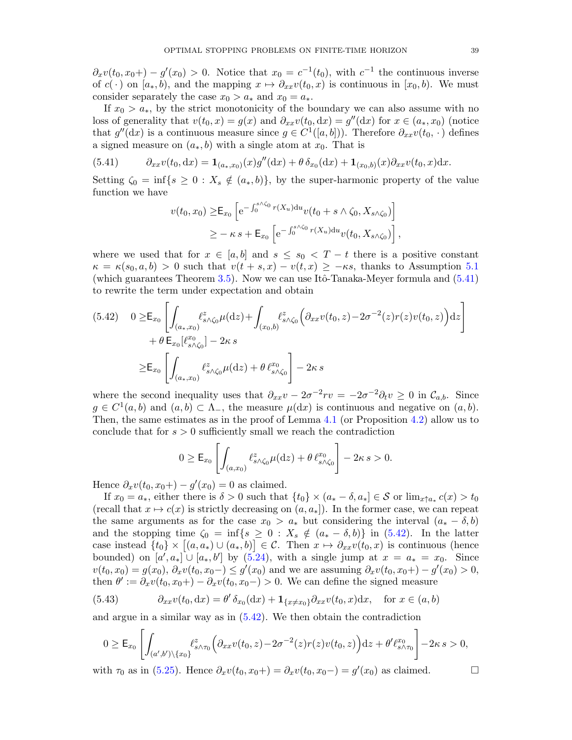$\partial_x v(t_0, x_0+) - g'(x_0) > 0$. Notice that $x_0 = c^{-1}(t_0)$, with $c^{-1}$ the continuous inverse of $c(\,\cdot\,)$ on $[a_*, b)$, and the mapping $x \mapsto \partial_{xx} v(t_0, x)$ is continuous in $[x_0, b)$. We must consider separately the case $x_0 > a_*$ and $x_0 = a_*$.

If $x_0 > a_*$, by the strict monotonicity of the boundary we can also assume with no loss of generality that $v(t_0, x) = g(x)$ and $\partial_{xx} v(t_0, \mathrm{d}x) = g''(\mathrm{d}x)$ for $x \in (a_*, x_0)$ (notice that $g''(\mathrm{d}x)$ is a continuous measure since $g \in C^1([a, b])$). Therefore $\partial_{xx} v(t_0, \cdot\,)$ defines a signed measure on $(a_*, b)$ with a single atom at $x_0$. That is

$$
\partial_{xx} v(t_0, \mathrm{d}x) = \mathbf{1}_{(a_*, x_0)}(x) g''(\mathrm{d}x) + \theta\, \delta_{x_0}(\mathrm{d}x) + \mathbf{1}_{(x_0, b)}(x) \partial_{xx} v(t_0, x) \mathrm{d}x. \tag{5.41}
$$

Setting $\zeta_0 = \inf\{s \geq 0 : X_s \notin (a_*, b)\}$, by the super-harmonic property of the value function we have

$$
\begin{aligned}
v(t_0, x_0) \geq & \mathsf{E}_{x_0}\left[\mathrm{e}^{-\int_0^{s\wedge\zeta_0} r(X_u)\mathrm{d}u} v(t_0 + s \wedge \zeta_0, X_{s\wedge\zeta_0})\right] \\
\geq & -\kappa\, s + \mathsf{E}_{x_0}\left[\mathrm{e}^{-\int_0^{s\wedge\zeta_0} r(X_u)\mathrm{d}u} v(t_0, X_{s\wedge\zeta_0})\right],
\end{aligned}
$$

where we used that for $x \in [a, b]$ and $s \leq s_0 < T - t$ there is a positive constant $\kappa = \kappa(s_0, a, b) > 0$ such that $v(t + s, x) - v(t, x) \geq -\kappa s$, thanks to Assumption 5.1 (which guarantees Theorem 3.5). Now we can use Itô-Tanaka-Meyer formula and (5.41) to rewrite the term under expectation and obtain

$$
\begin{aligned}
0 \geq & \mathsf{E}_{x_0}\left[\int_{(a_*, x_0)} \ell^z_{s\wedge\zeta_0} \mu(\mathrm{d}z) + \int_{(x_0, b)} \ell^z_{s\wedge\zeta_0}\Big(\partial_{xx} v(t_0, z) - 2\sigma^{-2}(z) r(z) v(t_0, z)\Big)\mathrm{d}z\right] \\
& + \theta\, \mathsf{E}_{x_0}[\ell^{x_0}_{s\wedge\zeta_0}] - 2\kappa\, s \\
\geq & \mathsf{E}_{x_0}\left[\int_{(a_*, x_0)} \ell^z_{s\wedge\zeta_0} \mu(\mathrm{d}z) + \theta\, \ell^{x_0}_{s\wedge\zeta_0}\right] - 2\kappa\, s
\end{aligned} \tag{5.42}
$$

where the second inequality uses that $\partial_{xx} v - 2\sigma^{-2} r v = -2\sigma^{-2}\partial_t v \geq 0$ in $\mathcal{C}_{a,b}$. Since $g \in C^1(a, b)$ and $(a, b) \subset \Lambda_-$, the measure $\mu(\mathrm{d}x)$ is continuous and negative on $(a, b)$. Then, the same estimates as in the proof of Lemma 4.1 (or Proposition 4.2) allow us to conclude that for $s > 0$ sufficiently small we reach the contradiction

$$
0 \geq \mathsf{E}_{x_0}\left[\int_{(a, x_0)} \ell^z_{s\wedge\zeta_0} \mu(\mathrm{d}z) + \theta\, \ell^{x_0}_{s\wedge\zeta_0}\right] - 2\kappa\, s > 0.
$$

Hence $\partial_x v(t_0, x_0+) - g'(x_0) = 0$ as claimed.

If $x_0 = a_*$, either there is $\delta > 0$ such that $\{t_0\} \times (a_* - \delta, a_*] \in \mathcal{S}$ or $\lim_{x\uparrow a_*} c(x) > t_0$ (recall that $x \mapsto c(x)$ is strictly decreasing on $(a, a_*]$). In the former case, we can repeat the same arguments as for the case $x_0 > a_*$ but considering the interval $(a_* - \delta, b)$ and the stopping time $\zeta_0 = \inf\{s \geq 0 : X_s \notin (a_* - \delta, b)\}$ in (5.42). In the latter case instead $\{t_0\} \times \big[(a, a_*) \cup (a_*, b)\big] \in \mathcal{C}$. Then $x \mapsto \partial_{xx} v(t_0, x)$ is continuous (hence bounded) on $[a', a_*] \cup [a_*, b']$ by (5.24), with a single jump at $x = a_* = x_0$. Since $v(t_0, x_0) = g(x_0)$, $\partial_x v(t_0, x_0-) \leq g'(x_0)$ and we are assuming $\partial_x v(t_0, x_0+) - g'(x_0) > 0$, then $\theta' := \partial_x v(t_0, x_0+) - \partial_x v(t_0, x_0-) > 0$. We can define the signed measure

$$
\partial_{xx} v(t_0, \mathrm{d}x) = \theta'\, \delta_{x_0}(\mathrm{d}x) + \mathbf{1}_{\{x \neq x_0\}} \partial_{xx} v(t_0, x)\mathrm{d}x, \quad \text{for } x \in (a, b) \tag{5.43}
$$

and argue in a similar way as in (5.42). We then obtain the contradiction

$$
0 \geq \mathsf{E}_{x_0}\left[\int_{(a', b')\setminus\{x_0\}} \ell^z_{s\wedge\tau_0}\Big(\partial_{xx} v(t_0, z) - 2\sigma^{-2}(z) r(z) v(t_0, z)\Big)\mathrm{d}z + \theta' \ell^{x_0}_{s\wedge\tau_0}\right] - 2\kappa\, s > 0,
$$

with $\tau_0$ as in (5.25). Hence $\partial_x v(t_0, x_0+) = \partial_x v(t_0, x_0-) = g'(x_0)$ as claimed. $\square$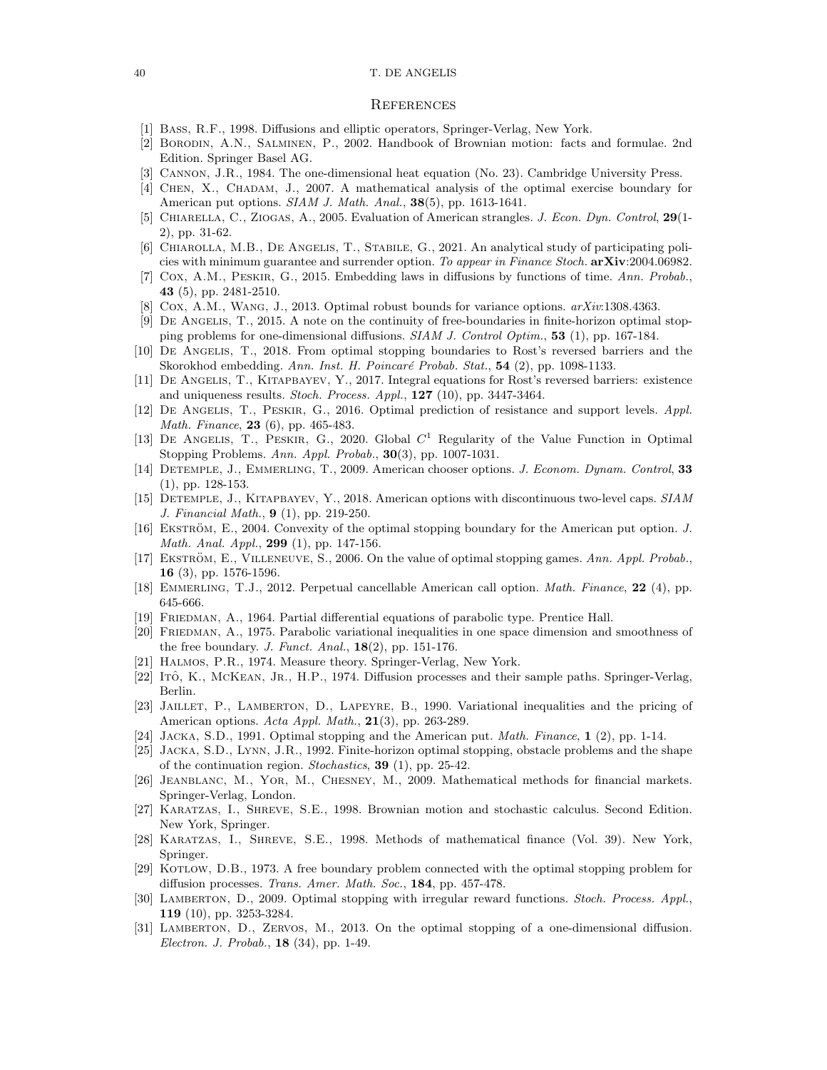## References

[1] Bass, R.F., 1998. Diffusions and elliptic operators, Springer-Verlag, New York.

[2] Borodin, A.N., Salminen, P., 2002. Handbook of Brownian motion: facts and formulae. 2nd Edition. Springer Basel AG.

[3] Cannon, J.R., 1984. The one-dimensional heat equation (No. 23). Cambridge University Press.

[4] Chen, X., Chadam, J., 2007. A mathematical analysis of the optimal exercise boundary for American put options. *SIAM J. Math. Anal.*, **38**(5), pp. 1613-1641.

[5] Chiarella, C., Ziogas, A., 2005. Evaluation of American strangles. *J. Econ. Dyn. Control*, **29**(1-2), pp. 31-62.

[6] Chiarolla, M.B., De Angelis, T., Stabile, G., 2021. An analytical study of participating policies with minimum guarantee and surrender option. *To appear in Finance Stoch.* **arXiv**:2004.06982.

[7] Cox, A.M., Peskir, G., 2015. Embedding laws in diffusions by functions of time. *Ann. Probab.*, **43** (5), pp. 2481-2510.

[8] Cox, A.M., Wang, J., 2013. Optimal robust bounds for variance options. *arXiv*:1308.4363.

[9] De Angelis, T., 2015. A note on the continuity of free-boundaries in finite-horizon optimal stopping problems for one-dimensional diffusions. *SIAM J. Control Optim.*, **53** (1), pp. 167-184.

[10] De Angelis, T., 2018. From optimal stopping boundaries to Rost's reversed barriers and the Skorokhod embedding. *Ann. Inst. H. Poincaré Probab. Stat.*, **54** (2), pp. 1098-1133.

[11] De Angelis, T., Kitapbayev, Y., 2017. Integral equations for Rost's reversed barriers: existence and uniqueness results. *Stoch. Process. Appl.*, **127** (10), pp. 3447-3464.

[12] De Angelis, T., Peskir, G., 2016. Optimal prediction of resistance and support levels. *Appl. Math. Finance*, **23** (6), pp. 465-483.

[13] De Angelis, T., Peskir, G., 2020. Global $C^1$ Regularity of the Value Function in Optimal Stopping Problems. *Ann. Appl. Probab.*, **30**(3), pp. 1007-1031.

[14] Detemple, J., Emmerling, T., 2009. American chooser options. *J. Econom. Dynam. Control*, **33** (1), pp. 128-153.

[15] Detemple, J., Kitapbayev, Y., 2018. American options with discontinuous two-level caps. *SIAM J. Financial Math.*, **9** (1), pp. 219-250.

[16] Ekström, E., 2004. Convexity of the optimal stopping boundary for the American put option. *J. Math. Anal. Appl.*, **299** (1), pp. 147-156.

[17] Ekström, E., Villeneuve, S., 2006. On the value of optimal stopping games. *Ann. Appl. Probab.*, **16** (3), pp. 1576-1596.

[18] Emmerling, T.J., 2012. Perpetual cancellable American call option. *Math. Finance*, **22** (4), pp. 645-666.

[19] Friedman, A., 1964. Partial differential equations of parabolic type. Prentice Hall.

[20] Friedman, A., 1975. Parabolic variational inequalities in one space dimension and smoothness of the free boundary. *J. Funct. Anal.*, **18**(2), pp. 151-176.

[21] Halmos, P.R., 1974. Measure theory. Springer-Verlag, New York.

[22] Itô, K., McKean, Jr., H.P., 1974. Diffusion processes and their sample paths. Springer-Verlag, Berlin.

[23] Jaillet, P., Lamberton, D., Lapeyre, B., 1990. Variational inequalities and the pricing of American options. *Acta Appl. Math.*, **21**(3), pp. 263-289.

[24] Jacka, S.D., 1991. Optimal stopping and the American put. *Math. Finance*, **1** (2), pp. 1-14.

[25] Jacka, S.D., Lynn, J.R., 1992. Finite-horizon optimal stopping, obstacle problems and the shape of the continuation region. *Stochastics*, **39** (1), pp. 25-42.

[26] Jeanblanc, M., Yor, M., Chesney, M., 2009. Mathematical methods for financial markets. Springer-Verlag, London.

[27] Karatzas, I., Shreve, S.E., 1998. Brownian motion and stochastic calculus. Second Edition. New York, Springer.

[28] Karatzas, I., Shreve, S.E., 1998. Methods of mathematical finance (Vol. 39). New York, Springer.

[29] Kotlow, D.B., 1973. A free boundary problem connected with the optimal stopping problem for diffusion processes. *Trans. Amer. Math. Soc.*, **184**, pp. 457-478.

[30] Lamberton, D., 2009. Optimal stopping with irregular reward functions. *Stoch. Process. Appl.*, **119** (10), pp. 3253-3284.

[31] Lamberton, D., Zervos, M., 2013. On the optimal stopping of a one-dimensional diffusion. *Electron. J. Probab.*, **18** (34), pp. 1-49.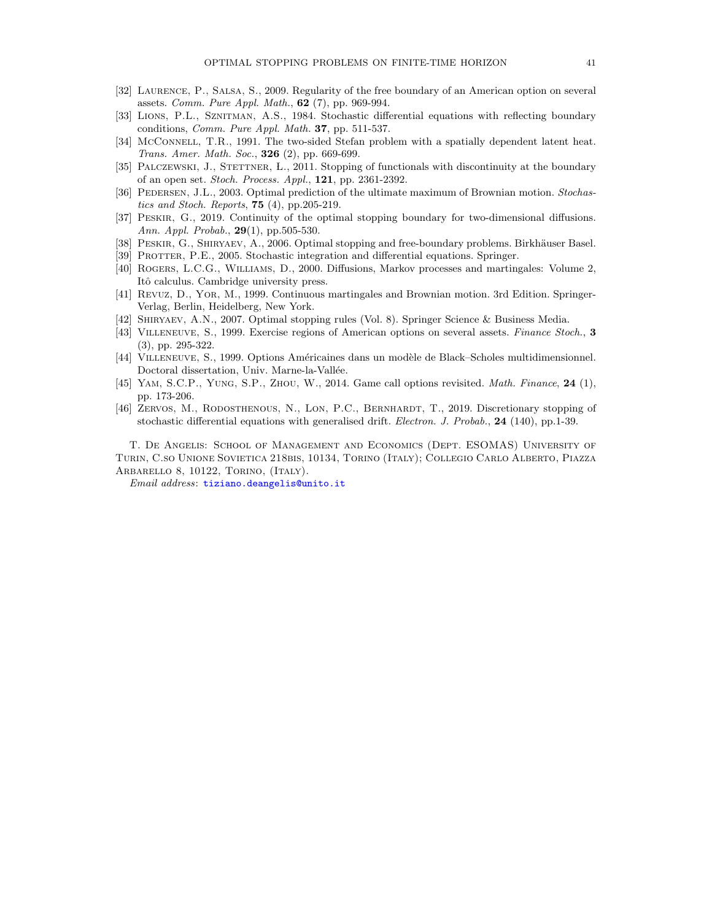[32] Laurence, P., Salsa, S., 2009. Regularity of the free boundary of an American option on several assets. *Comm. Pure Appl. Math.*, **62** (7), pp. 969-994.

[33] Lions, P.L., Sznitman, A.S., 1984. Stochastic differential equations with reflecting boundary conditions, *Comm. Pure Appl. Math.* **37**, pp. 511-537.

[34] McConnell, T.R., 1991. The two-sided Stefan problem with a spatially dependent latent heat. *Trans. Amer. Math. Soc.*, **326** (2), pp. 669-699.

[35] Palczewski, J., Stettner, L., 2011. Stopping of functionals with discontinuity at the boundary of an open set. *Stoch. Process. Appl.*, **121**, pp. 2361-2392.

[36] Pedersen, J.L., 2003. Optimal prediction of the ultimate maximum of Brownian motion. *Stochastics and Stoch. Reports*, **75** (4), pp.205-219.

[37] Peskir, G., 2019. Continuity of the optimal stopping boundary for two-dimensional diffusions. *Ann. Appl. Probab.*, **29**(1), pp.505-530.

[38] Peskir, G., Shiryaev, A., 2006. Optimal stopping and free-boundary problems. Birkhäuser Basel.

[39] Protter, P.E., 2005. Stochastic integration and differential equations. Springer.

[40] Rogers, L.C.G., Williams, D., 2000. Diffusions, Markov processes and martingales: Volume 2, Itô calculus. Cambridge university press.

[41] Revuz, D., Yor, M., 1999. Continuous martingales and Brownian motion. 3rd Edition. Springer-Verlag, Berlin, Heidelberg, New York.

[42] Shiryaev, A.N., 2007. Optimal stopping rules (Vol. 8). Springer Science & Business Media.

[43] Villeneuve, S., 1999. Exercise regions of American options on several assets. *Finance Stoch.*, **3** (3), pp. 295-322.

[44] Villeneuve, S., 1999. Options Américaines dans un modèle de Black–Scholes multidimensionnel. Doctoral dissertation, Univ. Marne-la-Vallée.

[45] Yam, S.C.P., Yung, S.P., Zhou, W., 2014. Game call options revisited. *Math. Finance*, **24** (1), pp. 173-206.

[46] Zervos, M., Rodosthenous, N., Lon, P.C., Bernhardt, T., 2019. Discretionary stopping of stochastic differential equations with generalised drift. *Electron. J. Probab.*, **24** (140), pp.1-39.

T. De Angelis: School of Management and Economics (Dept. ESOMAS) University of Turin, C.so Unione Sovietica 218bis, 10134, Torino (Italy); Collegio Carlo Alberto, Piazza Arbarello 8, 10122, Torino, (Italy).

*Email address*: tiziano.deangelis@unito.it